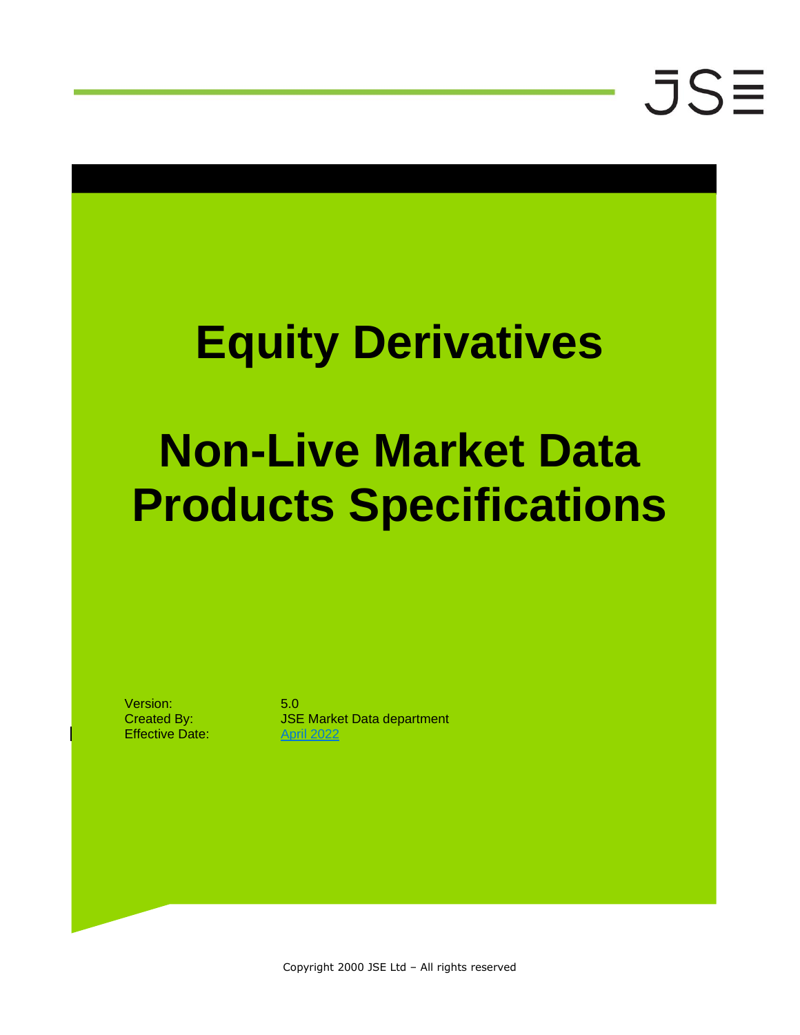# Equity Derivatives

# Non-Live Market Data Products Specifications

| | |
|---|---|
| Version: | 5.0 |
| Created By: | JSE Market Data department |
| Effective Date: | April 2022 |

Copyright 2000 JSE Ltd – All rights reserved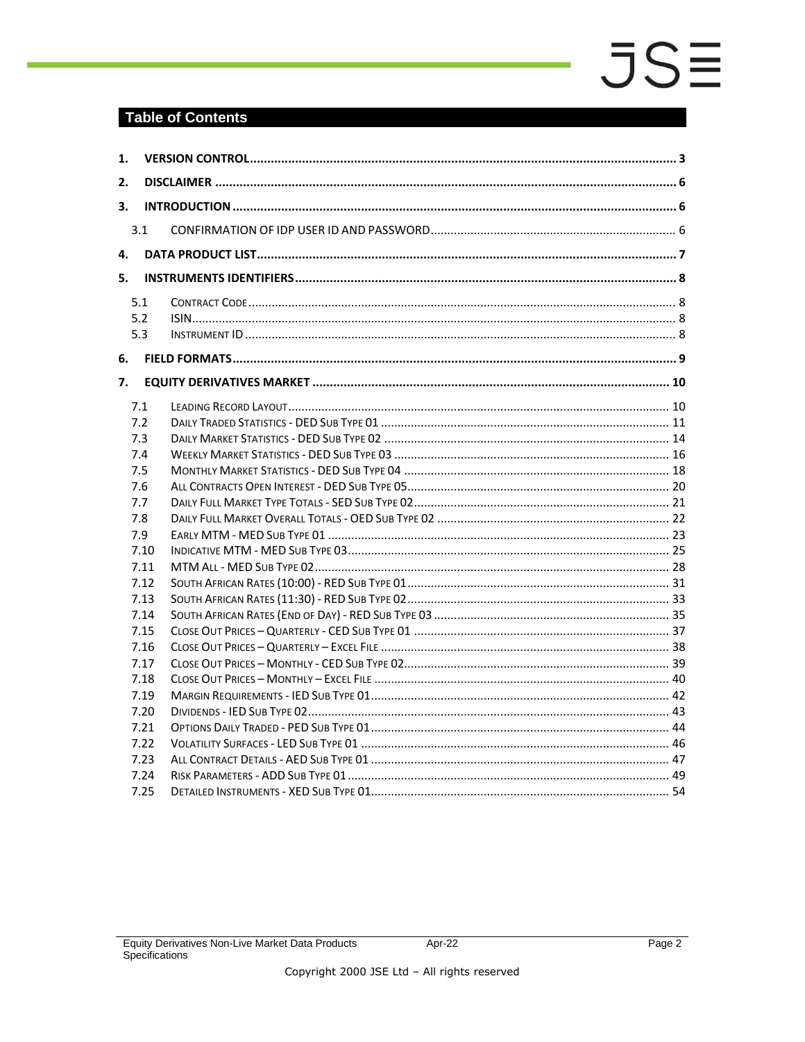## Table of Contents

1. VERSION CONTROL ........................................................................................................ 3
2. DISCLAIMER .................................................................................................................. 6
3. INTRODUCTION ............................................................................................................. 6
   - 3.1 CONFIRMATION OF IDP USER ID AND PASSWORD ........................................................ 6
4. DATA PRODUCT LIST ...................................................................................................... 7
5. INSTRUMENTS IDENTIFIERS ............................................................................................ 8
   - 5.1 CONTRACT CODE ......................................................................................................... 8
   - 5.2 ISIN ............................................................................................................................ 8
   - 5.3 INSTRUMENT ID ........................................................................................................... 8
6. FIELD FORMATS ............................................................................................................. 9
7. EQUITY DERIVATIVES MARKET ...................................................................................... 10
   - 7.1 LEADING RECORD LAYOUT ........................................................................................... 10
   - 7.2 DAILY TRADED STATISTICS - DED SUB TYPE 01 ............................................................... 11
   - 7.3 DAILY MARKET STATISTICS - DED SUB TYPE 02 ............................................................... 14
   - 7.4 WEEKLY MARKET STATISTICS - DED SUB TYPE 03 .............................................................. 16
   - 7.5 MONTHLY MARKET STATISTICS - DED SUB TYPE 04 ........................................................... 18
   - 7.6 ALL CONTRACTS OPEN INTEREST - DED SUB TYPE 05 ......................................................... 20
   - 7.7 DAILY FULL MARKET TYPE TOTALS - SED SUB TYPE 02 ...................................................... 21
   - 7.8 DAILY FULL MARKET OVERALL TOTALS - OED SUB TYPE 02 ................................................ 22
   - 7.9 EARLY MTM - MED SUB TYPE 01 .................................................................................. 23
   - 7.10 INDICATIVE MTM - MED SUB TYPE 03 ........................................................................... 25
   - 7.11 MTM ALL - MED SUB TYPE 02 ..................................................................................... 28
   - 7.12 SOUTH AFRICAN RATES (10:00) - RED SUB TYPE 01 ......................................................... 31
   - 7.13 SOUTH AFRICAN RATES (11:30) - RED SUB TYPE 02 ......................................................... 33
   - 7.14 SOUTH AFRICAN RATES (END OF DAY) - RED SUB TYPE 03 ................................................. 35
   - 7.15 CLOSE OUT PRICES – QUARTERLY - CED SUB TYPE 01 ....................................................... 37
   - 7.16 CLOSE OUT PRICES – QUARTERLY – EXCEL FILE ................................................................ 38
   - 7.17 CLOSE OUT PRICES – MONTHLY - CED SUB TYPE 02 .......................................................... 39
   - 7.18 CLOSE OUT PRICES – MONTHLY – EXCEL FILE .................................................................. 40
   - 7.19 MARGIN REQUIREMENTS - IED SUB TYPE 01 .................................................................... 42
   - 7.20 DIVIDENDS - IED SUB TYPE 02 ...................................................................................... 43
   - 7.21 OPTIONS DAILY TRADED - PED SUB TYPE 01 .................................................................... 44
   - 7.22 VOLATILITY SURFACES - LED SUB TYPE 01 ...................................................................... 46
   - 7.23 ALL CONTRACT DETAILS - AED SUB TYPE 01 .................................................................... 47
   - 7.24 RISK PARAMETERS - ADD SUB TYPE 01 ........................................................................... 49
   - 7.25 DETAILED INSTRUMENTS - XED SUB TYPE 01 .................................................................... 54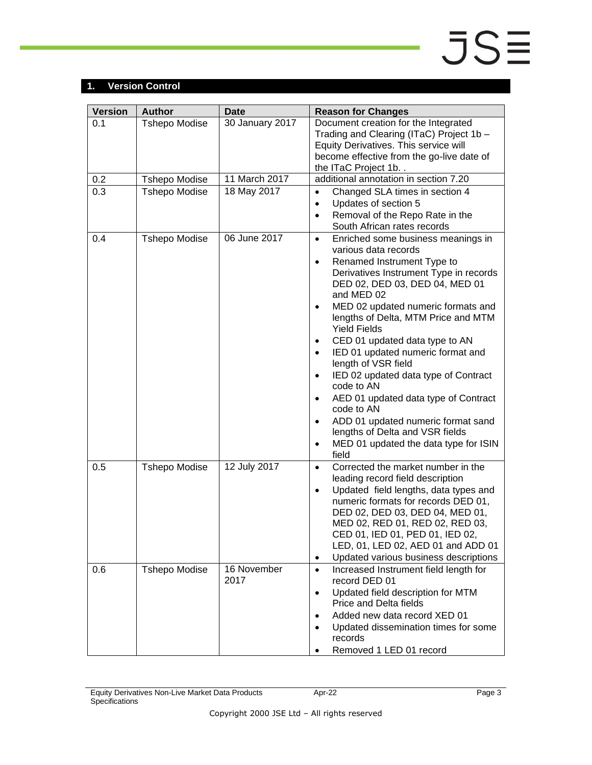## 1. Version Control

| Version | Author | Date | Reason for Changes |
|---|---|---|---|
| 0.1 | Tshepo Modise | 30 January 2017 | Document creation for the Integrated Trading and Clearing (ITaC) Project 1b – Equity Derivatives. This service will become effective from the go-live date of the ITaC Project 1b. . |
| 0.2 | Tshepo Modise | 11 March 2017 | additional annotation in section 7.20 |
| 0.3 | Tshepo Modise | 18 May 2017 | • Changed SLA times in section 4<br>• Updates of section 5<br>• Removal of the Repo Rate in the South African rates records |
| 0.4 | Tshepo Modise | 06 June 2017 | • Enriched some business meanings in various data records<br>• Renamed Instrument Type to Derivatives Instrument Type in records DED 02, DED 03, DED 04, MED 01 and MED 02<br>• MED 02 updated numeric formats and lengths of Delta, MTM Price and MTM Yield Fields<br>• CED 01 updated data type to AN<br>• IED 01 updated numeric format and length of VSR field<br>• IED 02 updated data type of Contract code to AN<br>• AED 01 updated data type of Contract code to AN<br>• ADD 01 updated numeric format sand lengths of Delta and VSR fields<br>• MED 01 updated the data type for ISIN field |
| 0.5 | Tshepo Modise | 12 July 2017 | • Corrected the market number in the leading record field description<br>• Updated field lengths, data types and numeric formats for records DED 01, DED 02, DED 03, DED 04, MED 01, MED 02, RED 01, RED 02, RED 03, CED 01, IED 01, PED 01, IED 02, LED, 01, LED 02, AED 01 and ADD 01<br>• Updated various business descriptions |
| 0.6 | Tshepo Modise | 16 November 2017 | • Increased Instrument field length for record DED 01<br>• Updated field description for MTM Price and Delta fields<br>• Added new data record XED 01<br>• Updated dissemination times for some records<br>• Removed 1 LED 01 record |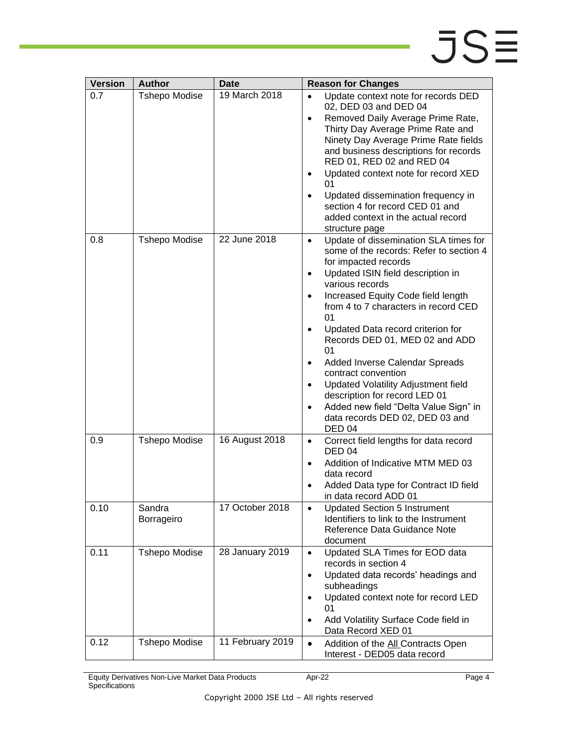| Version | Author | Date | Reason for Changes |
|---|---|---|---|
| 0.7 | Tshepo Modise | 19 March 2018 | • Update context note for records DED 02, DED 03 and DED 04<br>• Removed Daily Average Prime Rate, Thirty Day Average Prime Rate and Ninety Day Average Prime Rate fields and business descriptions for records RED 01, RED 02 and RED 04<br>• Updated context note for record XED 01<br>• Updated dissemination frequency in section 4 for record CED 01 and added context in the actual record structure page |
| 0.8 | Tshepo Modise | 22 June 2018 | • Update of dissemination SLA times for some of the records: Refer to section 4 for impacted records<br>• Updated ISIN field description in various records<br>• Increased Equity Code field length from 4 to 7 characters in record CED 01<br>• Updated Data record criterion for Records DED 01, MED 02 and ADD 01<br>• Added Inverse Calendar Spreads contract convention<br>• Updated Volatility Adjustment field description for record LED 01<br>• Added new field "Delta Value Sign" in data records DED 02, DED 03 and DED 04 |
| 0.9 | Tshepo Modise | 16 August 2018 | • Correct field lengths for data record DED 04<br>• Addition of Indicative MTM MED 03 data record<br>• Added Data type for Contract ID field in data record ADD 01 |
| 0.10 | Sandra Borrageiro | 17 October 2018 | • Updated Section 5 Instrument Identifiers to link to the Instrument Reference Data Guidance Note document |
| 0.11 | Tshepo Modise | 28 January 2019 | • Updated SLA Times for EOD data records in section 4<br>• Updated data records' headings and subheadings<br>• Updated context note for record LED 01<br>• Add Volatility Surface Code field in Data Record XED 01 |
| 0.12 | Tshepo Modise | 11 February 2019 | • Addition of the All Contracts Open Interest - DED05 data record |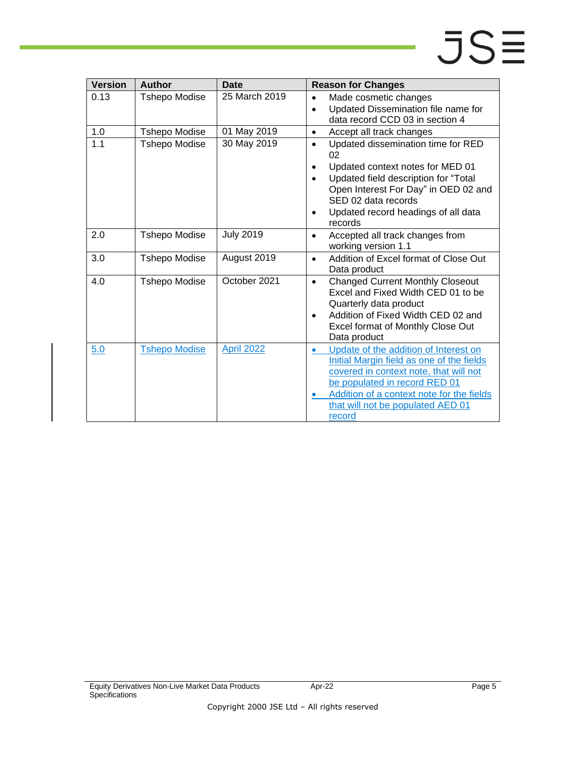| Version | Author | Date | Reason for Changes |
|---|---|---|---|
| 0.13 | Tshepo Modise | 25 March 2019 | • Made cosmetic changes<br>• Updated Dissemination file name for data record CCD 03 in section 4 |
| 1.0 | Tshepo Modise | 01 May 2019 | • Accept all track changes |
| 1.1 | Tshepo Modise | 30 May 2019 | • Updated dissemination time for RED 02<br>• Updated context notes for MED 01<br>• Updated field description for "Total Open Interest For Day" in OED 02 and SED 02 data records<br>• Updated record headings of all data records |
| 2.0 | Tshepo Modise | July 2019 | • Accepted all track changes from working version 1.1 |
| 3.0 | Tshepo Modise | August 2019 | • Addition of Excel format of Close Out Data product |
| 4.0 | Tshepo Modise | October 2021 | • Changed Current Monthly Closeout Excel and Fixed Width CED 01 to be Quarterly data product<br>• Addition of Fixed Width CED 02 and Excel format of Monthly Close Out Data product |
| 5.0 | Tshepo Modise | April 2022 | • Update of the addition of Interest on Initial Margin field as one of the fields covered in context note, that will not be populated in record RED 01<br>• Addition of a context note for the fields that will not be populated AED 01 record |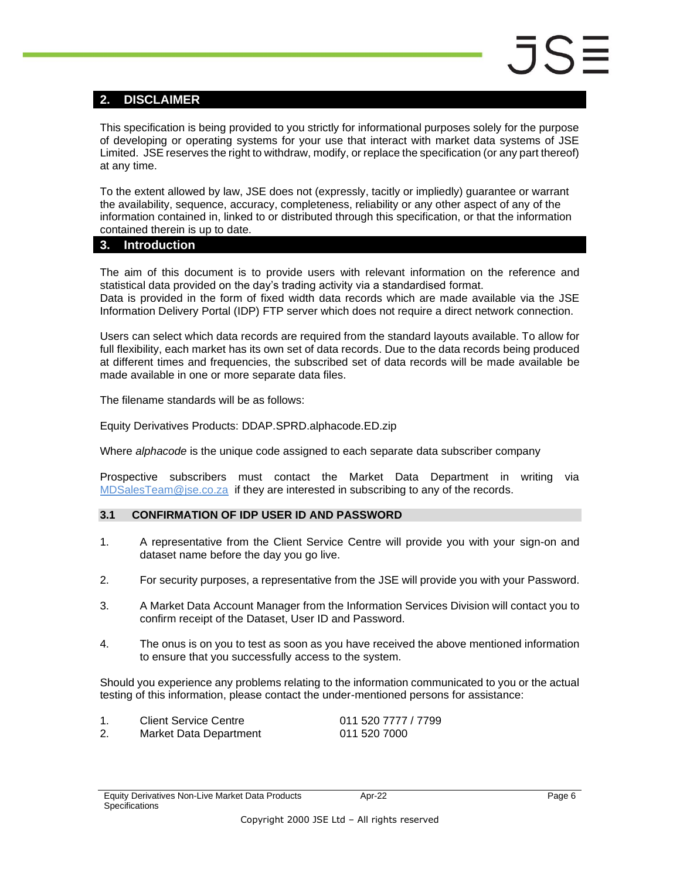## 2. DISCLAIMER

This specification is being provided to you strictly for informational purposes solely for the purpose of developing or operating systems for your use that interact with market data systems of JSE Limited. JSE reserves the right to withdraw, modify, or replace the specification (or any part thereof) at any time.

To the extent allowed by law, JSE does not (expressly, tacitly or impliedly) guarantee or warrant the availability, sequence, accuracy, completeness, reliability or any other aspect of any of the information contained in, linked to or distributed through this specification, or that the information contained therein is up to date.

## 3. Introduction

The aim of this document is to provide users with relevant information on the reference and statistical data provided on the day's trading activity via a standardised format.
Data is provided in the form of fixed width data records which are made available via the JSE Information Delivery Portal (IDP) FTP server which does not require a direct network connection.

Users can select which data records are required from the standard layouts available. To allow for full flexibility, each market has its own set of data records. Due to the data records being produced at different times and frequencies, the subscribed set of data records will be made available be made available in one or more separate data files.

The filename standards will be as follows:

Equity Derivatives Products: DDAP.SPRD.alphacode.ED.zip

Where *alphacode* is the unique code assigned to each separate data subscriber company

Prospective subscribers must contact the Market Data Department in writing via MDSalesTeam@jse.co.za if they are interested in subscribing to any of the records.

### 3.1 CONFIRMATION OF IDP USER ID AND PASSWORD

1. A representative from the Client Service Centre will provide you with your sign-on and dataset name before the day you go live.
2. For security purposes, a representative from the JSE will provide you with your Password.
3. A Market Data Account Manager from the Information Services Division will contact you to confirm receipt of the Dataset, User ID and Password.
4. The onus is on you to test as soon as you have received the above mentioned information to ensure that you successfully access to the system.

Should you experience any problems relating to the information communicated to you or the actual testing of this information, please contact the under-mentioned persons for assistance:

| | | |
|---|---|---|
| 1. | Client Service Centre | 011 520 7777 / 7799 |
| 2. | Market Data Department | 011 520 7000 |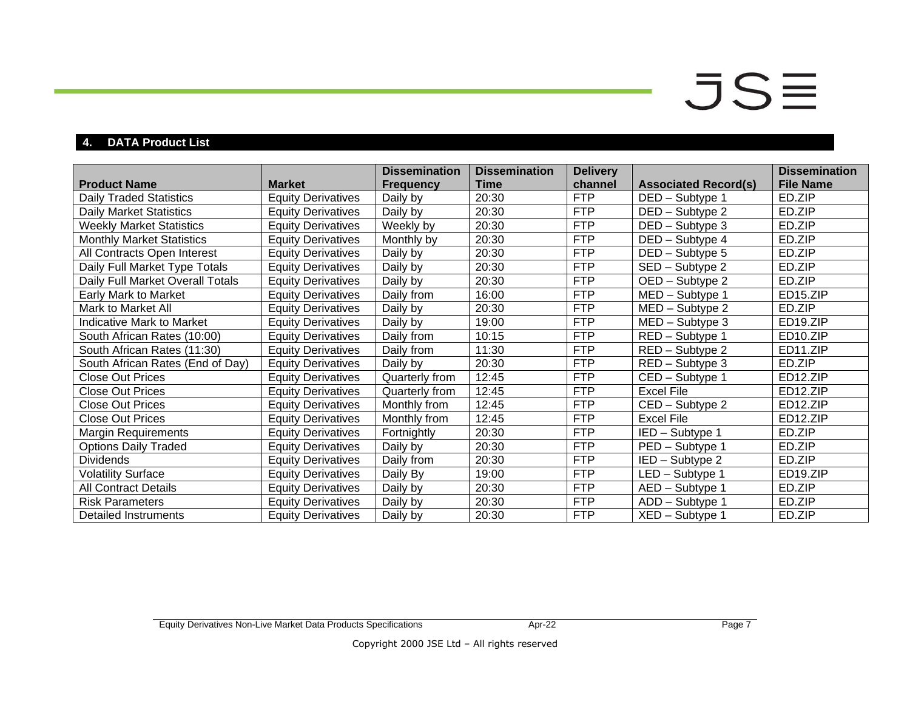## 4. DATA Product List

| Product Name | Market | Dissemination Frequency | Dissemination Time | Delivery channel | Associated Record(s) | Dissemination File Name |
|---|---|---|---|---|---|---|
| Daily Traded Statistics | Equity Derivatives | Daily by | 20:30 | FTP | DED – Subtype 1 | ED.ZIP |
| Daily Market Statistics | Equity Derivatives | Daily by | 20:30 | FTP | DED – Subtype 2 | ED.ZIP |
| Weekly Market Statistics | Equity Derivatives | Weekly by | 20:30 | FTP | DED – Subtype 3 | ED.ZIP |
| Monthly Market Statistics | Equity Derivatives | Monthly by | 20:30 | FTP | DED – Subtype 4 | ED.ZIP |
| All Contracts Open Interest | Equity Derivatives | Daily by | 20:30 | FTP | DED – Subtype 5 | ED.ZIP |
| Daily Full Market Type Totals | Equity Derivatives | Daily by | 20:30 | FTP | SED – Subtype 2 | ED.ZIP |
| Daily Full Market Overall Totals | Equity Derivatives | Daily by | 20:30 | FTP | OED – Subtype 2 | ED.ZIP |
| Early Mark to Market | Equity Derivatives | Daily from | 16:00 | FTP | MED – Subtype 1 | ED15.ZIP |
| Mark to Market All | Equity Derivatives | Daily by | 20:30 | FTP | MED – Subtype 2 | ED.ZIP |
| Indicative Mark to Market | Equity Derivatives | Daily by | 19:00 | FTP | MED – Subtype 3 | ED19.ZIP |
| South African Rates (10:00) | Equity Derivatives | Daily from | 10:15 | FTP | RED – Subtype 1 | ED10.ZIP |
| South African Rates (11:30) | Equity Derivatives | Daily from | 11:30 | FTP | RED – Subtype 2 | ED11.ZIP |
| South African Rates (End of Day) | Equity Derivatives | Daily by | 20:30 | FTP | RED – Subtype 3 | ED.ZIP |
| Close Out Prices | Equity Derivatives | Quarterly from | 12:45 | FTP | CED – Subtype 1 | ED12.ZIP |
| Close Out Prices | Equity Derivatives | Quarterly from | 12:45 | FTP | Excel File | ED12.ZIP |
| Close Out Prices | Equity Derivatives | Monthly from | 12:45 | FTP | CED – Subtype 2 | ED12.ZIP |
| Close Out Prices | Equity Derivatives | Monthly from | 12:45 | FTP | Excel File | ED12.ZIP |
| Margin Requirements | Equity Derivatives | Fortnightly | 20:30 | FTP | IED – Subtype 1 | ED.ZIP |
| Options Daily Traded | Equity Derivatives | Daily by | 20:30 | FTP | PED – Subtype 1 | ED.ZIP |
| Dividends | Equity Derivatives | Daily from | 20:30 | FTP | IED – Subtype 2 | ED.ZIP |
| Volatility Surface | Equity Derivatives | Daily By | 19:00 | FTP | LED – Subtype 1 | ED19.ZIP |
| All Contract Details | Equity Derivatives | Daily by | 20:30 | FTP | AED – Subtype 1 | ED.ZIP |
| Risk Parameters | Equity Derivatives | Daily by | 20:30 | FTP | ADD – Subtype 1 | ED.ZIP |
| Detailed Instruments | Equity Derivatives | Daily by | 20:30 | FTP | XED – Subtype 1 | ED.ZIP |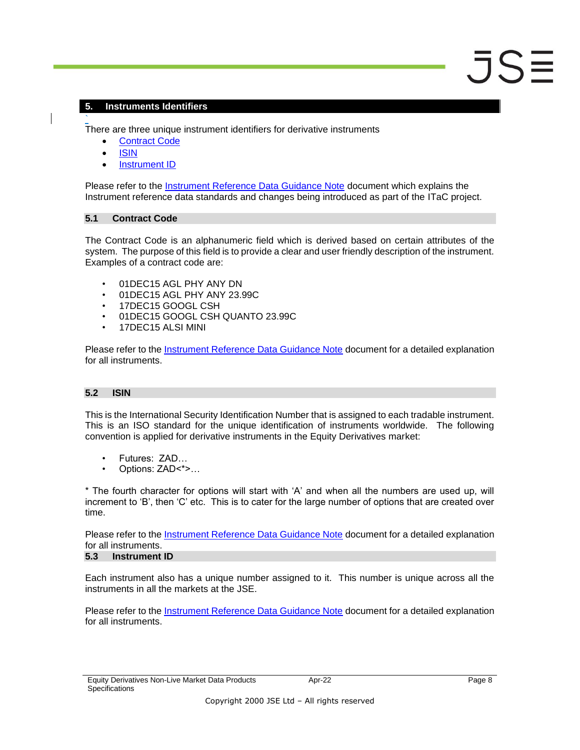## 5. Instruments Identifiers

There are three unique instrument identifiers for derivative instruments

- Contract Code
- ISIN
- Instrument ID

Please refer to the Instrument Reference Data Guidance Note document which explains the Instrument reference data standards and changes being introduced as part of the ITaC project.

### 5.1 Contract Code

The Contract Code is an alphanumeric field which is derived based on certain attributes of the system. The purpose of this field is to provide a clear and user friendly description of the instrument. Examples of a contract code are:

- 01DEC15 AGL PHY ANY DN
- 01DEC15 AGL PHY ANY 23.99C
- 17DEC15 GOOGL CSH
- 01DEC15 GOOGL CSH QUANTO 23.99C
- 17DEC15 ALSI MINI

Please refer to the Instrument Reference Data Guidance Note document for a detailed explanation for all instruments.

### 5.2 ISIN

This is the International Security Identification Number that is assigned to each tradable instrument. This is an ISO standard for the unique identification of instruments worldwide. The following convention is applied for derivative instruments in the Equity Derivatives market:

- Futures: ZAD…
- Options: ZAD<*>…

* The fourth character for options will start with 'A' and when all the numbers are used up, will increment to 'B', then 'C' etc. This is to cater for the large number of options that are created over time.

Please refer to the Instrument Reference Data Guidance Note document for a detailed explanation for all instruments.

### 5.3 Instrument ID

Each instrument also has a unique number assigned to it. This number is unique across all the instruments in all the markets at the JSE.

Please refer to the Instrument Reference Data Guidance Note document for a detailed explanation for all instruments.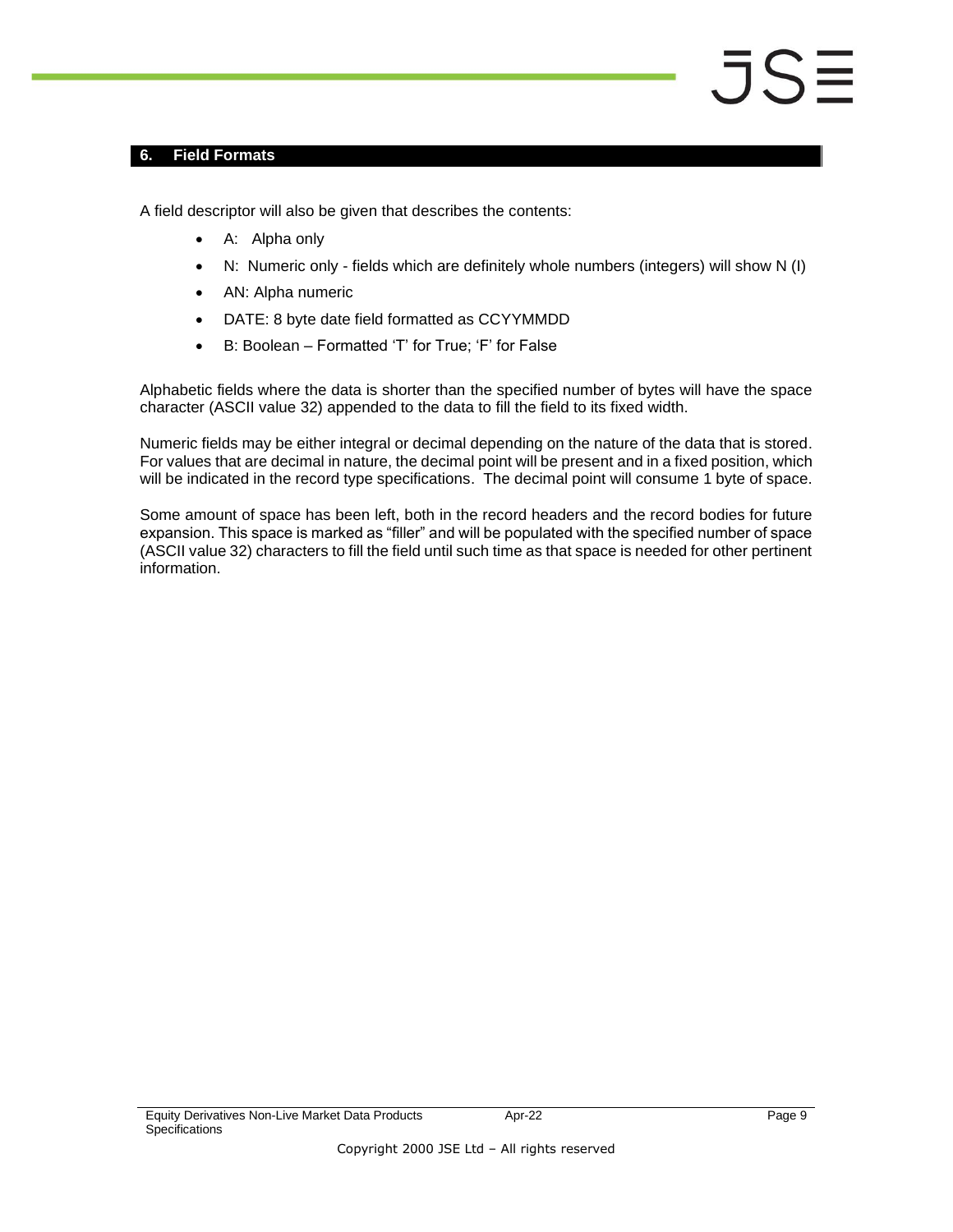## 6. Field Formats

A field descriptor will also be given that describes the contents:

- A: Alpha only
- N: Numeric only - fields which are definitely whole numbers (integers) will show N (I)
- AN: Alpha numeric
- DATE: 8 byte date field formatted as CCYYMMDD
- B: Boolean – Formatted 'T' for True; 'F' for False

Alphabetic fields where the data is shorter than the specified number of bytes will have the space character (ASCII value 32) appended to the data to fill the field to its fixed width.

Numeric fields may be either integral or decimal depending on the nature of the data that is stored. For values that are decimal in nature, the decimal point will be present and in a fixed position, which will be indicated in the record type specifications. The decimal point will consume 1 byte of space.

Some amount of space has been left, both in the record headers and the record bodies for future expansion. This space is marked as "filler" and will be populated with the specified number of space (ASCII value 32) characters to fill the field until such time as that space is needed for other pertinent information.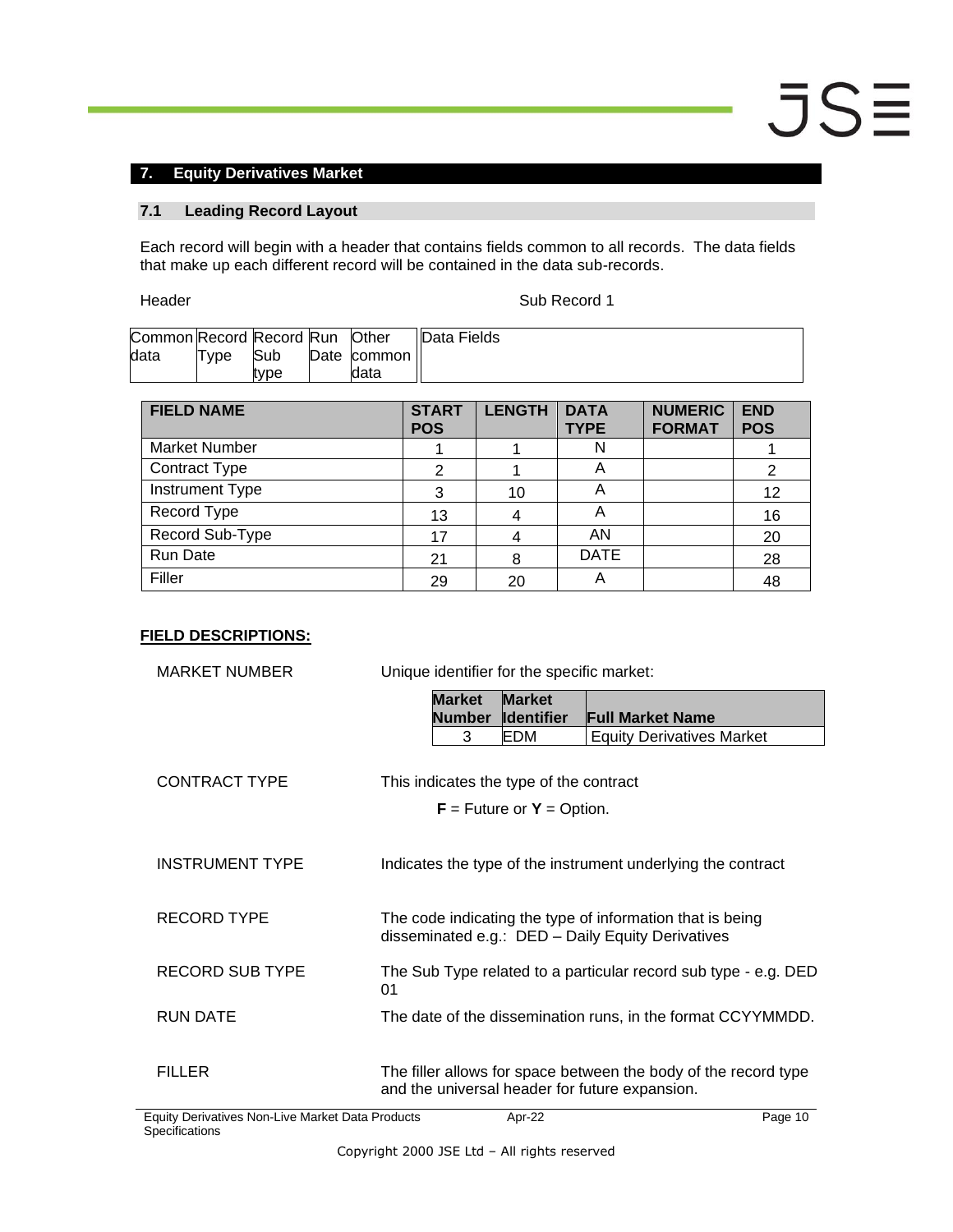## 7. Equity Derivatives Market

### 7.1 Leading Record Layout

Each record will begin with a header that contains fields common to all records. The data fields that make up each different record will be contained in the data sub-records.

Header | Sub Record 1

| Common data | Record Type | Record Sub type | Run Date | Other common data | Data Fields |
|---|---|---|---|---|---|

| FIELD NAME | START POS | LENGTH | DATA TYPE | NUMERIC FORMAT | END POS |
|---|---|---|---|---|---|
| Market Number | 1 | 1 | N | | 1 |
| Contract Type | 2 | 1 | A | | 2 |
| Instrument Type | 3 | 10 | A | | 12 |
| Record Type | 13 | 4 | A | | 16 |
| Record Sub-Type | 17 | 4 | AN | | 20 |
| Run Date | 21 | 8 | DATE | | 28 |
| Filler | 29 | 20 | A | | 48 |

**FIELD DESCRIPTIONS:**

MARKET NUMBER — Unique identifier for the specific market:

| Market Number | Market Identifier | Full Market Name |
|---|---|---|
| 3 | EDM | Equity Derivatives Market |

CONTRACT TYPE — This indicates the type of the contract

**F** = Future or **Y** = Option.

INSTRUMENT TYPE — Indicates the type of the instrument underlying the contract

RECORD TYPE — The code indicating the type of information that is being disseminated e.g.: DED – Daily Equity Derivatives

RECORD SUB TYPE — The Sub Type related to a particular record sub type - e.g. DED 01

RUN DATE — The date of the dissemination runs, in the format CCYYMMDD.

FILLER — The filler allows for space between the body of the record type and the universal header for future expansion.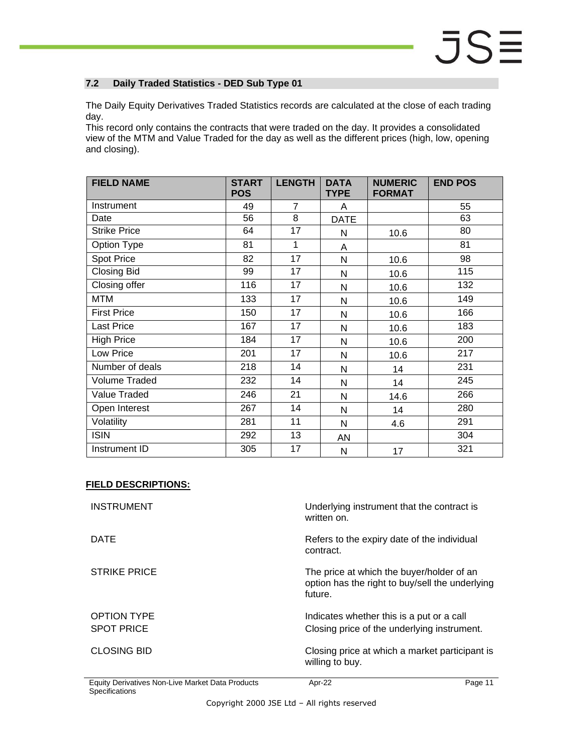## 7.2 Daily Traded Statistics - DED Sub Type 01

The Daily Equity Derivatives Traded Statistics records are calculated at the close of each trading day.
This record only contains the contracts that were traded on the day. It provides a consolidated view of the MTM and Value Traded for the day as well as the different prices (high, low, opening and closing).

| FIELD NAME | START POS | LENGTH | DATA TYPE | NUMERIC FORMAT | END POS |
|---|---|---|---|---|---|
| Instrument | 49 | 7 | A | | 55 |
| Date | 56 | 8 | DATE | | 63 |
| Strike Price | 64 | 17 | N | 10.6 | 80 |
| Option Type | 81 | 1 | A | | 81 |
| Spot Price | 82 | 17 | N | 10.6 | 98 |
| Closing Bid | 99 | 17 | N | 10.6 | 115 |
| Closing offer | 116 | 17 | N | 10.6 | 132 |
| MTM | 133 | 17 | N | 10.6 | 149 |
| First Price | 150 | 17 | N | 10.6 | 166 |
| Last Price | 167 | 17 | N | 10.6 | 183 |
| High Price | 184 | 17 | N | 10.6 | 200 |
| Low Price | 201 | 17 | N | 10.6 | 217 |
| Number of deals | 218 | 14 | N | 14 | 231 |
| Volume Traded | 232 | 14 | N | 14 | 245 |
| Value Traded | 246 | 21 | N | 14.6 | 266 |
| Open Interest | 267 | 14 | N | 14 | 280 |
| Volatility | 281 | 11 | N | 4.6 | 291 |
| ISIN | 292 | 13 | AN | | 304 |
| Instrument ID | 305 | 17 | N | 17 | 321 |

**FIELD DESCRIPTIONS:**

| | |
|---|---|
| INSTRUMENT | Underlying instrument that the contract is written on. |
| DATE | Refers to the expiry date of the individual contract. |
| STRIKE PRICE | The price at which the buyer/holder of an option has the right to buy/sell the underlying future. |
| OPTION TYPE | Indicates whether this is a put or a call |
| SPOT PRICE | Closing price of the underlying instrument. |
| CLOSING BID | Closing price at which a market participant is willing to buy. |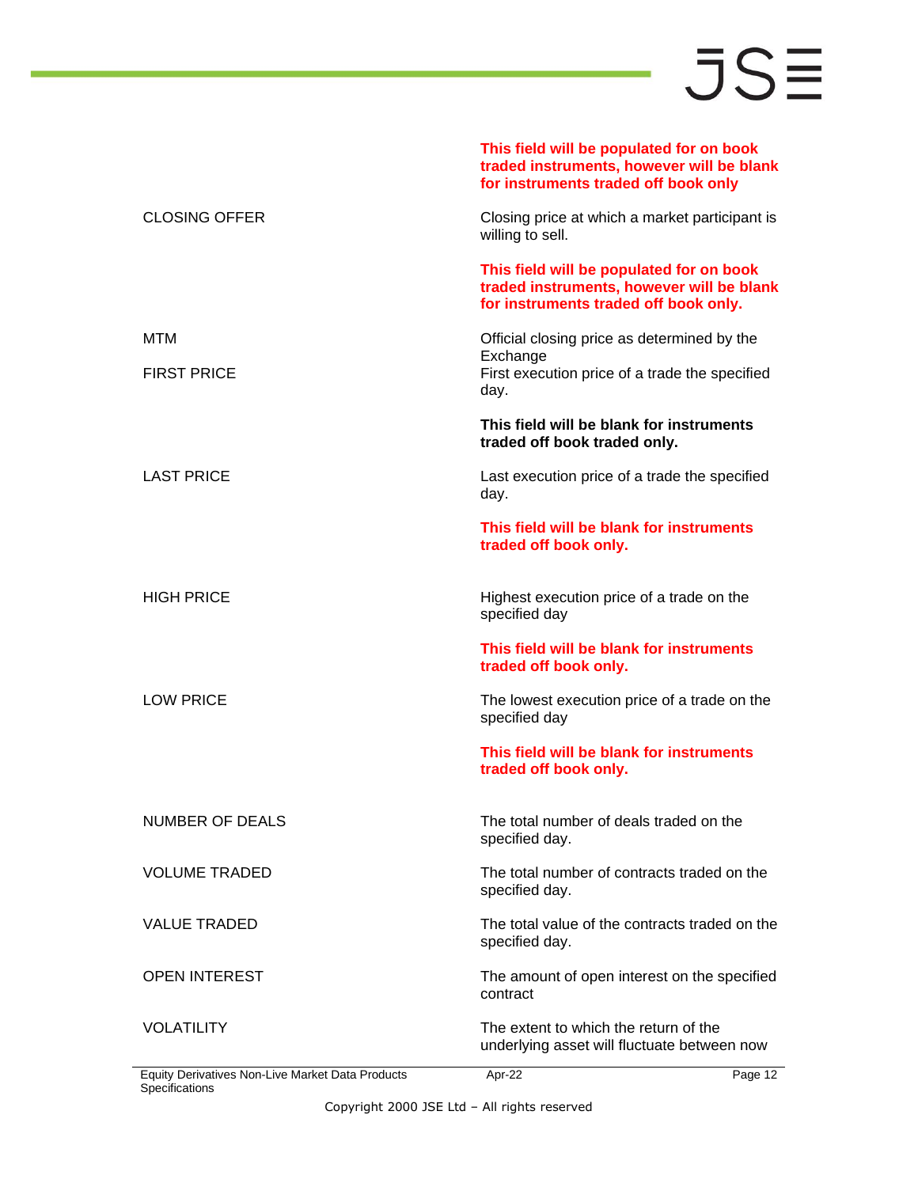| | |
|---|---|
| | **This field will be populated for on book traded instruments, however will be blank for instruments traded off book only** |
| CLOSING OFFER | Closing price at which a market participant is willing to sell.<br><br>**This field will be populated for on book traded instruments, however will be blank for instruments traded off book only.** |
| MTM | Official closing price as determined by the Exchange |
| FIRST PRICE | First execution price of a trade the specified day.<br><br>**This field will be blank for instruments traded off book traded only.** |
| LAST PRICE | Last execution price of a trade the specified day.<br><br>**This field will be blank for instruments traded off book only.** |
| HIGH PRICE | Highest execution price of a trade on the specified day<br><br>**This field will be blank for instruments traded off book only.** |
| LOW PRICE | The lowest execution price of a trade on the specified day<br><br>**This field will be blank for instruments traded off book only.** |
| NUMBER OF DEALS | The total number of deals traded on the specified day. |
| VOLUME TRADED | The total number of contracts traded on the specified day. |
| VALUE TRADED | The total value of the contracts traded on the specified day. |
| OPEN INTEREST | The amount of open interest on the specified contract |
| VOLATILITY | The extent to which the return of the underlying asset will fluctuate between now |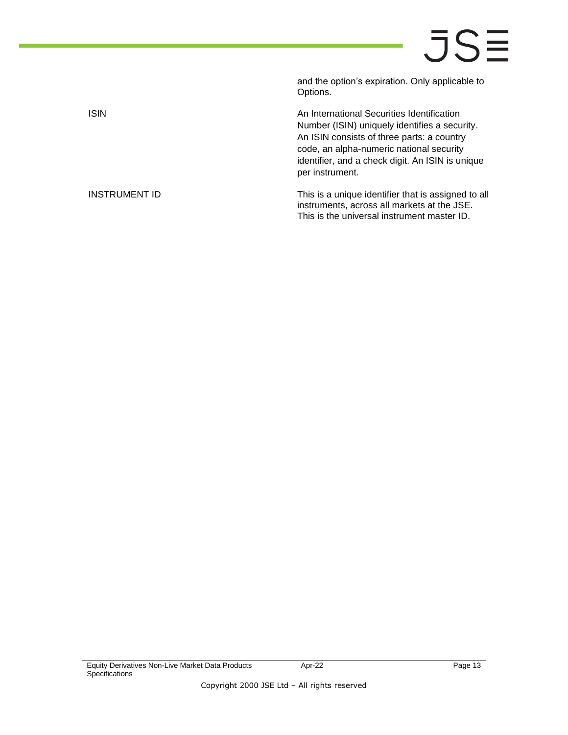| | |
|---|---|
| | and the option's expiration. Only applicable to Options. |
| ISIN | An International Securities Identification Number (ISIN) uniquely identifies a security. An ISIN consists of three parts: a country code, an alpha-numeric national security identifier, and a check digit. An ISIN is unique per instrument. |
| INSTRUMENT ID | This is a unique identifier that is assigned to all instruments, across all markets at the JSE. This is the universal instrument master ID. |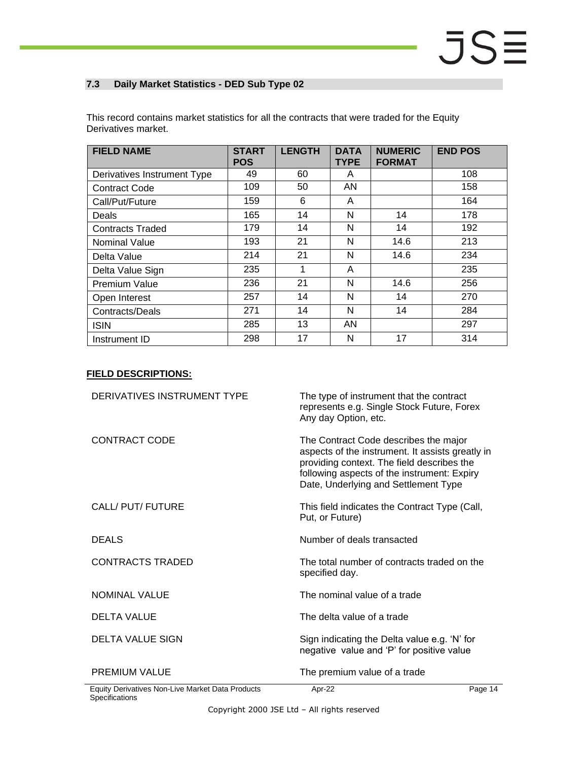### 7.3 Daily Market Statistics - DED Sub Type 02

This record contains market statistics for all the contracts that were traded for the Equity Derivatives market.

| FIELD NAME | START POS | LENGTH | DATA TYPE | NUMERIC FORMAT | END POS |
|---|---|---|---|---|---|
| Derivatives Instrument Type | 49 | 60 | A | | 108 |
| Contract Code | 109 | 50 | AN | | 158 |
| Call/Put/Future | 159 | 6 | A | | 164 |
| Deals | 165 | 14 | N | 14 | 178 |
| Contracts Traded | 179 | 14 | N | 14 | 192 |
| Nominal Value | 193 | 21 | N | 14.6 | 213 |
| Delta Value | 214 | 21 | N | 14.6 | 234 |
| Delta Value Sign | 235 | 1 | A | | 235 |
| Premium Value | 236 | 21 | N | 14.6 | 256 |
| Open Interest | 257 | 14 | N | 14 | 270 |
| Contracts/Deals | 271 | 14 | N | 14 | 284 |
| ISIN | 285 | 13 | AN | | 297 |
| Instrument ID | 298 | 17 | N | 17 | 314 |

**FIELD DESCRIPTIONS:**

| | |
|---|---|
| DERIVATIVES INSTRUMENT TYPE | The type of instrument that the contract represents e.g. Single Stock Future, Forex Any day Option, etc. |
| CONTRACT CODE | The Contract Code describes the major aspects of the instrument. It assists greatly in providing context. The field describes the following aspects of the instrument: Expiry Date, Underlying and Settlement Type |
| CALL/ PUT/ FUTURE | This field indicates the Contract Type (Call, Put, or Future) |
| DEALS | Number of deals transacted |
| CONTRACTS TRADED | The total number of contracts traded on the specified day. |
| NOMINAL VALUE | The nominal value of a trade |
| DELTA VALUE | The delta value of a trade |
| DELTA VALUE SIGN | Sign indicating the Delta value e.g. 'N' for negative value and 'P' for positive value |
| PREMIUM VALUE | The premium value of a trade |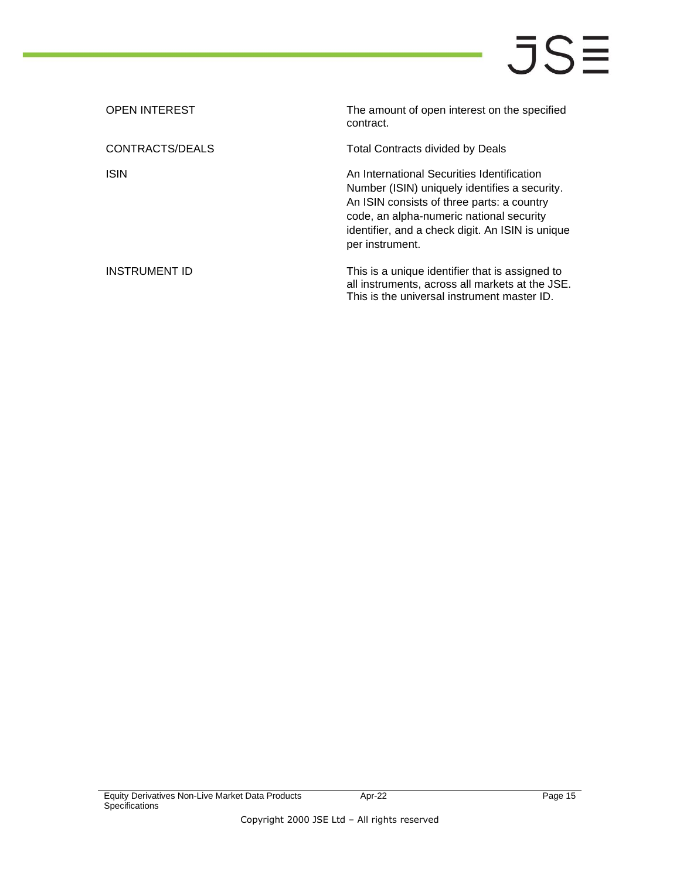| | |
|---|---|
| OPEN INTEREST | The amount of open interest on the specified contract. |
| CONTRACTS/DEALS | Total Contracts divided by Deals |
| ISIN | An International Securities Identification Number (ISIN) uniquely identifies a security. An ISIN consists of three parts: a country code, an alpha-numeric national security identifier, and a check digit. An ISIN is unique per instrument. |
| INSTRUMENT ID | This is a unique identifier that is assigned to all instruments, across all markets at the JSE. This is the universal instrument master ID. |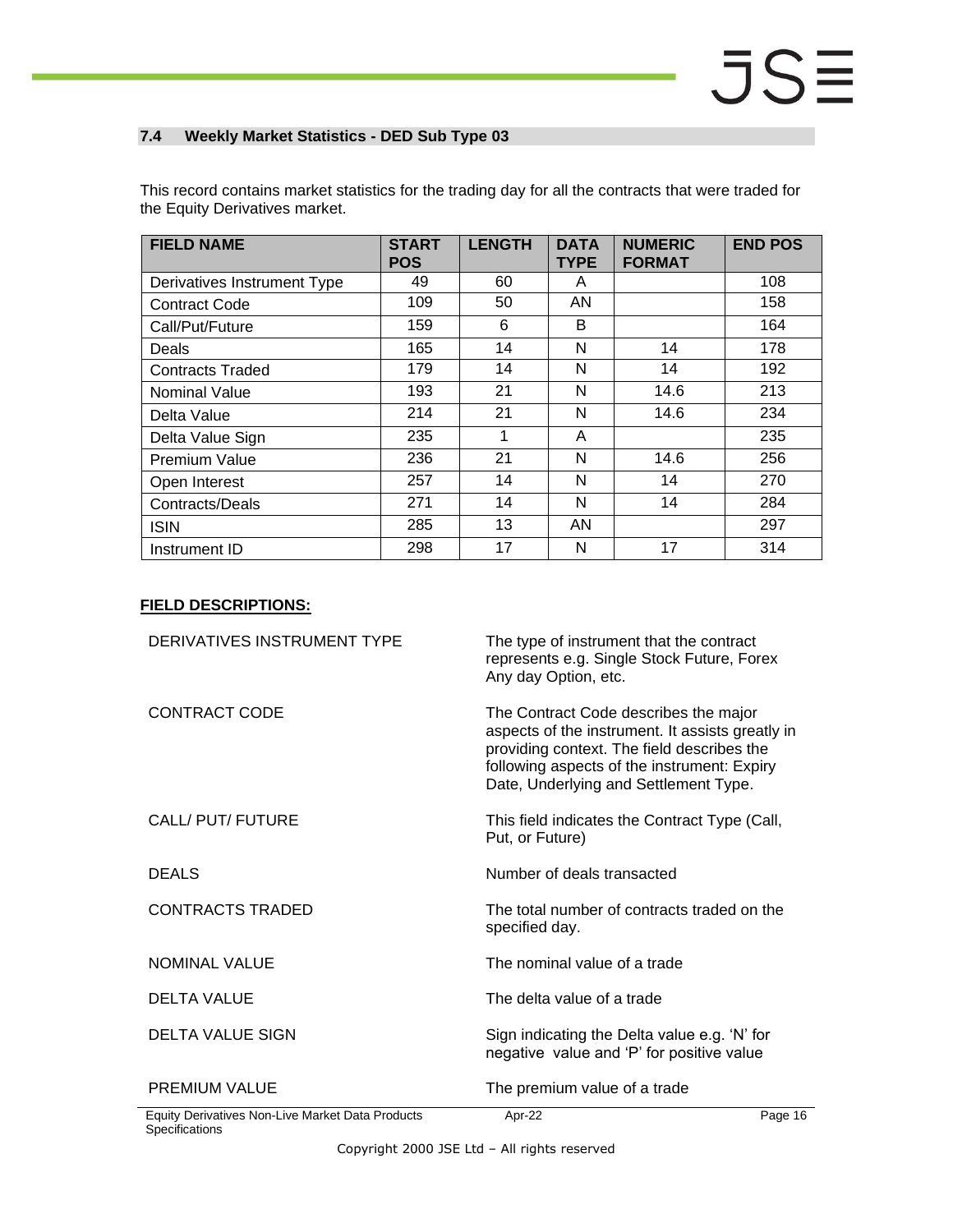## 7.4 Weekly Market Statistics - DED Sub Type 03

This record contains market statistics for the trading day for all the contracts that were traded for the Equity Derivatives market.

| FIELD NAME | START POS | LENGTH | DATA TYPE | NUMERIC FORMAT | END POS |
|---|---|---|---|---|---|
| Derivatives Instrument Type | 49 | 60 | A | | 108 |
| Contract Code | 109 | 50 | AN | | 158 |
| Call/Put/Future | 159 | 6 | B | | 164 |
| Deals | 165 | 14 | N | 14 | 178 |
| Contracts Traded | 179 | 14 | N | 14 | 192 |
| Nominal Value | 193 | 21 | N | 14.6 | 213 |
| Delta Value | 214 | 21 | N | 14.6 | 234 |
| Delta Value Sign | 235 | 1 | A | | 235 |
| Premium Value | 236 | 21 | N | 14.6 | 256 |
| Open Interest | 257 | 14 | N | 14 | 270 |
| Contracts/Deals | 271 | 14 | N | 14 | 284 |
| ISIN | 285 | 13 | AN | | 297 |
| Instrument ID | 298 | 17 | N | 17 | 314 |

**FIELD DESCRIPTIONS:**

| | |
|---|---|
| DERIVATIVES INSTRUMENT TYPE | The type of instrument that the contract represents e.g. Single Stock Future, Forex Any day Option, etc. |
| CONTRACT CODE | The Contract Code describes the major aspects of the instrument. It assists greatly in providing context. The field describes the following aspects of the instrument: Expiry Date, Underlying and Settlement Type. |
| CALL/ PUT/ FUTURE | This field indicates the Contract Type (Call, Put, or Future) |
| DEALS | Number of deals transacted |
| CONTRACTS TRADED | The total number of contracts traded on the specified day. |
| NOMINAL VALUE | The nominal value of a trade |
| DELTA VALUE | The delta value of a trade |
| DELTA VALUE SIGN | Sign indicating the Delta value e.g. 'N' for negative value and 'P' for positive value |
| PREMIUM VALUE | The premium value of a trade |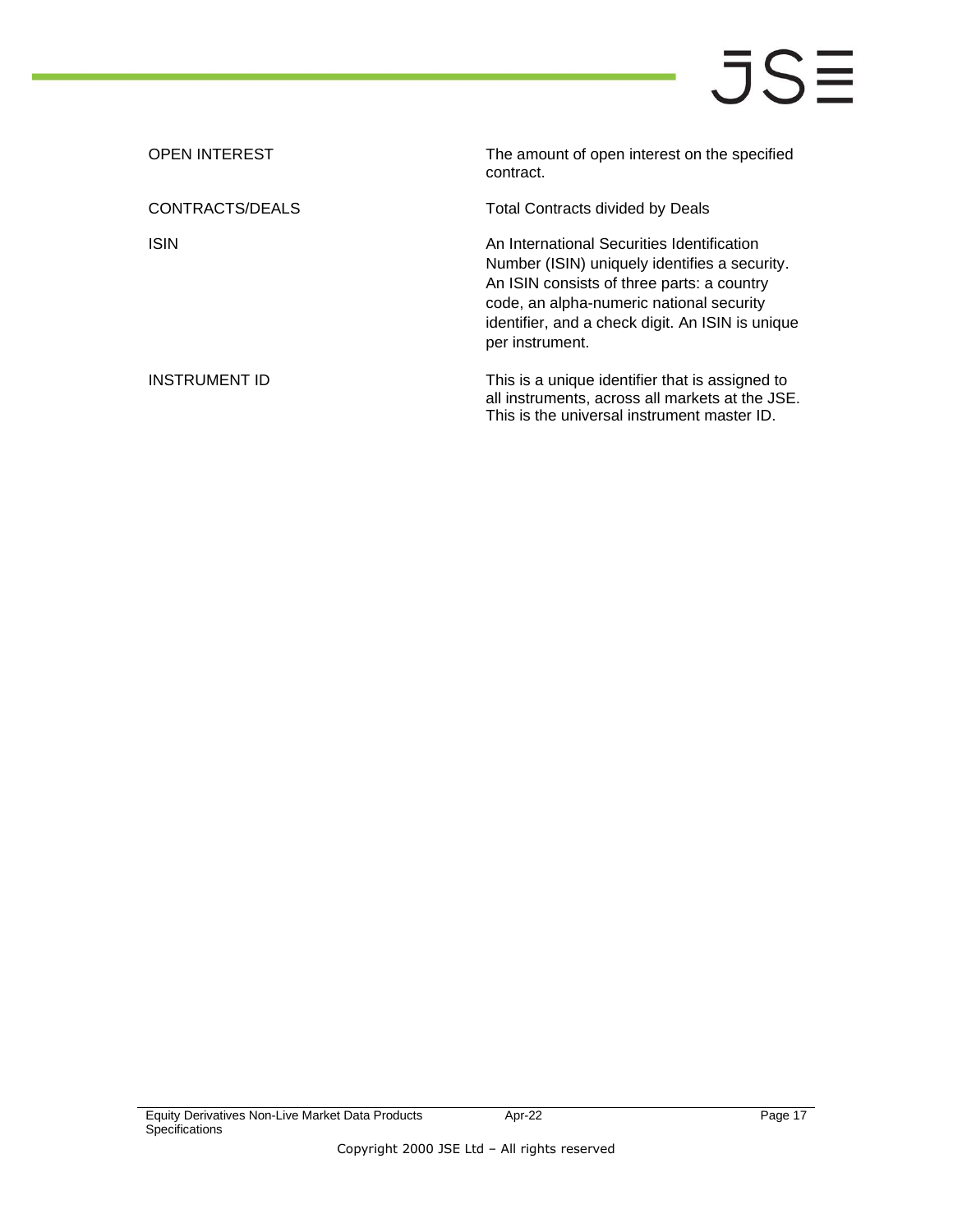| | |
|---|---|
| OPEN INTEREST | The amount of open interest on the specified contract. |
| CONTRACTS/DEALS | Total Contracts divided by Deals |
| ISIN | An International Securities Identification Number (ISIN) uniquely identifies a security. An ISIN consists of three parts: a country code, an alpha-numeric national security identifier, and a check digit. An ISIN is unique per instrument. |
| INSTRUMENT ID | This is a unique identifier that is assigned to all instruments, across all markets at the JSE. This is the universal instrument master ID. |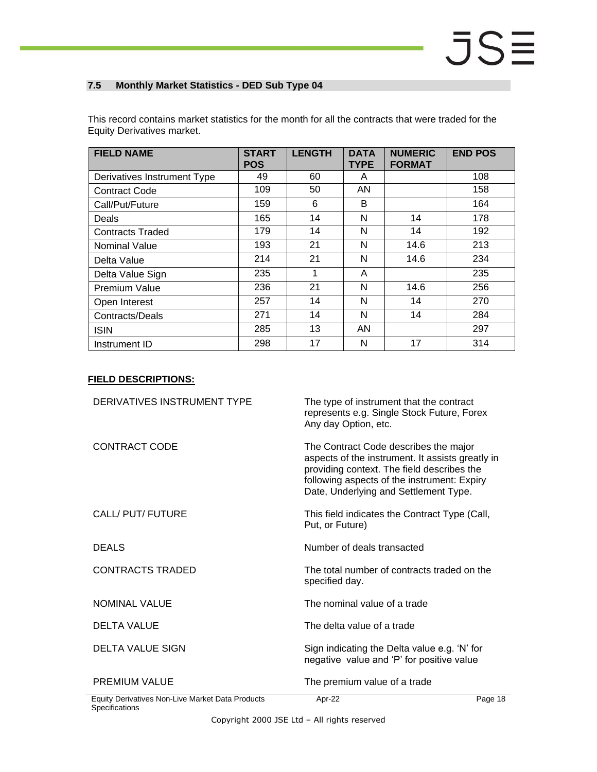### 7.5 Monthly Market Statistics - DED Sub Type 04

This record contains market statistics for the month for all the contracts that were traded for the Equity Derivatives market.

| FIELD NAME | START POS | LENGTH | DATA TYPE | NUMERIC FORMAT | END POS |
|---|---|---|---|---|---|
| Derivatives Instrument Type | 49 | 60 | A | | 108 |
| Contract Code | 109 | 50 | AN | | 158 |
| Call/Put/Future | 159 | 6 | B | | 164 |
| Deals | 165 | 14 | N | 14 | 178 |
| Contracts Traded | 179 | 14 | N | 14 | 192 |
| Nominal Value | 193 | 21 | N | 14.6 | 213 |
| Delta Value | 214 | 21 | N | 14.6 | 234 |
| Delta Value Sign | 235 | 1 | A | | 235 |
| Premium Value | 236 | 21 | N | 14.6 | 256 |
| Open Interest | 257 | 14 | N | 14 | 270 |
| Contracts/Deals | 271 | 14 | N | 14 | 284 |
| ISIN | 285 | 13 | AN | | 297 |
| Instrument ID | 298 | 17 | N | 17 | 314 |

**FIELD DESCRIPTIONS:**

| | |
|---|---|
| DERIVATIVES INSTRUMENT TYPE | The type of instrument that the contract represents e.g. Single Stock Future, Forex Any day Option, etc. |
| CONTRACT CODE | The Contract Code describes the major aspects of the instrument. It assists greatly in providing context. The field describes the following aspects of the instrument: Expiry Date, Underlying and Settlement Type. |
| CALL/ PUT/ FUTURE | This field indicates the Contract Type (Call, Put, or Future) |
| DEALS | Number of deals transacted |
| CONTRACTS TRADED | The total number of contracts traded on the specified day. |
| NOMINAL VALUE | The nominal value of a trade |
| DELTA VALUE | The delta value of a trade |
| DELTA VALUE SIGN | Sign indicating the Delta value e.g. 'N' for negative value and 'P' for positive value |
| PREMIUM VALUE | The premium value of a trade |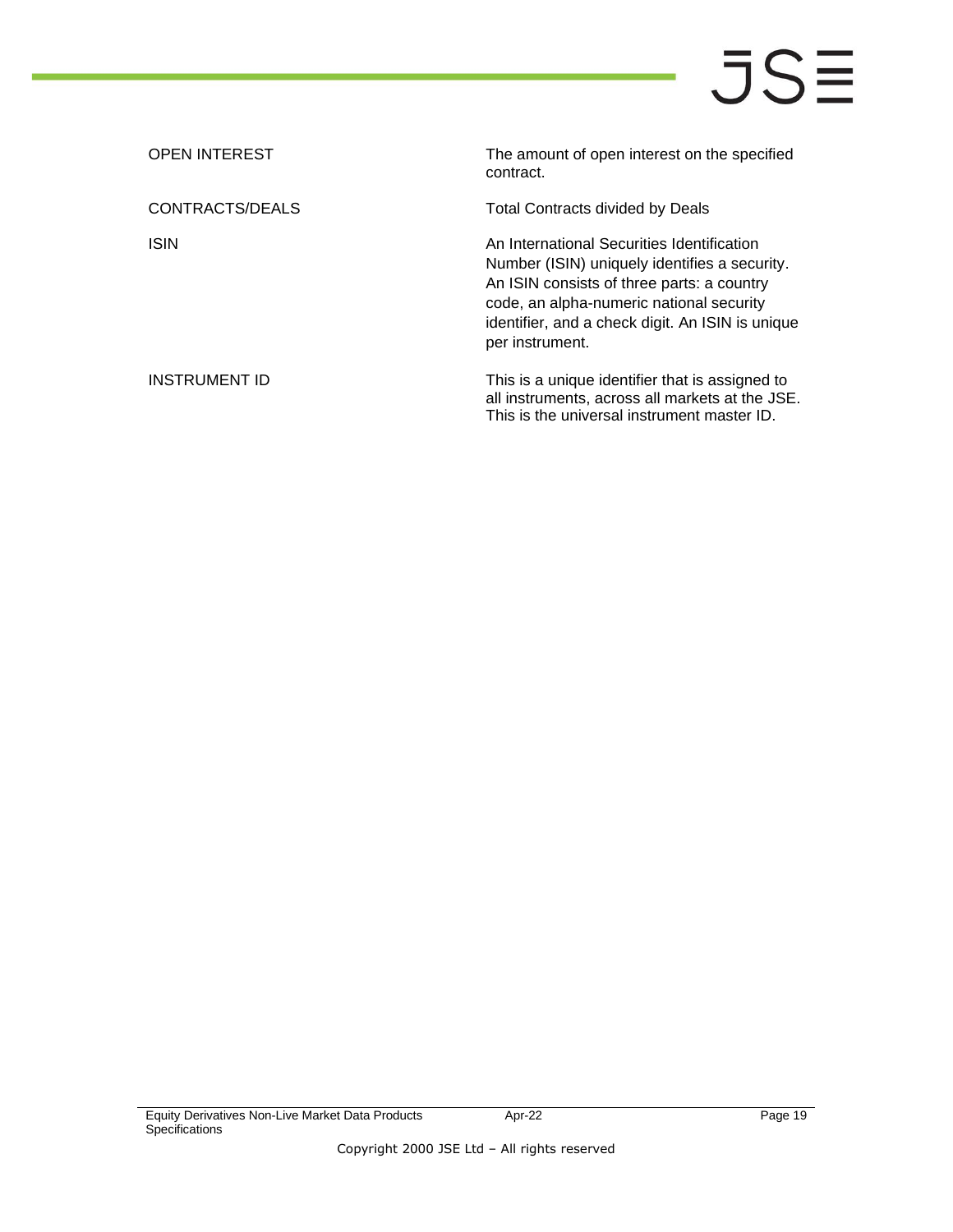| | |
|---|---|
| OPEN INTEREST | The amount of open interest on the specified contract. |
| CONTRACTS/DEALS | Total Contracts divided by Deals |
| ISIN | An International Securities Identification Number (ISIN) uniquely identifies a security. An ISIN consists of three parts: a country code, an alpha-numeric national security identifier, and a check digit. An ISIN is unique per instrument. |
| INSTRUMENT ID | This is a unique identifier that is assigned to all instruments, across all markets at the JSE. This is the universal instrument master ID. |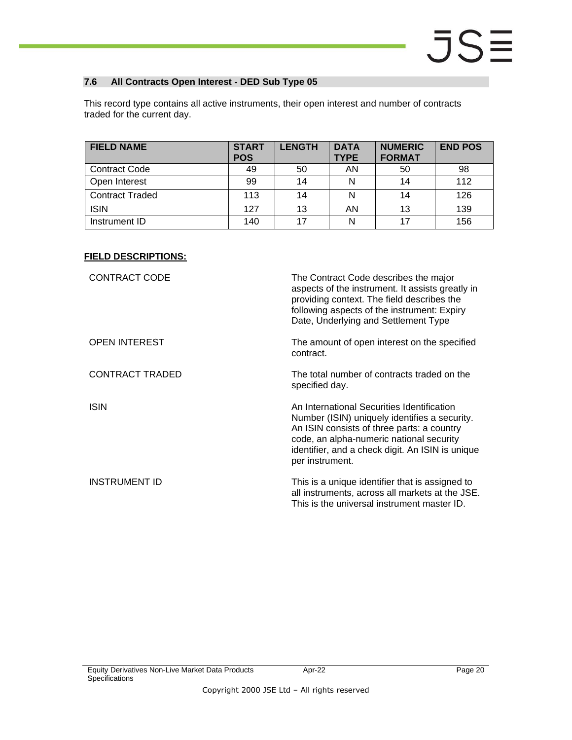### 7.6 All Contracts Open Interest - DED Sub Type 05

This record type contains all active instruments, their open interest and number of contracts traded for the current day.

| FIELD NAME | START POS | LENGTH | DATA TYPE | NUMERIC FORMAT | END POS |
|---|---|---|---|---|---|
| Contract Code | 49 | 50 | AN | 50 | 98 |
| Open Interest | 99 | 14 | N | 14 | 112 |
| Contract Traded | 113 | 14 | N | 14 | 126 |
| ISIN | 127 | 13 | AN | 13 | 139 |
| Instrument ID | 140 | 17 | N | 17 | 156 |

**FIELD DESCRIPTIONS:**

| | |
|---|---|
| CONTRACT CODE | The Contract Code describes the major aspects of the instrument. It assists greatly in providing context. The field describes the following aspects of the instrument: Expiry Date, Underlying and Settlement Type |
| OPEN INTEREST | The amount of open interest on the specified contract. |
| CONTRACT TRADED | The total number of contracts traded on the specified day. |
| ISIN | An International Securities Identification Number (ISIN) uniquely identifies a security. An ISIN consists of three parts: a country code, an alpha-numeric national security identifier, and a check digit. An ISIN is unique per instrument. |
| INSTRUMENT ID | This is a unique identifier that is assigned to all instruments, across all markets at the JSE. This is the universal instrument master ID. |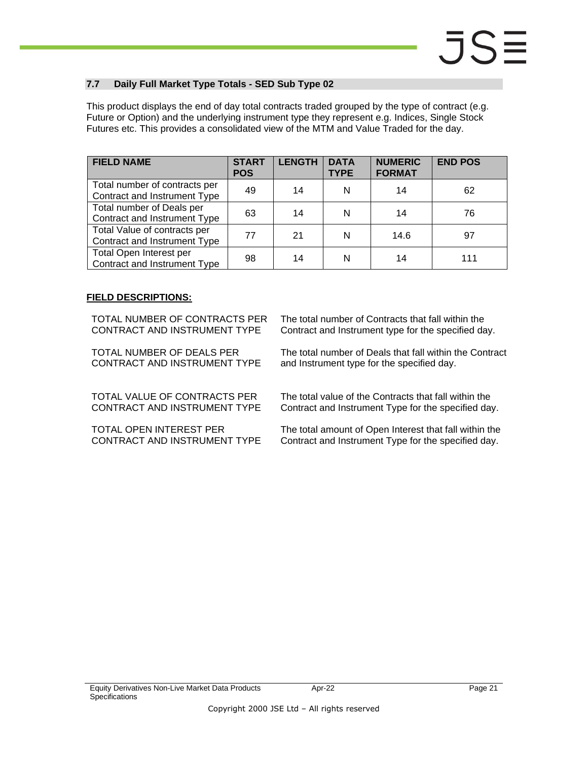## 7.7 Daily Full Market Type Totals - SED Sub Type 02

This product displays the end of day total contracts traded grouped by the type of contract (e.g. Future or Option) and the underlying instrument type they represent e.g. Indices, Single Stock Futures etc. This provides a consolidated view of the MTM and Value Traded for the day.

| FIELD NAME | START POS | LENGTH | DATA TYPE | NUMERIC FORMAT | END POS |
|---|---|---|---|---|---|
| Total number of contracts per Contract and Instrument Type | 49 | 14 | N | 14 | 62 |
| Total number of Deals per Contract and Instrument Type | 63 | 14 | N | 14 | 76 |
| Total Value of contracts per Contract and Instrument Type | 77 | 21 | N | 14.6 | 97 |
| Total Open Interest per Contract and Instrument Type | 98 | 14 | N | 14 | 111 |

**FIELD DESCRIPTIONS:**

| | |
|---|---|
| TOTAL NUMBER OF CONTRACTS PER CONTRACT AND INSTRUMENT TYPE | The total number of Contracts that fall within the Contract and Instrument type for the specified day. |
| TOTAL NUMBER OF DEALS PER CONTRACT AND INSTRUMENT TYPE | The total number of Deals that fall within the Contract and Instrument type for the specified day. |
| TOTAL VALUE OF CONTRACTS PER CONTRACT AND INSTRUMENT TYPE | The total value of the Contracts that fall within the Contract and Instrument Type for the specified day. |
| TOTAL OPEN INTEREST PER CONTRACT AND INSTRUMENT TYPE | The total amount of Open Interest that fall within the Contract and Instrument Type for the specified day. |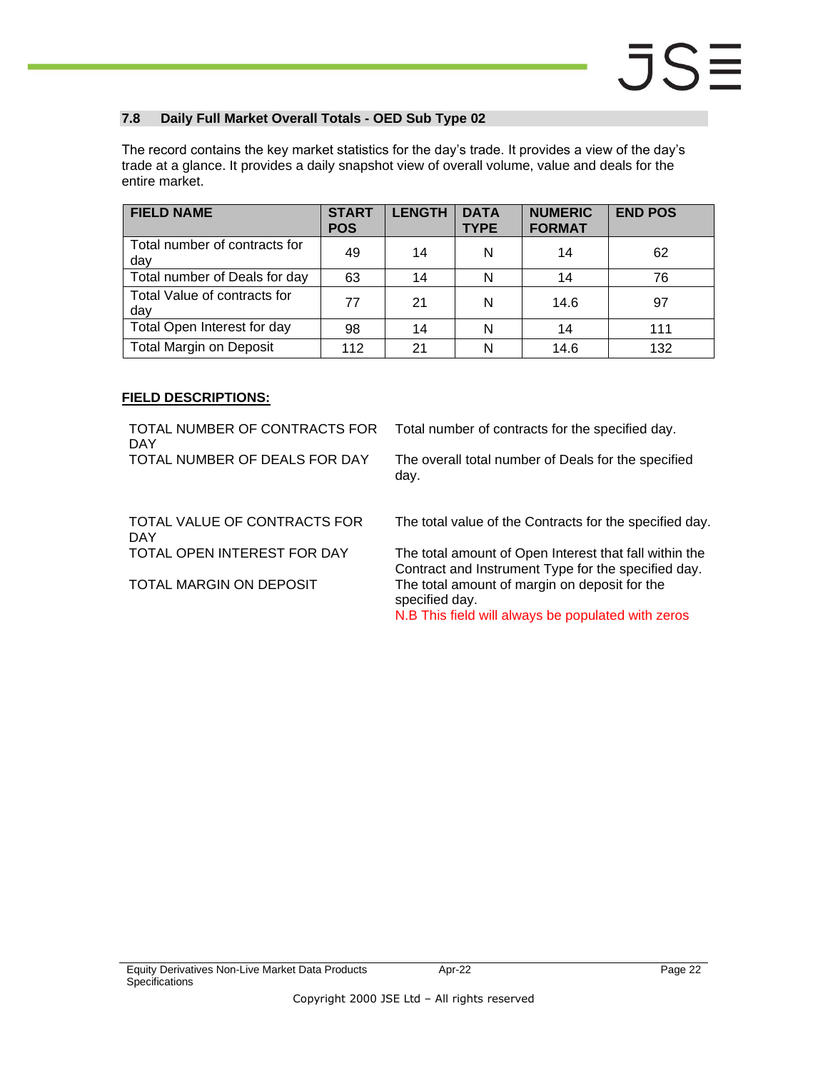## 7.8 Daily Full Market Overall Totals - OED Sub Type 02

The record contains the key market statistics for the day's trade. It provides a view of the day's trade at a glance. It provides a daily snapshot view of overall volume, value and deals for the entire market.

| FIELD NAME | START POS | LENGTH | DATA TYPE | NUMERIC FORMAT | END POS |
|---|---|---|---|---|---|
| Total number of contracts for day | 49 | 14 | N | 14 | 62 |
| Total number of Deals for day | 63 | 14 | N | 14 | 76 |
| Total Value of contracts for day | 77 | 21 | N | 14.6 | 97 |
| Total Open Interest for day | 98 | 14 | N | 14 | 111 |
| Total Margin on Deposit | 112 | 21 | N | 14.6 | 132 |

**FIELD DESCRIPTIONS:**

| | |
|---|---|
| TOTAL NUMBER OF CONTRACTS FOR DAY | Total number of contracts for the specified day. |
| TOTAL NUMBER OF DEALS FOR DAY | The overall total number of Deals for the specified day. |
| TOTAL VALUE OF CONTRACTS FOR DAY | The total value of the Contracts for the specified day. |
| TOTAL OPEN INTEREST FOR DAY | The total amount of Open Interest that fall within the Contract and Instrument Type for the specified day. |
| TOTAL MARGIN ON DEPOSIT | The total amount of margin on deposit for the specified day. N.B This field will always be populated with zeros |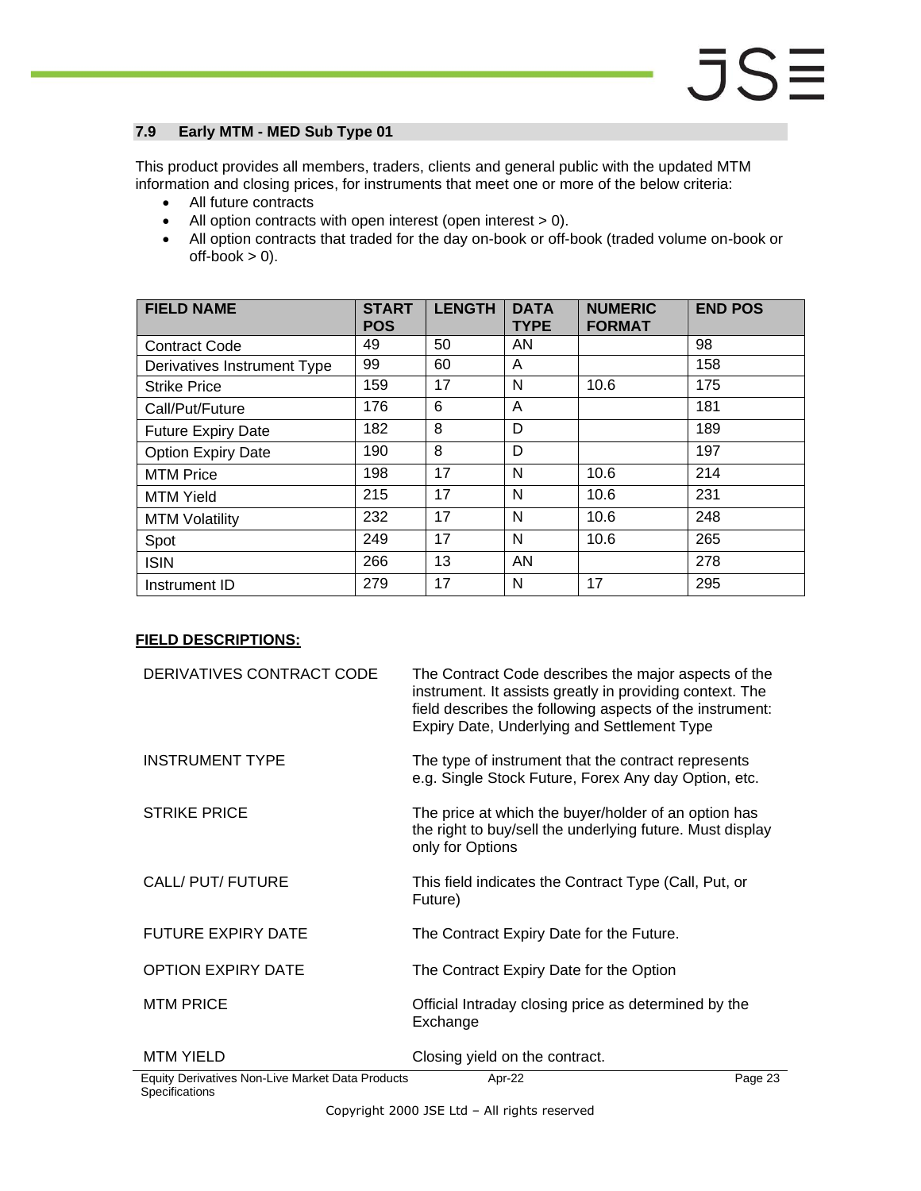## 7.9 Early MTM - MED Sub Type 01

This product provides all members, traders, clients and general public with the updated MTM information and closing prices, for instruments that meet one or more of the below criteria:

- All future contracts
- All option contracts with open interest (open interest > 0).
- All option contracts that traded for the day on-book or off-book (traded volume on-book or off-book > 0).

| FIELD NAME | START POS | LENGTH | DATA TYPE | NUMERIC FORMAT | END POS |
|---|---|---|---|---|---|
| Contract Code | 49 | 50 | AN | | 98 |
| Derivatives Instrument Type | 99 | 60 | A | | 158 |
| Strike Price | 159 | 17 | N | 10.6 | 175 |
| Call/Put/Future | 176 | 6 | A | | 181 |
| Future Expiry Date | 182 | 8 | D | | 189 |
| Option Expiry Date | 190 | 8 | D | | 197 |
| MTM Price | 198 | 17 | N | 10.6 | 214 |
| MTM Yield | 215 | 17 | N | 10.6 | 231 |
| MTM Volatility | 232 | 17 | N | 10.6 | 248 |
| Spot | 249 | 17 | N | 10.6 | 265 |
| ISIN | 266 | 13 | AN | | 278 |
| Instrument ID | 279 | 17 | N | 17 | 295 |

**FIELD DESCRIPTIONS:**

| | |
|---|---|
| DERIVATIVES CONTRACT CODE | The Contract Code describes the major aspects of the instrument. It assists greatly in providing context. The field describes the following aspects of the instrument: Expiry Date, Underlying and Settlement Type |
| INSTRUMENT TYPE | The type of instrument that the contract represents e.g. Single Stock Future, Forex Any day Option, etc. |
| STRIKE PRICE | The price at which the buyer/holder of an option has the right to buy/sell the underlying future. Must display only for Options |
| CALL/ PUT/ FUTURE | This field indicates the Contract Type (Call, Put, or Future) |
| FUTURE EXPIRY DATE | The Contract Expiry Date for the Future. |
| OPTION EXPIRY DATE | The Contract Expiry Date for the Option |
| MTM PRICE | Official Intraday closing price as determined by the Exchange |
| MTM YIELD | Closing yield on the contract. |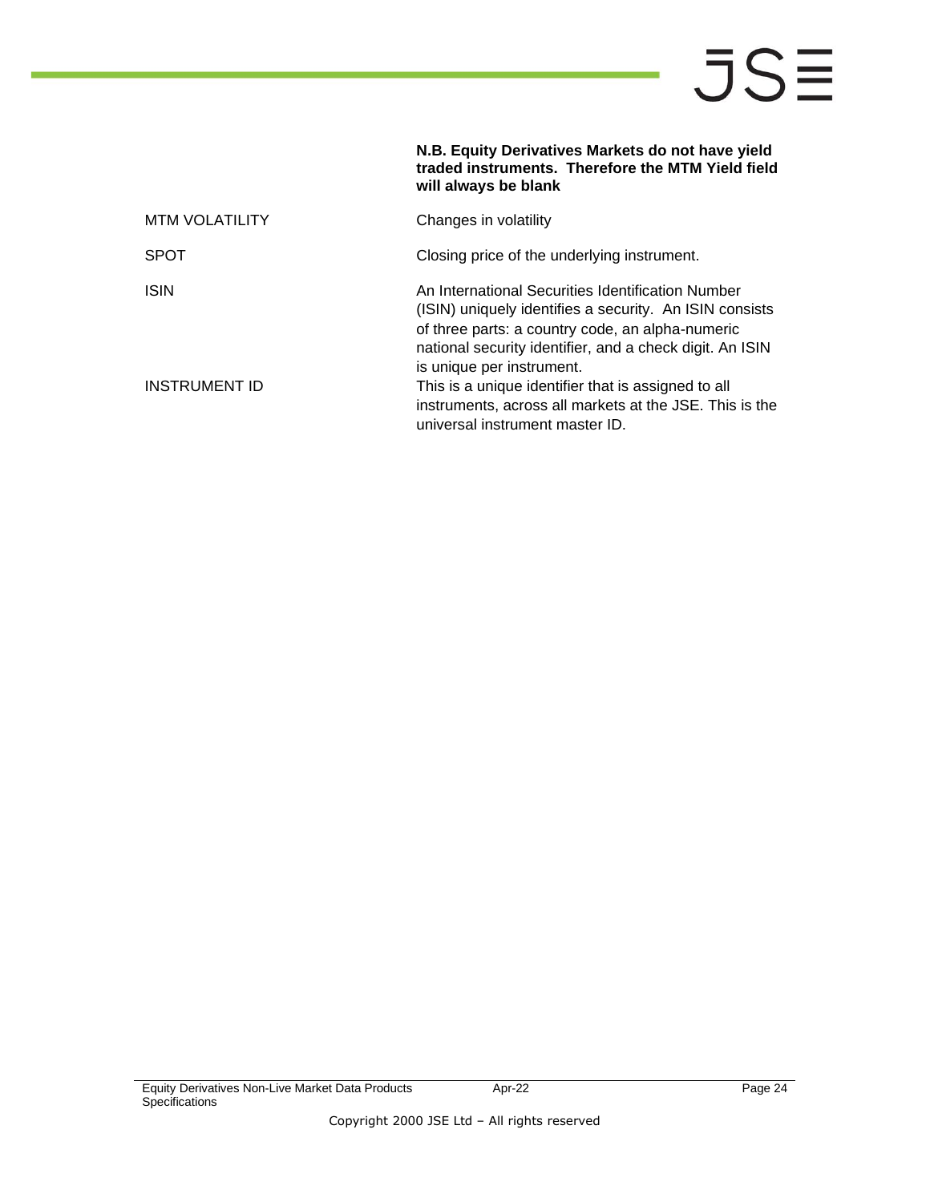**N.B. Equity Derivatives Markets do not have yield traded instruments. Therefore the MTM Yield field will always be blank**

| | |
|---|---|
| MTM VOLATILITY | Changes in volatility |
| SPOT | Closing price of the underlying instrument. |
| ISIN | An International Securities Identification Number (ISIN) uniquely identifies a security. An ISIN consists of three parts: a country code, an alpha-numeric national security identifier, and a check digit. An ISIN is unique per instrument. |
| INSTRUMENT ID | This is a unique identifier that is assigned to all instruments, across all markets at the JSE. This is the universal instrument master ID. |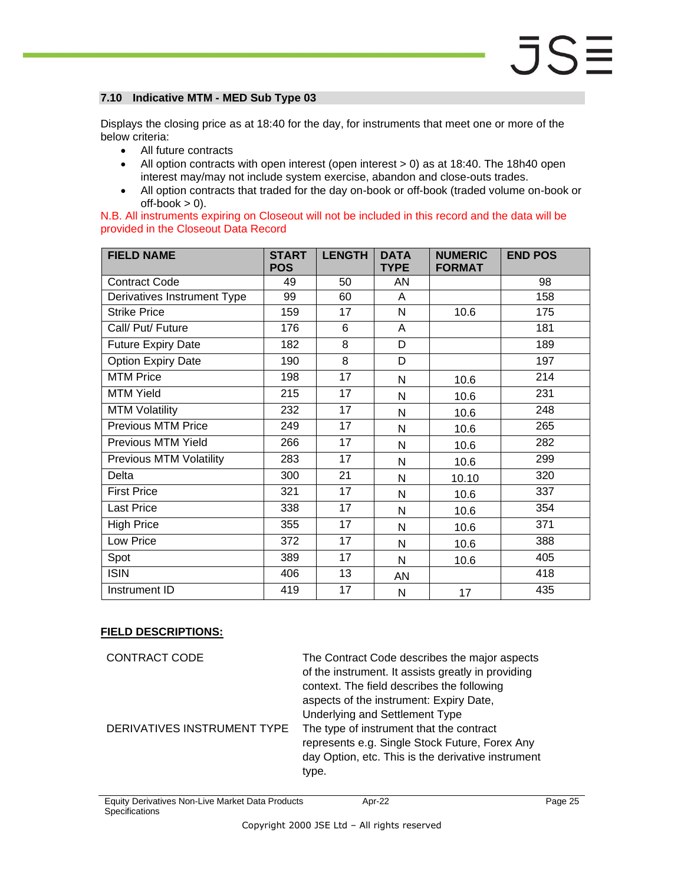## 7.10 Indicative MTM - MED Sub Type 03

Displays the closing price as at 18:40 for the day, for instruments that meet one or more of the below criteria:

- All future contracts
- All option contracts with open interest (open interest > 0) as at 18:40. The 18h40 open interest may/may not include system exercise, abandon and close-outs trades.
- All option contracts that traded for the day on-book or off-book (traded volume on-book or off-book > 0).

N.B. All instruments expiring on Closeout will not be included in this record and the data will be provided in the Closeout Data Record

| FIELD NAME | START POS | LENGTH | DATA TYPE | NUMERIC FORMAT | END POS |
|---|---|---|---|---|---|
| Contract Code | 49 | 50 | AN | | 98 |
| Derivatives Instrument Type | 99 | 60 | A | | 158 |
| Strike Price | 159 | 17 | N | 10.6 | 175 |
| Call/ Put/ Future | 176 | 6 | A | | 181 |
| Future Expiry Date | 182 | 8 | D | | 189 |
| Option Expiry Date | 190 | 8 | D | | 197 |
| MTM Price | 198 | 17 | N | 10.6 | 214 |
| MTM Yield | 215 | 17 | N | 10.6 | 231 |
| MTM Volatility | 232 | 17 | N | 10.6 | 248 |
| Previous MTM Price | 249 | 17 | N | 10.6 | 265 |
| Previous MTM Yield | 266 | 17 | N | 10.6 | 282 |
| Previous MTM Volatility | 283 | 17 | N | 10.6 | 299 |
| Delta | 300 | 21 | N | 10.10 | 320 |
| First Price | 321 | 17 | N | 10.6 | 337 |
| Last Price | 338 | 17 | N | 10.6 | 354 |
| High Price | 355 | 17 | N | 10.6 | 371 |
| Low Price | 372 | 17 | N | 10.6 | 388 |
| Spot | 389 | 17 | N | 10.6 | 405 |
| ISIN | 406 | 13 | AN | | 418 |
| Instrument ID | 419 | 17 | N | 17 | 435 |

**FIELD DESCRIPTIONS:**

| | |
|---|---|
| CONTRACT CODE | The Contract Code describes the major aspects of the instrument. It assists greatly in providing context. The field describes the following aspects of the instrument: Expiry Date, Underlying and Settlement Type |
| DERIVATIVES INSTRUMENT TYPE | The type of instrument that the contract represents e.g. Single Stock Future, Forex Any day Option, etc. This is the derivative instrument type. |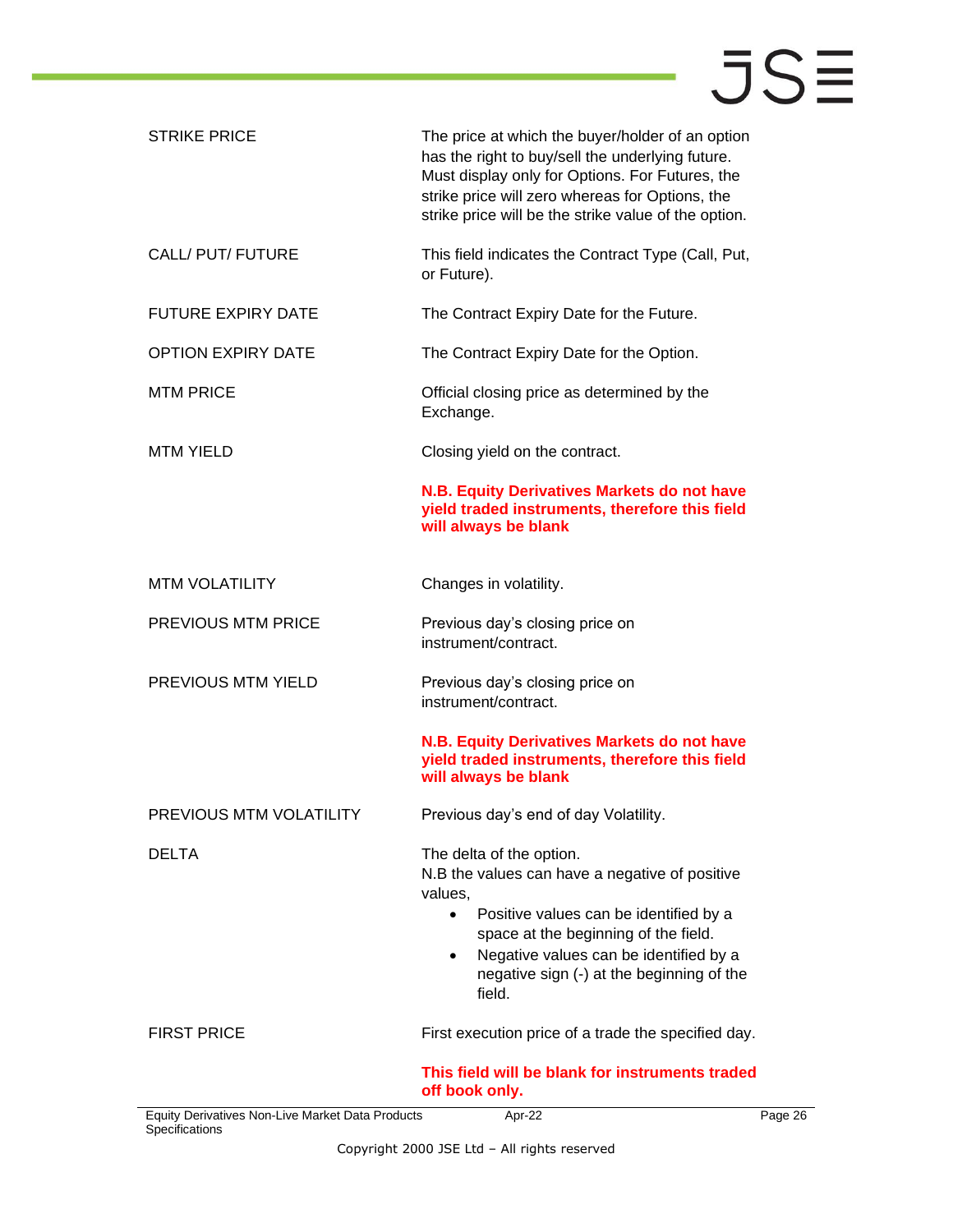| | |
|---|---|
| STRIKE PRICE | The price at which the buyer/holder of an option has the right to buy/sell the underlying future. Must display only for Options. For Futures, the strike price will zero whereas for Options, the strike price will be the strike value of the option. |
| CALL/ PUT/ FUTURE | This field indicates the Contract Type (Call, Put, or Future). |
| FUTURE EXPIRY DATE | The Contract Expiry Date for the Future. |
| OPTION EXPIRY DATE | The Contract Expiry Date for the Option. |
| MTM PRICE | Official closing price as determined by the Exchange. |
| MTM YIELD | Closing yield on the contract.<br><br>**N.B. Equity Derivatives Markets do not have yield traded instruments, therefore this field will always be blank** |
| MTM VOLATILITY | Changes in volatility. |
| PREVIOUS MTM PRICE | Previous day's closing price on instrument/contract. |
| PREVIOUS MTM YIELD | Previous day's closing price on instrument/contract.<br><br>**N.B. Equity Derivatives Markets do not have yield traded instruments, therefore this field will always be blank** |
| PREVIOUS MTM VOLATILITY | Previous day's end of day Volatility. |
| DELTA | The delta of the option.<br>N.B the values can have a negative of positive values,<br>• Positive values can be identified by a space at the beginning of the field.<br>• Negative values can be identified by a negative sign (-) at the beginning of the field. |
| FIRST PRICE | First execution price of a trade the specified day.<br><br>**This field will be blank for instruments traded off book only.** |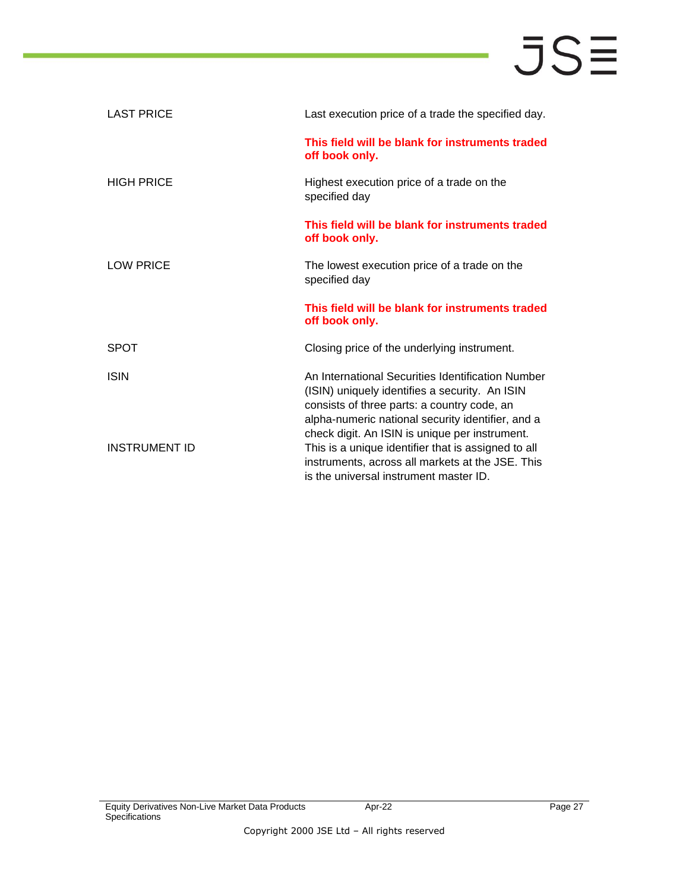| | |
|---|---|
| LAST PRICE | Last execution price of a trade the specified day.<br><br>**This field will be blank for instruments traded off book only.** |
| HIGH PRICE | Highest execution price of a trade on the specified day<br><br>**This field will be blank for instruments traded off book only.** |
| LOW PRICE | The lowest execution price of a trade on the specified day<br><br>**This field will be blank for instruments traded off book only.** |
| SPOT | Closing price of the underlying instrument. |
| ISIN | An International Securities Identification Number (ISIN) uniquely identifies a security. An ISIN consists of three parts: a country code, an alpha-numeric national security identifier, and a check digit. An ISIN is unique per instrument. |
| INSTRUMENT ID | This is a unique identifier that is assigned to all instruments, across all markets at the JSE. This is the universal instrument master ID. |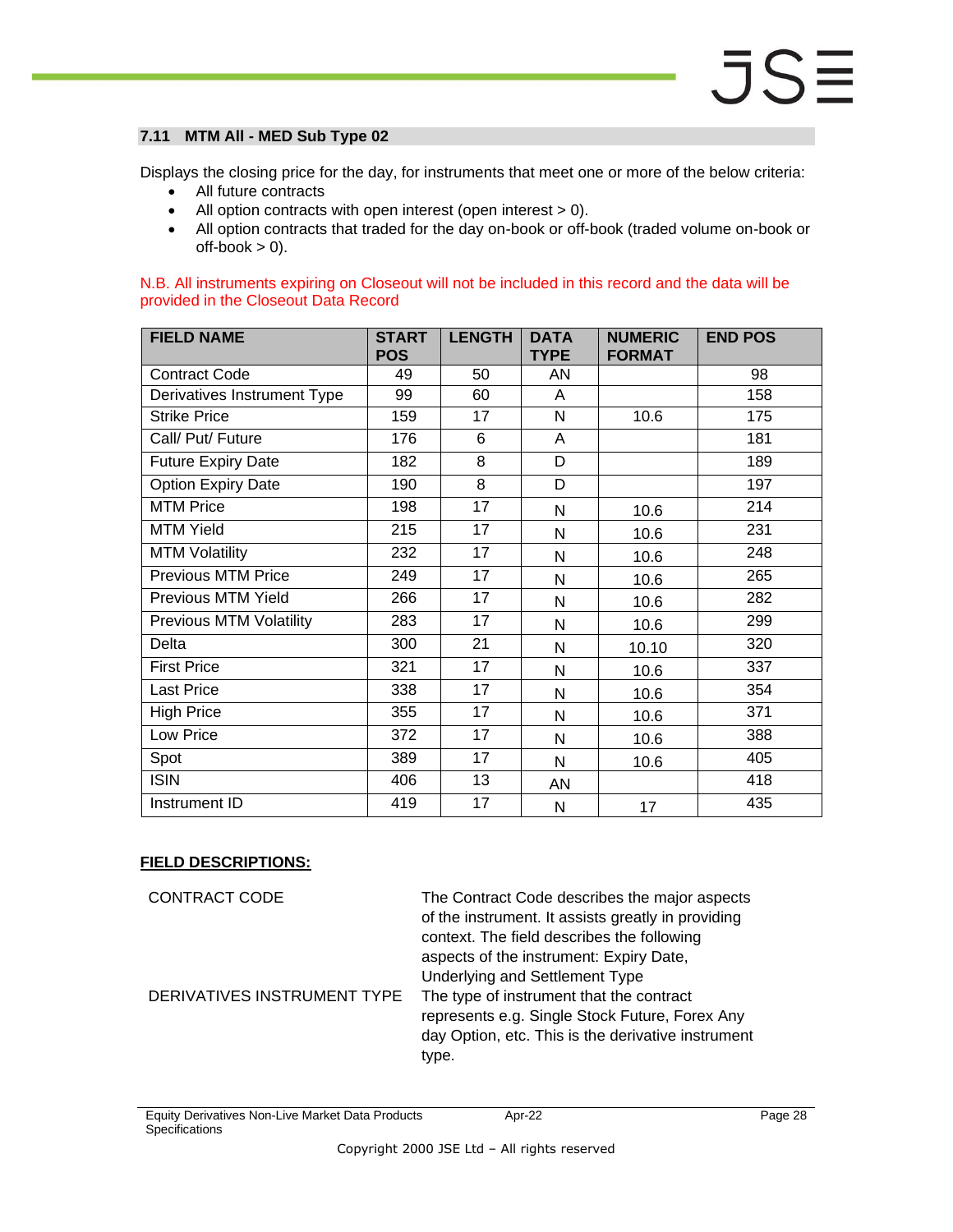## 7.11 MTM All - MED Sub Type 02

Displays the closing price for the day, for instruments that meet one or more of the below criteria:

- All future contracts
- All option contracts with open interest (open interest > 0).
- All option contracts that traded for the day on-book or off-book (traded volume on-book or off-book > 0).

N.B. All instruments expiring on Closeout will not be included in this record and the data will be provided in the Closeout Data Record

| FIELD NAME | START POS | LENGTH | DATA TYPE | NUMERIC FORMAT | END POS |
|---|---|---|---|---|---|
| Contract Code | 49 | 50 | AN | | 98 |
| Derivatives Instrument Type | 99 | 60 | A | | 158 |
| Strike Price | 159 | 17 | N | 10.6 | 175 |
| Call/ Put/ Future | 176 | 6 | A | | 181 |
| Future Expiry Date | 182 | 8 | D | | 189 |
| Option Expiry Date | 190 | 8 | D | | 197 |
| MTM Price | 198 | 17 | N | 10.6 | 214 |
| MTM Yield | 215 | 17 | N | 10.6 | 231 |
| MTM Volatility | 232 | 17 | N | 10.6 | 248 |
| Previous MTM Price | 249 | 17 | N | 10.6 | 265 |
| Previous MTM Yield | 266 | 17 | N | 10.6 | 282 |
| Previous MTM Volatility | 283 | 17 | N | 10.6 | 299 |
| Delta | 300 | 21 | N | 10.10 | 320 |
| First Price | 321 | 17 | N | 10.6 | 337 |
| Last Price | 338 | 17 | N | 10.6 | 354 |
| High Price | 355 | 17 | N | 10.6 | 371 |
| Low Price | 372 | 17 | N | 10.6 | 388 |
| Spot | 389 | 17 | N | 10.6 | 405 |
| ISIN | 406 | 13 | AN | | 418 |
| Instrument ID | 419 | 17 | N | 17 | 435 |

**FIELD DESCRIPTIONS:**

| | |
|---|---|
| CONTRACT CODE | The Contract Code describes the major aspects of the instrument. It assists greatly in providing context. The field describes the following aspects of the instrument: Expiry Date, Underlying and Settlement Type |
| DERIVATIVES INSTRUMENT TYPE | The type of instrument that the contract represents e.g. Single Stock Future, Forex Any day Option, etc. This is the derivative instrument type. |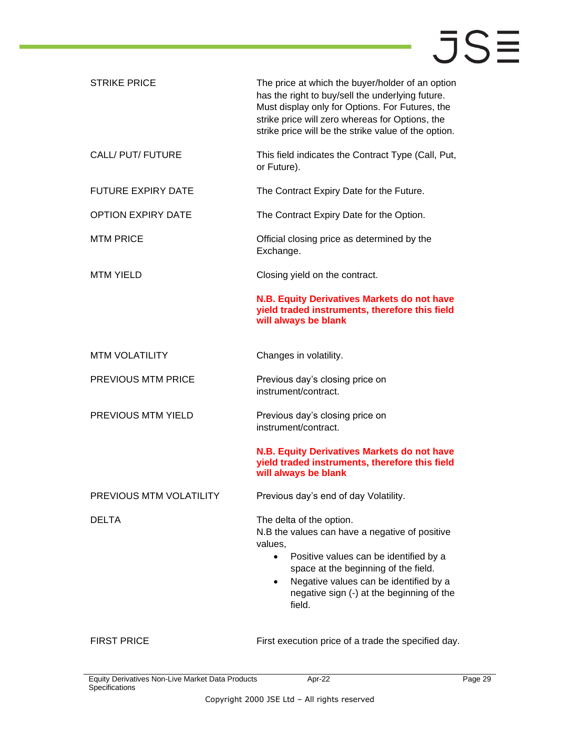| | |
|---|---|
| STRIKE PRICE | The price at which the buyer/holder of an option has the right to buy/sell the underlying future. Must display only for Options. For Futures, the strike price will zero whereas for Options, the strike price will be the strike value of the option. |
| CALL/ PUT/ FUTURE | This field indicates the Contract Type (Call, Put, or Future). |
| FUTURE EXPIRY DATE | The Contract Expiry Date for the Future. |
| OPTION EXPIRY DATE | The Contract Expiry Date for the Option. |
| MTM PRICE | Official closing price as determined by the Exchange. |
| MTM YIELD | Closing yield on the contract.<br><br>**N.B. Equity Derivatives Markets do not have yield traded instruments, therefore this field will always be blank** |
| MTM VOLATILITY | Changes in volatility. |
| PREVIOUS MTM PRICE | Previous day's closing price on instrument/contract. |
| PREVIOUS MTM YIELD | Previous day's closing price on instrument/contract.<br><br>**N.B. Equity Derivatives Markets do not have yield traded instruments, therefore this field will always be blank** |
| PREVIOUS MTM VOLATILITY | Previous day's end of day Volatility. |
| DELTA | The delta of the option.<br>N.B the values can have a negative of positive values,<br>• Positive values can be identified by a space at the beginning of the field.<br>• Negative values can be identified by a negative sign (-) at the beginning of the field. |
| FIRST PRICE | First execution price of a trade the specified day. |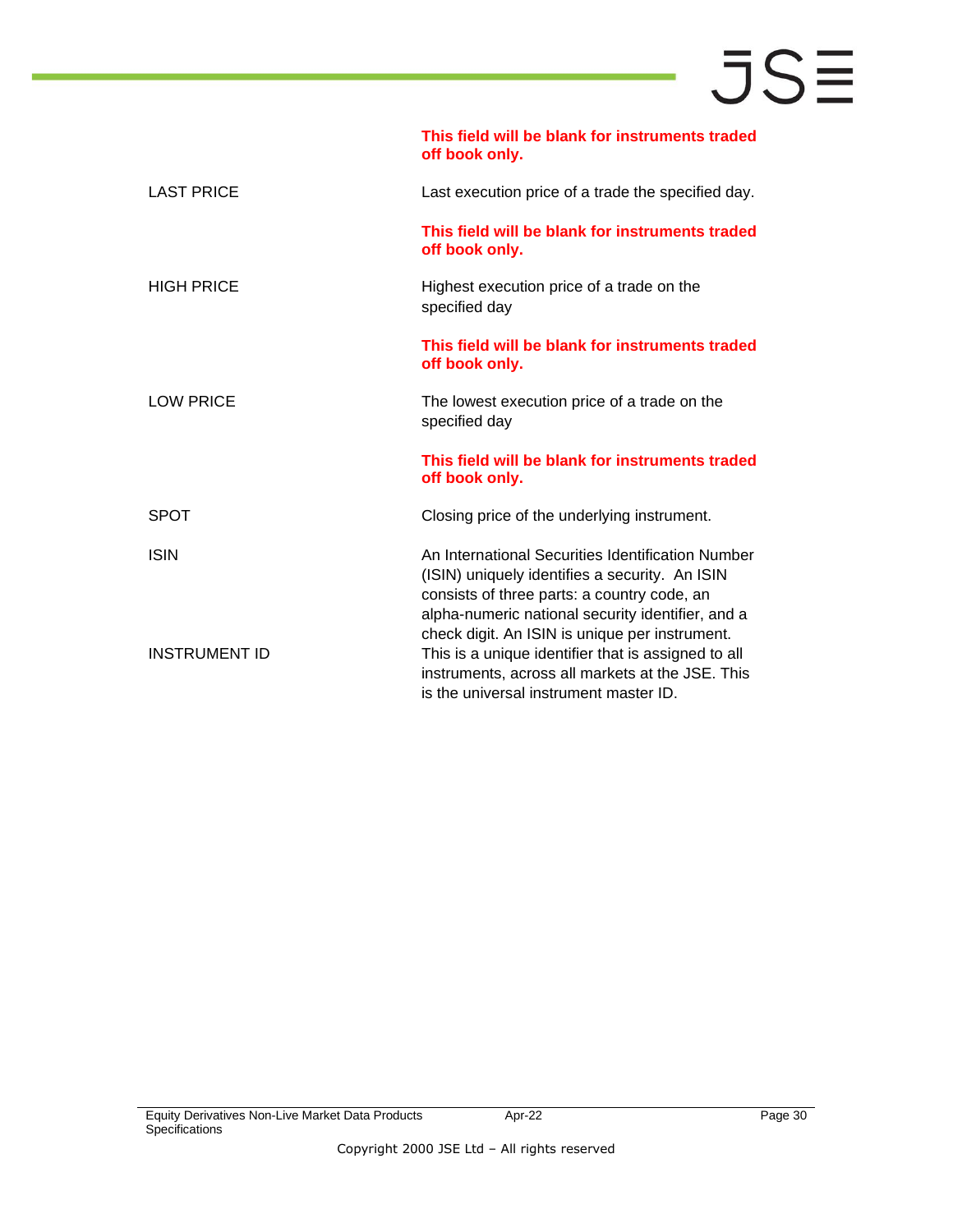| | |
|---|---|
| | **This field will be blank for instruments traded off book only.** |
| LAST PRICE | Last execution price of a trade the specified day.<br><br>**This field will be blank for instruments traded off book only.** |
| HIGH PRICE | Highest execution price of a trade on the specified day<br><br>**This field will be blank for instruments traded off book only.** |
| LOW PRICE | The lowest execution price of a trade on the specified day<br><br>**This field will be blank for instruments traded off book only.** |
| SPOT | Closing price of the underlying instrument. |
| ISIN | An International Securities Identification Number (ISIN) uniquely identifies a security. An ISIN consists of three parts: a country code, an alpha-numeric national security identifier, and a check digit. An ISIN is unique per instrument. |
| INSTRUMENT ID | This is a unique identifier that is assigned to all instruments, across all markets at the JSE. This is the universal instrument master ID. |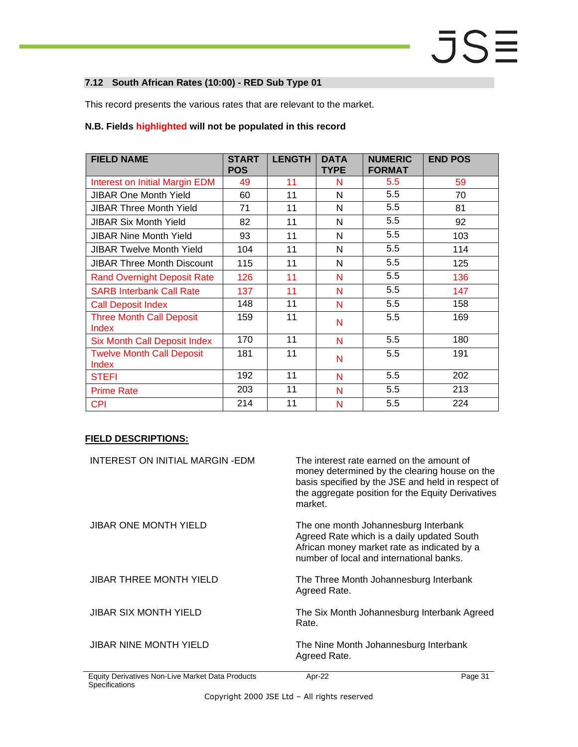### 7.12 South African Rates (10:00) - RED Sub Type 01

This record presents the various rates that are relevant to the market.

**N.B. Fields highlighted will not be populated in this record**

| FIELD NAME | START POS | LENGTH | DATA TYPE | NUMERIC FORMAT | END POS |
|---|---|---|---|---|---|
| Interest on Initial Margin EDM | 49 | 11 | N | 5.5 | 59 |
| JIBAR One Month Yield | 60 | 11 | N | 5.5 | 70 |
| JIBAR Three Month Yield | 71 | 11 | N | 5.5 | 81 |
| JIBAR Six Month Yield | 82 | 11 | N | 5.5 | 92 |
| JIBAR Nine Month Yield | 93 | 11 | N | 5.5 | 103 |
| JIBAR Twelve Month Yield | 104 | 11 | N | 5.5 | 114 |
| JIBAR Three Month Discount | 115 | 11 | N | 5.5 | 125 |
| Rand Overnight Deposit Rate | 126 | 11 | N | 5.5 | 136 |
| SARB Interbank Call Rate | 137 | 11 | N | 5.5 | 147 |
| Call Deposit Index | 148 | 11 | N | 5.5 | 158 |
| Three Month Call Deposit Index | 159 | 11 | N | 5.5 | 169 |
| Six Month Call Deposit Index | 170 | 11 | N | 5.5 | 180 |
| Twelve Month Call Deposit Index | 181 | 11 | N | 5.5 | 191 |
| STEFI | 192 | 11 | N | 5.5 | 202 |
| Prime Rate | 203 | 11 | N | 5.5 | 213 |
| CPI | 214 | 11 | N | 5.5 | 224 |

**FIELD DESCRIPTIONS:**

| | |
|---|---|
| INTEREST ON INITIAL MARGIN -EDM | The interest rate earned on the amount of money determined by the clearing house on the basis specified by the JSE and held in respect of the aggregate position for the Equity Derivatives market. |
| JIBAR ONE MONTH YIELD | The one month Johannesburg Interbank Agreed Rate which is a daily updated South African money market rate as indicated by a number of local and international banks. |
| JIBAR THREE MONTH YIELD | The Three Month Johannesburg Interbank Agreed Rate. |
| JIBAR SIX MONTH YIELD | The Six Month Johannesburg Interbank Agreed Rate. |
| JIBAR NINE MONTH YIELD | The Nine Month Johannesburg Interbank Agreed Rate. |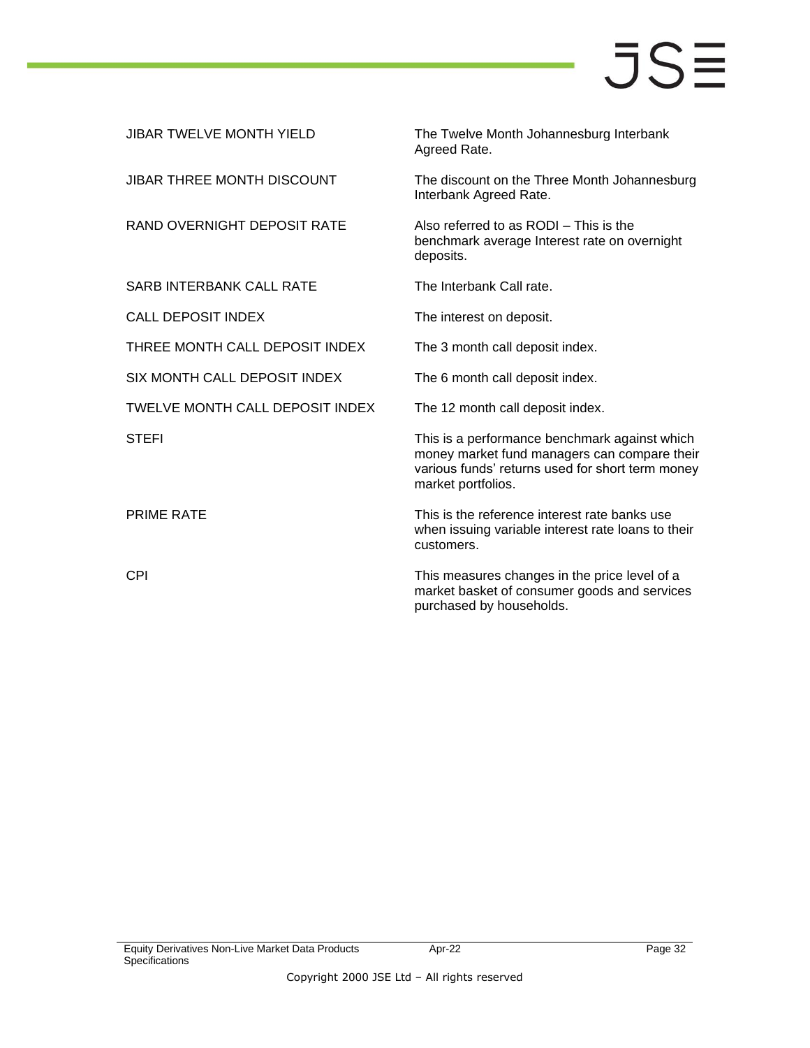| | |
|---|---|
| JIBAR TWELVE MONTH YIELD | The Twelve Month Johannesburg Interbank Agreed Rate. |
| JIBAR THREE MONTH DISCOUNT | The discount on the Three Month Johannesburg Interbank Agreed Rate. |
| RAND OVERNIGHT DEPOSIT RATE | Also referred to as RODI – This is the benchmark average Interest rate on overnight deposits. |
| SARB INTERBANK CALL RATE | The Interbank Call rate. |
| CALL DEPOSIT INDEX | The interest on deposit. |
| THREE MONTH CALL DEPOSIT INDEX | The 3 month call deposit index. |
| SIX MONTH CALL DEPOSIT INDEX | The 6 month call deposit index. |
| TWELVE MONTH CALL DEPOSIT INDEX | The 12 month call deposit index. |
| STEFI | This is a performance benchmark against which money market fund managers can compare their various funds' returns used for short term money market portfolios. |
| PRIME RATE | This is the reference interest rate banks use when issuing variable interest rate loans to their customers. |
| CPI | This measures changes in the price level of a market basket of consumer goods and services purchased by households. |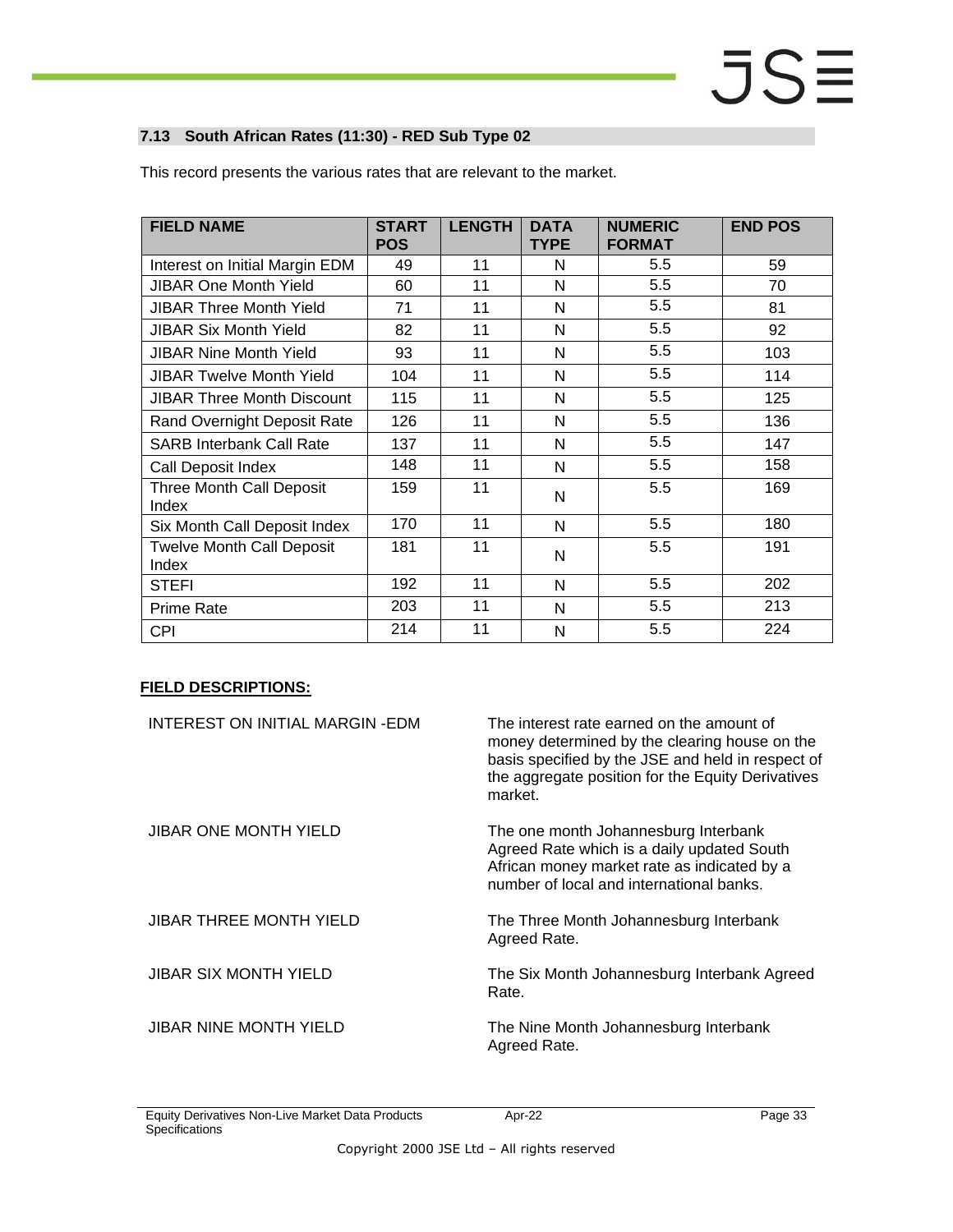### 7.13 South African Rates (11:30) - RED Sub Type 02

This record presents the various rates that are relevant to the market.

| FIELD NAME | START POS | LENGTH | DATA TYPE | NUMERIC FORMAT | END POS |
|---|---|---|---|---|---|
| Interest on Initial Margin EDM | 49 | 11 | N | 5.5 | 59 |
| JIBAR One Month Yield | 60 | 11 | N | 5.5 | 70 |
| JIBAR Three Month Yield | 71 | 11 | N | 5.5 | 81 |
| JIBAR Six Month Yield | 82 | 11 | N | 5.5 | 92 |
| JIBAR Nine Month Yield | 93 | 11 | N | 5.5 | 103 |
| JIBAR Twelve Month Yield | 104 | 11 | N | 5.5 | 114 |
| JIBAR Three Month Discount | 115 | 11 | N | 5.5 | 125 |
| Rand Overnight Deposit Rate | 126 | 11 | N | 5.5 | 136 |
| SARB Interbank Call Rate | 137 | 11 | N | 5.5 | 147 |
| Call Deposit Index | 148 | 11 | N | 5.5 | 158 |
| Three Month Call Deposit Index | 159 | 11 | N | 5.5 | 169 |
| Six Month Call Deposit Index | 170 | 11 | N | 5.5 | 180 |
| Twelve Month Call Deposit Index | 181 | 11 | N | 5.5 | 191 |
| STEFI | 192 | 11 | N | 5.5 | 202 |
| Prime Rate | 203 | 11 | N | 5.5 | 213 |
| CPI | 214 | 11 | N | 5.5 | 224 |

**FIELD DESCRIPTIONS:**

| | |
|---|---|
| INTEREST ON INITIAL MARGIN -EDM | The interest rate earned on the amount of money determined by the clearing house on the basis specified by the JSE and held in respect of the aggregate position for the Equity Derivatives market. |
| JIBAR ONE MONTH YIELD | The one month Johannesburg Interbank Agreed Rate which is a daily updated South African money market rate as indicated by a number of local and international banks. |
| JIBAR THREE MONTH YIELD | The Three Month Johannesburg Interbank Agreed Rate. |
| JIBAR SIX MONTH YIELD | The Six Month Johannesburg Interbank Agreed Rate. |
| JIBAR NINE MONTH YIELD | The Nine Month Johannesburg Interbank Agreed Rate. |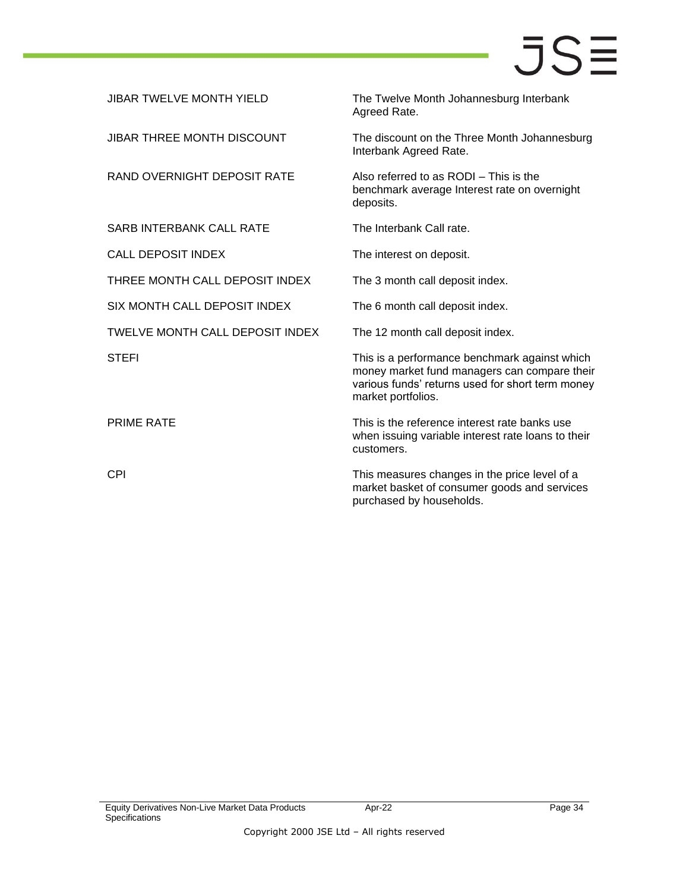| | |
|---|---|
| JIBAR TWELVE MONTH YIELD | The Twelve Month Johannesburg Interbank Agreed Rate. |
| JIBAR THREE MONTH DISCOUNT | The discount on the Three Month Johannesburg Interbank Agreed Rate. |
| RAND OVERNIGHT DEPOSIT RATE | Also referred to as RODI – This is the benchmark average Interest rate on overnight deposits. |
| SARB INTERBANK CALL RATE | The Interbank Call rate. |
| CALL DEPOSIT INDEX | The interest on deposit. |
| THREE MONTH CALL DEPOSIT INDEX | The 3 month call deposit index. |
| SIX MONTH CALL DEPOSIT INDEX | The 6 month call deposit index. |
| TWELVE MONTH CALL DEPOSIT INDEX | The 12 month call deposit index. |
| STEFI | This is a performance benchmark against which money market fund managers can compare their various funds' returns used for short term money market portfolios. |
| PRIME RATE | This is the reference interest rate banks use when issuing variable interest rate loans to their customers. |
| CPI | This measures changes in the price level of a market basket of consumer goods and services purchased by households. |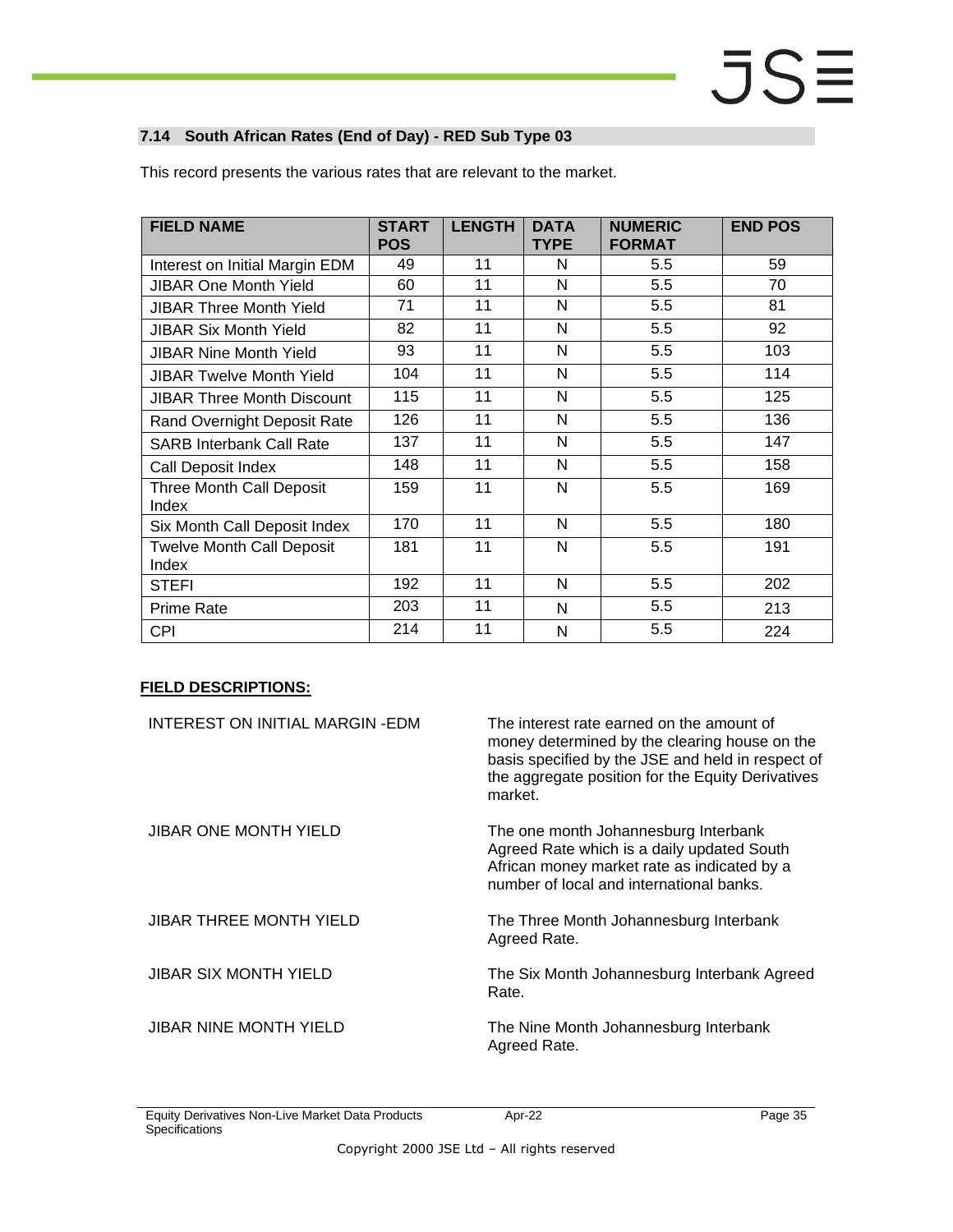### 7.14 South African Rates (End of Day) - RED Sub Type 03

This record presents the various rates that are relevant to the market.

| FIELD NAME | START POS | LENGTH | DATA TYPE | NUMERIC FORMAT | END POS |
|---|---|---|---|---|---|
| Interest on Initial Margin EDM | 49 | 11 | N | 5.5 | 59 |
| JIBAR One Month Yield | 60 | 11 | N | 5.5 | 70 |
| JIBAR Three Month Yield | 71 | 11 | N | 5.5 | 81 |
| JIBAR Six Month Yield | 82 | 11 | N | 5.5 | 92 |
| JIBAR Nine Month Yield | 93 | 11 | N | 5.5 | 103 |
| JIBAR Twelve Month Yield | 104 | 11 | N | 5.5 | 114 |
| JIBAR Three Month Discount | 115 | 11 | N | 5.5 | 125 |
| Rand Overnight Deposit Rate | 126 | 11 | N | 5.5 | 136 |
| SARB Interbank Call Rate | 137 | 11 | N | 5.5 | 147 |
| Call Deposit Index | 148 | 11 | N | 5.5 | 158 |
| Three Month Call Deposit Index | 159 | 11 | N | 5.5 | 169 |
| Six Month Call Deposit Index | 170 | 11 | N | 5.5 | 180 |
| Twelve Month Call Deposit Index | 181 | 11 | N | 5.5 | 191 |
| STEFI | 192 | 11 | N | 5.5 | 202 |
| Prime Rate | 203 | 11 | N | 5.5 | 213 |
| CPI | 214 | 11 | N | 5.5 | 224 |

**FIELD DESCRIPTIONS:**

| | |
|---|---|
| INTEREST ON INITIAL MARGIN -EDM | The interest rate earned on the amount of money determined by the clearing house on the basis specified by the JSE and held in respect of the aggregate position for the Equity Derivatives market. |
| JIBAR ONE MONTH YIELD | The one month Johannesburg Interbank Agreed Rate which is a daily updated South African money market rate as indicated by a number of local and international banks. |
| JIBAR THREE MONTH YIELD | The Three Month Johannesburg Interbank Agreed Rate. |
| JIBAR SIX MONTH YIELD | The Six Month Johannesburg Interbank Agreed Rate. |
| JIBAR NINE MONTH YIELD | The Nine Month Johannesburg Interbank Agreed Rate. |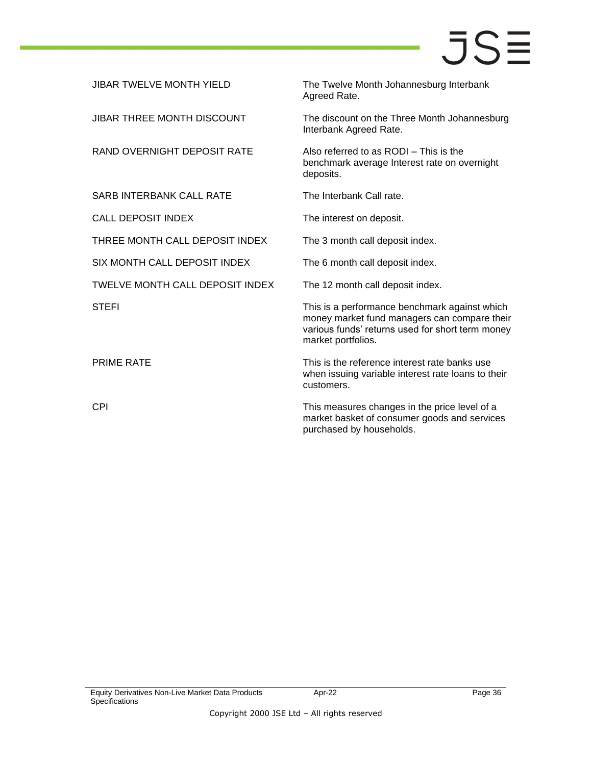| | |
|---|---|
| JIBAR TWELVE MONTH YIELD | The Twelve Month Johannesburg Interbank Agreed Rate. |
| JIBAR THREE MONTH DISCOUNT | The discount on the Three Month Johannesburg Interbank Agreed Rate. |
| RAND OVERNIGHT DEPOSIT RATE | Also referred to as RODI – This is the benchmark average Interest rate on overnight deposits. |
| SARB INTERBANK CALL RATE | The Interbank Call rate. |
| CALL DEPOSIT INDEX | The interest on deposit. |
| THREE MONTH CALL DEPOSIT INDEX | The 3 month call deposit index. |
| SIX MONTH CALL DEPOSIT INDEX | The 6 month call deposit index. |
| TWELVE MONTH CALL DEPOSIT INDEX | The 12 month call deposit index. |
| STEFI | This is a performance benchmark against which money market fund managers can compare their various funds' returns used for short term money market portfolios. |
| PRIME RATE | This is the reference interest rate banks use when issuing variable interest rate loans to their customers. |
| CPI | This measures changes in the price level of a market basket of consumer goods and services purchased by households. |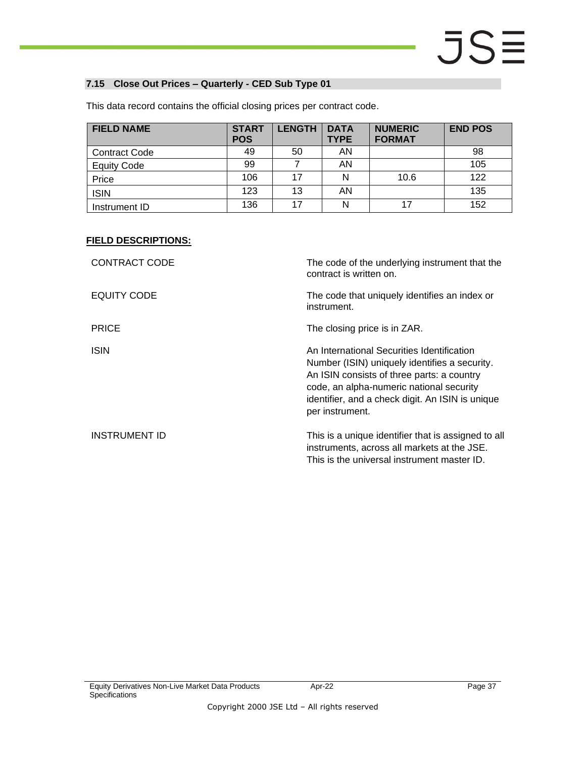## 7.15 Close Out Prices – Quarterly - CED Sub Type 01

This data record contains the official closing prices per contract code.

| FIELD NAME | START POS | LENGTH | DATA TYPE | NUMERIC FORMAT | END POS |
|---|---|---|---|---|---|
| Contract Code | 49 | 50 | AN | | 98 |
| Equity Code | 99 | 7 | AN | | 105 |
| Price | 106 | 17 | N | 10.6 | 122 |
| ISIN | 123 | 13 | AN | | 135 |
| Instrument ID | 136 | 17 | N | 17 | 152 |

**FIELD DESCRIPTIONS:**

| | |
|---|---|
| CONTRACT CODE | The code of the underlying instrument that the contract is written on. |
| EQUITY CODE | The code that uniquely identifies an index or instrument. |
| PRICE | The closing price is in ZAR. |
| ISIN | An International Securities Identification Number (ISIN) uniquely identifies a security. An ISIN consists of three parts: a country code, an alpha-numeric national security identifier, and a check digit. An ISIN is unique per instrument. |
| INSTRUMENT ID | This is a unique identifier that is assigned to all instruments, across all markets at the JSE. This is the universal instrument master ID. |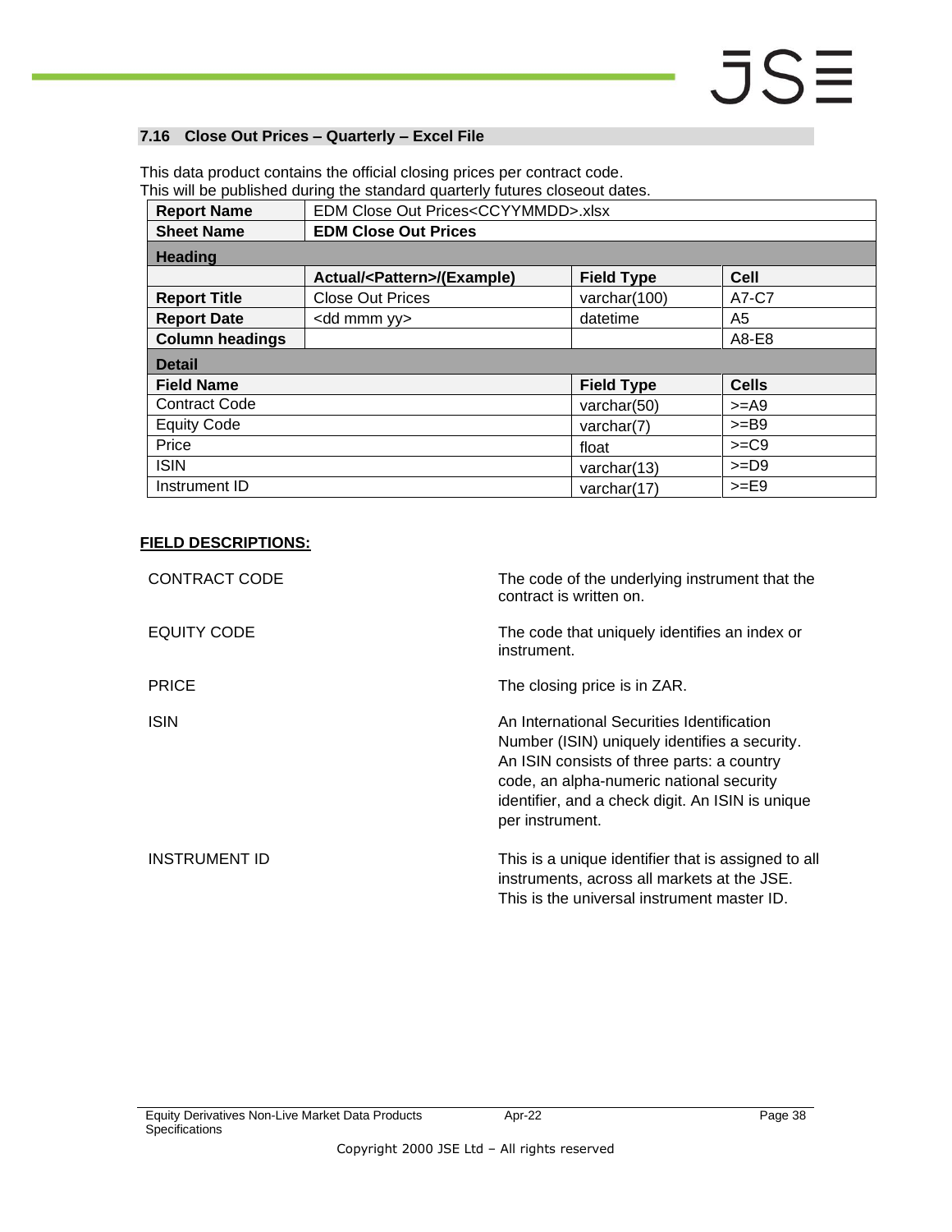## 7.16 Close Out Prices – Quarterly – Excel File

This data product contains the official closing prices per contract code.
This will be published during the standard quarterly futures closeout dates.

| | | | |
|---|---|---|---|
| **Report Name** | EDM Close Out Prices<CCYYMMDD>.xlsx | | |
| **Sheet Name** | **EDM Close Out Prices** | | |
| **Heading** | | | |
| | **Actual/<Pattern>/(Example)** | **Field Type** | **Cell** |
| **Report Title** | Close Out Prices | varchar(100) | A7-C7 |
| **Report Date** | <dd mmm yy> | datetime | A5 |
| **Column headings** | | | A8-E8 |
| **Detail** | | | |
| **Field Name** | | **Field Type** | **Cells** |
| Contract Code | | varchar(50) | >=A9 |
| Equity Code | | varchar(7) | >=B9 |
| Price | | float | >=C9 |
| ISIN | | varchar(13) | >=D9 |
| Instrument ID | | varchar(17) | >=E9 |

**FIELD DESCRIPTIONS:**

| | |
|---|---|
| CONTRACT CODE | The code of the underlying instrument that the contract is written on. |
| EQUITY CODE | The code that uniquely identifies an index or instrument. |
| PRICE | The closing price is in ZAR. |
| ISIN | An International Securities Identification Number (ISIN) uniquely identifies a security. An ISIN consists of three parts: a country code, an alpha-numeric national security identifier, and a check digit. An ISIN is unique per instrument. |
| INSTRUMENT ID | This is a unique identifier that is assigned to all instruments, across all markets at the JSE. This is the universal instrument master ID. |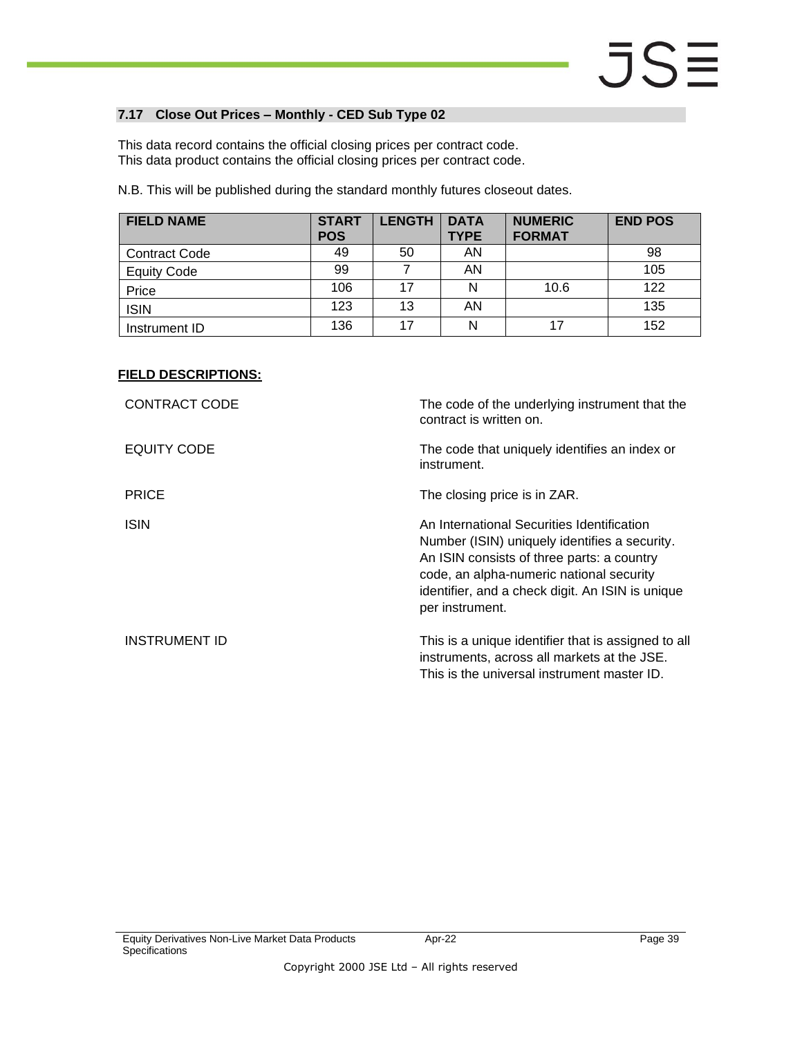### 7.17 Close Out Prices – Monthly - CED Sub Type 02

This data record contains the official closing prices per contract code.
This data product contains the official closing prices per contract code.

N.B. This will be published during the standard monthly futures closeout dates.

| FIELD NAME | START POS | LENGTH | DATA TYPE | NUMERIC FORMAT | END POS |
|---|---|---|---|---|---|
| Contract Code | 49 | 50 | AN | | 98 |
| Equity Code | 99 | 7 | AN | | 105 |
| Price | 106 | 17 | N | 10.6 | 122 |
| ISIN | 123 | 13 | AN | | 135 |
| Instrument ID | 136 | 17 | N | 17 | 152 |

**FIELD DESCRIPTIONS:**

| | |
|---|---|
| CONTRACT CODE | The code of the underlying instrument that the contract is written on. |
| EQUITY CODE | The code that uniquely identifies an index or instrument. |
| PRICE | The closing price is in ZAR. |
| ISIN | An International Securities Identification Number (ISIN) uniquely identifies a security. An ISIN consists of three parts: a country code, an alpha-numeric national security identifier, and a check digit. An ISIN is unique per instrument. |
| INSTRUMENT ID | This is a unique identifier that is assigned to all instruments, across all markets at the JSE. This is the universal instrument master ID. |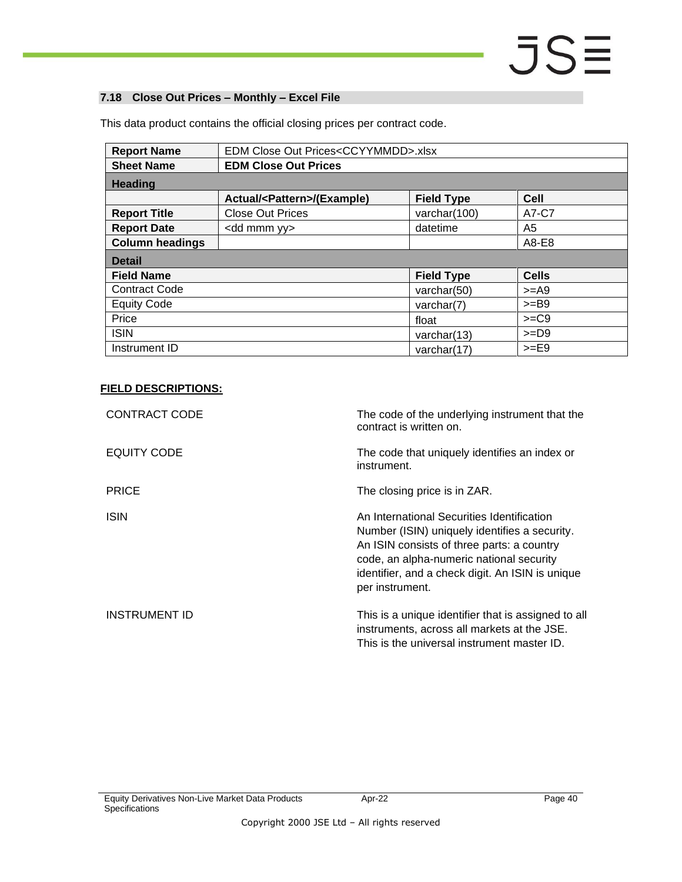### 7.18 Close Out Prices – Monthly – Excel File

This data product contains the official closing prices per contract code.

| **Report Name** | EDM Close Out Prices<CCYYMMDD>.xlsx | | |
|---|---|---|---|
| **Sheet Name** | **EDM Close Out Prices** | | |
| **Heading** | | | |
| | **Actual/<Pattern>/(Example)** | **Field Type** | **Cell** |
| **Report Title** | Close Out Prices | varchar(100) | A7-C7 |
| **Report Date** | <dd mmm yy> | datetime | A5 |
| **Column headings** | | | A8-E8 |
| **Detail** | | | |
| **Field Name** | | **Field Type** | **Cells** |
| Contract Code | | varchar(50) | >=A9 |
| Equity Code | | varchar(7) | >=B9 |
| Price | | float | >=C9 |
| ISIN | | varchar(13) | >=D9 |
| Instrument ID | | varchar(17) | >=E9 |

**FIELD DESCRIPTIONS:**

| | |
|---|---|
| CONTRACT CODE | The code of the underlying instrument that the contract is written on. |
| EQUITY CODE | The code that uniquely identifies an index or instrument. |
| PRICE | The closing price is in ZAR. |
| ISIN | An International Securities Identification Number (ISIN) uniquely identifies a security. An ISIN consists of three parts: a country code, an alpha-numeric national security identifier, and a check digit. An ISIN is unique per instrument. |
| INSTRUMENT ID | This is a unique identifier that is assigned to all instruments, across all markets at the JSE. This is the universal instrument master ID. |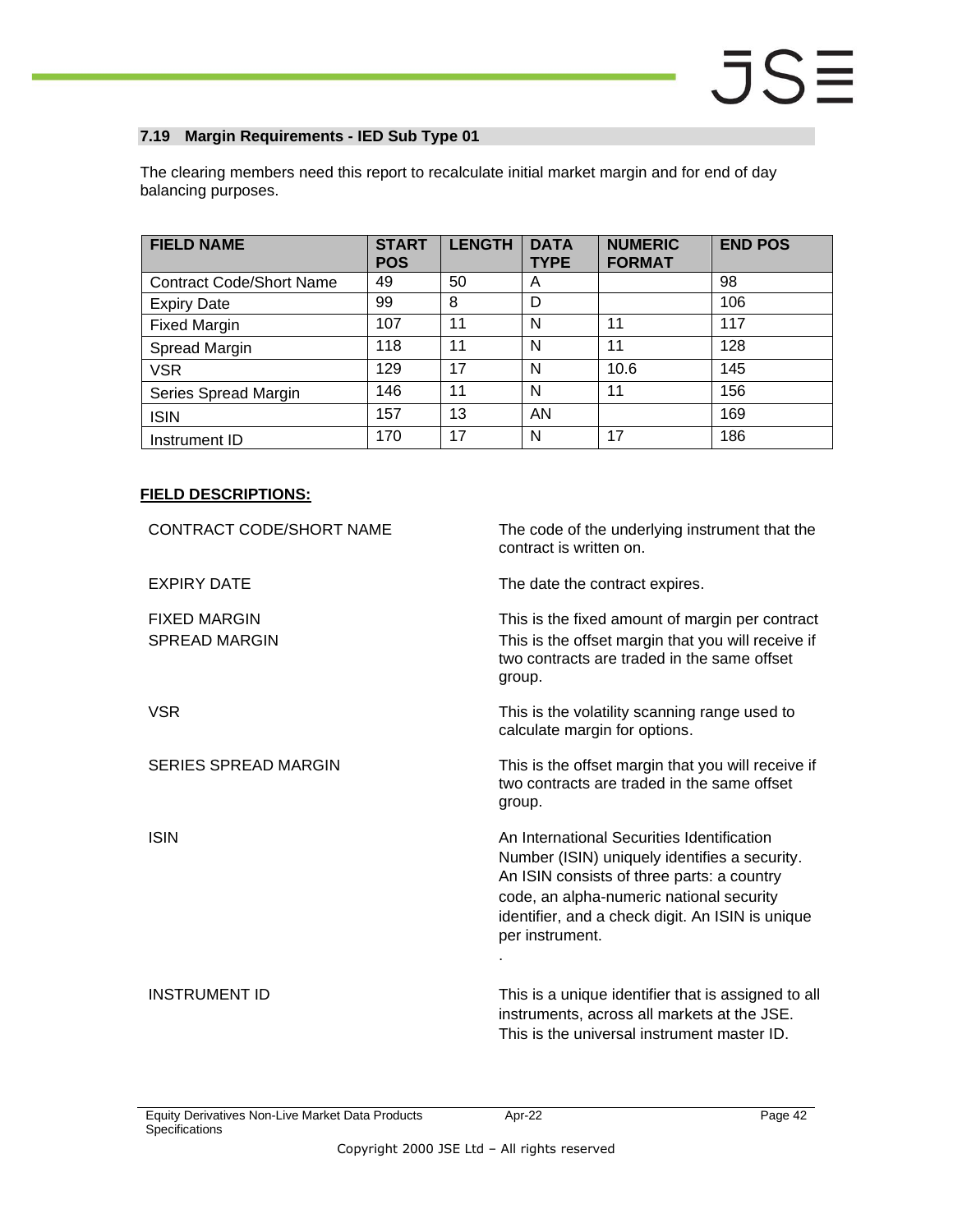### 7.19 Margin Requirements - IED Sub Type 01

The clearing members need this report to recalculate initial market margin and for end of day balancing purposes.

| FIELD NAME | START POS | LENGTH | DATA TYPE | NUMERIC FORMAT | END POS |
|---|---|---|---|---|---|
| Contract Code/Short Name | 49 | 50 | A | | 98 |
| Expiry Date | 99 | 8 | D | | 106 |
| Fixed Margin | 107 | 11 | N | 11 | 117 |
| Spread Margin | 118 | 11 | N | 11 | 128 |
| VSR | 129 | 17 | N | 10.6 | 145 |
| Series Spread Margin | 146 | 11 | N | 11 | 156 |
| ISIN | 157 | 13 | AN | | 169 |
| Instrument ID | 170 | 17 | N | 17 | 186 |

**FIELD DESCRIPTIONS:**

| | |
|---|---|
| CONTRACT CODE/SHORT NAME | The code of the underlying instrument that the contract is written on. |
| EXPIRY DATE | The date the contract expires. |
| FIXED MARGIN | This is the fixed amount of margin per contract |
| SPREAD MARGIN | This is the offset margin that you will receive if two contracts are traded in the same offset group. |
| VSR | This is the volatility scanning range used to calculate margin for options. |
| SERIES SPREAD MARGIN | This is the offset margin that you will receive if two contracts are traded in the same offset group. |
| ISIN | An International Securities Identification Number (ISIN) uniquely identifies a security. An ISIN consists of three parts: a country code, an alpha-numeric national security identifier, and a check digit. An ISIN is unique per instrument. . |
| INSTRUMENT ID | This is a unique identifier that is assigned to all instruments, across all markets at the JSE. This is the universal instrument master ID. |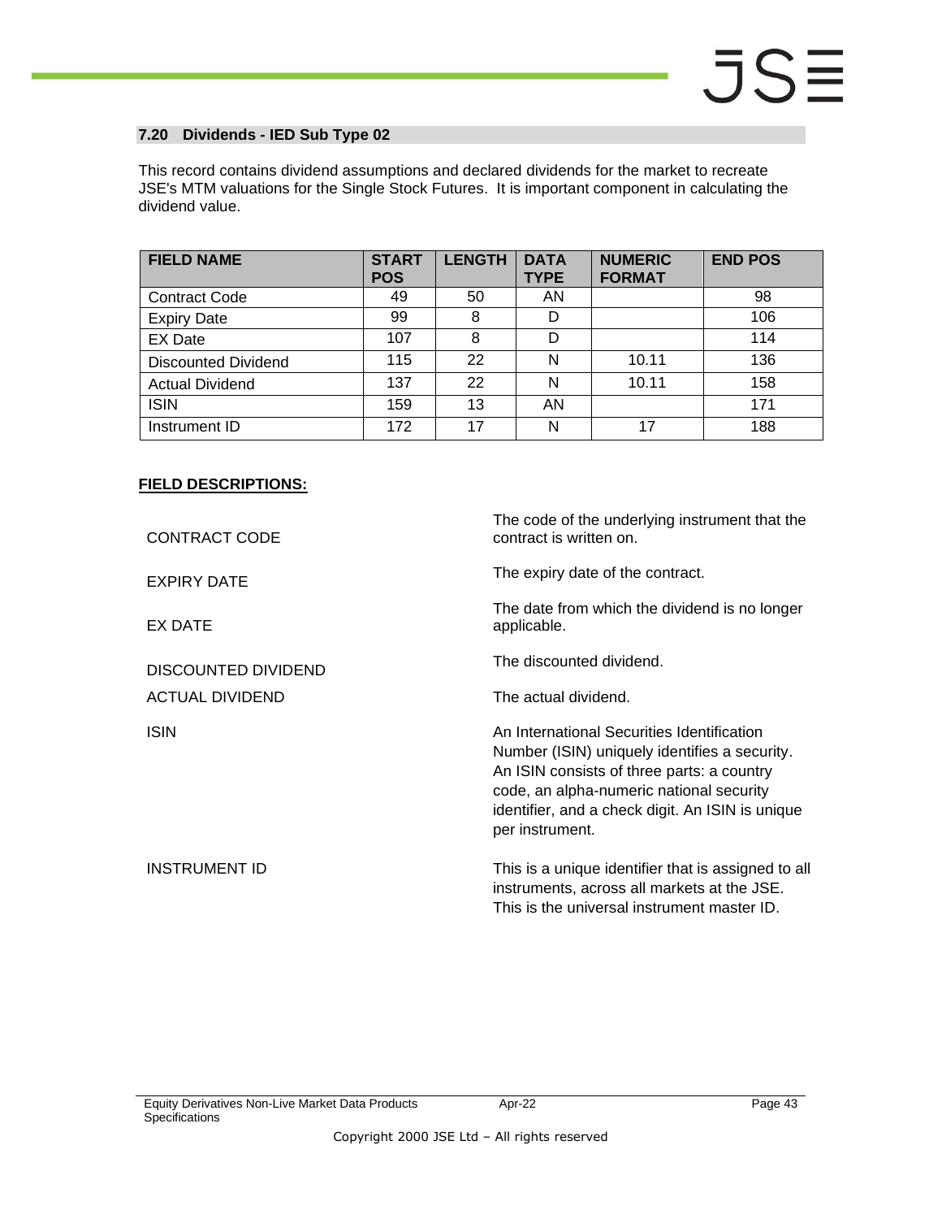### 7.20 Dividends - IED Sub Type 02

This record contains dividend assumptions and declared dividends for the market to recreate JSE's MTM valuations for the Single Stock Futures. It is important component in calculating the dividend value.

| FIELD NAME | START POS | LENGTH | DATA TYPE | NUMERIC FORMAT | END POS |
|---|---|---|---|---|---|
| Contract Code | 49 | 50 | AN | | 98 |
| Expiry Date | 99 | 8 | D | | 106 |
| EX Date | 107 | 8 | D | | 114 |
| Discounted Dividend | 115 | 22 | N | 10.11 | 136 |
| Actual Dividend | 137 | 22 | N | 10.11 | 158 |
| ISIN | 159 | 13 | AN | | 171 |
| Instrument ID | 172 | 17 | N | 17 | 188 |

**FIELD DESCRIPTIONS:**

| | |
|---|---|
| CONTRACT CODE | The code of the underlying instrument that the contract is written on. |
| EXPIRY DATE | The expiry date of the contract. |
| EX DATE | The date from which the dividend is no longer applicable. |
| DISCOUNTED DIVIDEND | The discounted dividend. |
| ACTUAL DIVIDEND | The actual dividend. |
| ISIN | An International Securities Identification Number (ISIN) uniquely identifies a security. An ISIN consists of three parts: a country code, an alpha-numeric national security identifier, and a check digit. An ISIN is unique per instrument. |
| INSTRUMENT ID | This is a unique identifier that is assigned to all instruments, across all markets at the JSE. This is the universal instrument master ID. |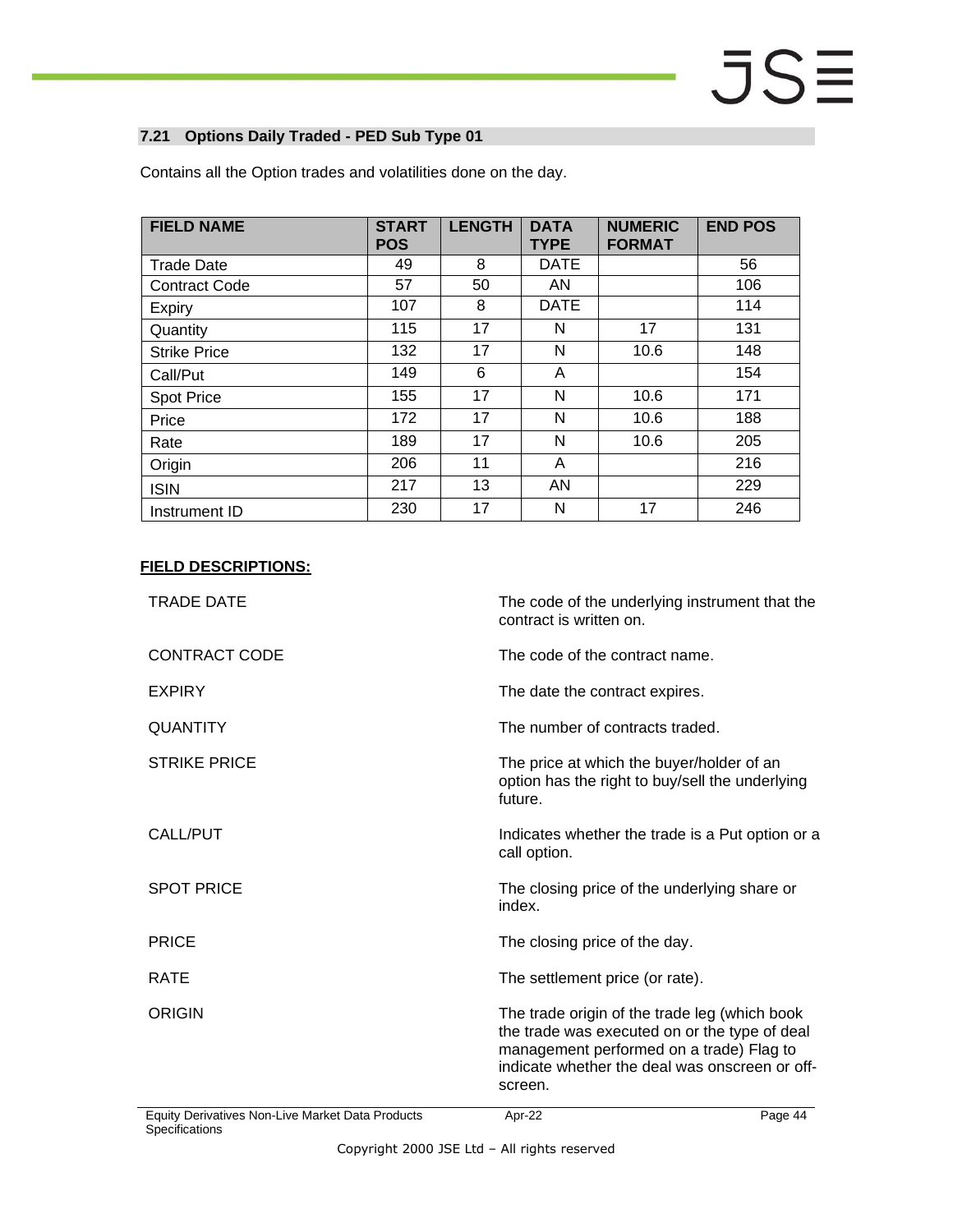## 7.21 Options Daily Traded - PED Sub Type 01

Contains all the Option trades and volatilities done on the day.

| FIELD NAME | START POS | LENGTH | DATA TYPE | NUMERIC FORMAT | END POS |
|---|---|---|---|---|---|
| Trade Date | 49 | 8 | DATE | | 56 |
| Contract Code | 57 | 50 | AN | | 106 |
| Expiry | 107 | 8 | DATE | | 114 |
| Quantity | 115 | 17 | N | 17 | 131 |
| Strike Price | 132 | 17 | N | 10.6 | 148 |
| Call/Put | 149 | 6 | A | | 154 |
| Spot Price | 155 | 17 | N | 10.6 | 171 |
| Price | 172 | 17 | N | 10.6 | 188 |
| Rate | 189 | 17 | N | 10.6 | 205 |
| Origin | 206 | 11 | A | | 216 |
| ISIN | 217 | 13 | AN | | 229 |
| Instrument ID | 230 | 17 | N | 17 | 246 |

**FIELD DESCRIPTIONS:**

| | |
|---|---|
| TRADE DATE | The code of the underlying instrument that the contract is written on. |
| CONTRACT CODE | The code of the contract name. |
| EXPIRY | The date the contract expires. |
| QUANTITY | The number of contracts traded. |
| STRIKE PRICE | The price at which the buyer/holder of an option has the right to buy/sell the underlying future. |
| CALL/PUT | Indicates whether the trade is a Put option or a call option. |
| SPOT PRICE | The closing price of the underlying share or index. |
| PRICE | The closing price of the day. |
| RATE | The settlement price (or rate). |
| ORIGIN | The trade origin of the trade leg (which book the trade was executed on or the type of deal management performed on a trade) Flag to indicate whether the deal was onscreen or off-screen. |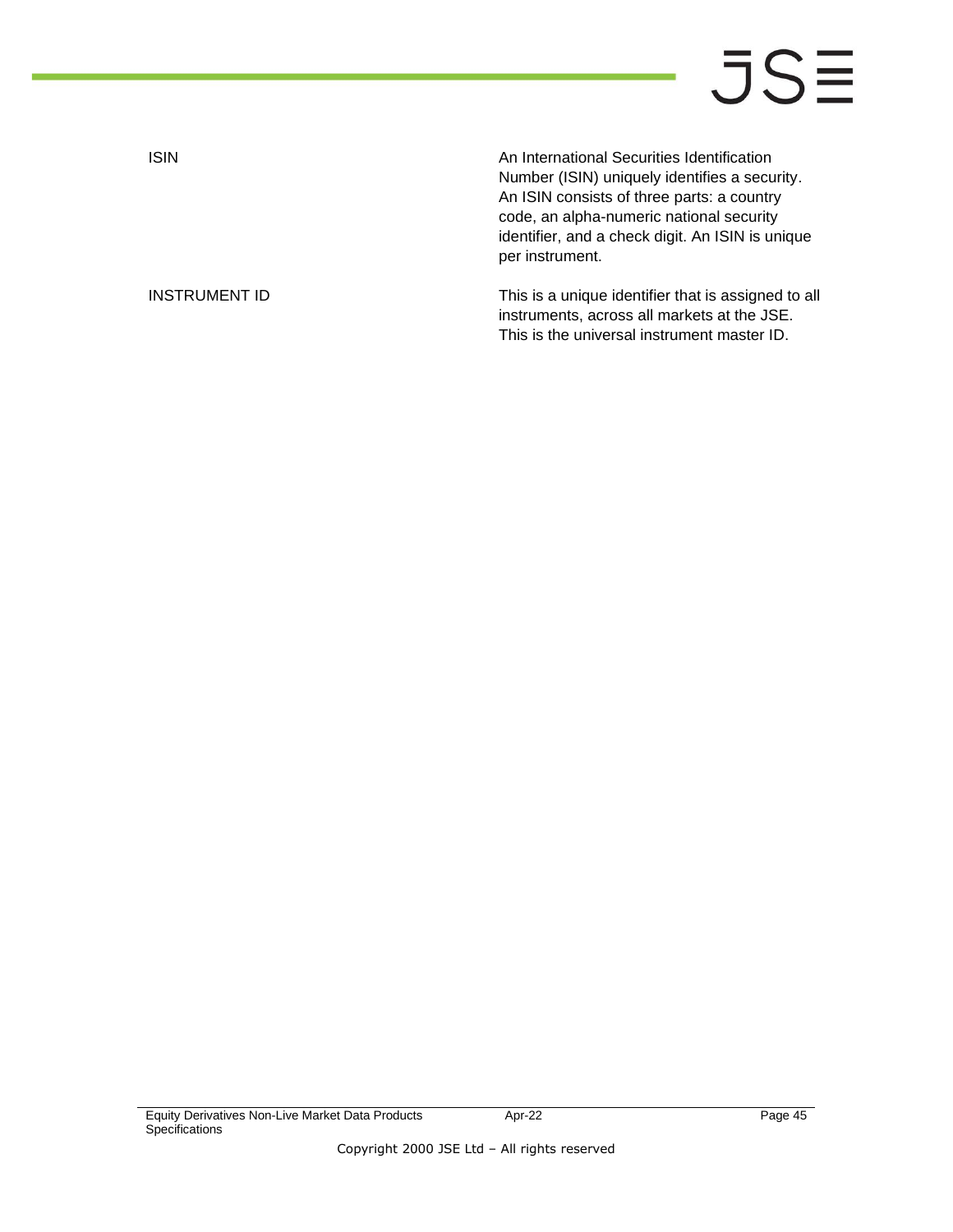| | |
|---|---|
| ISIN | An International Securities Identification Number (ISIN) uniquely identifies a security. An ISIN consists of three parts: a country code, an alpha-numeric national security identifier, and a check digit. An ISIN is unique per instrument. |
| INSTRUMENT ID | This is a unique identifier that is assigned to all instruments, across all markets at the JSE. This is the universal instrument master ID. |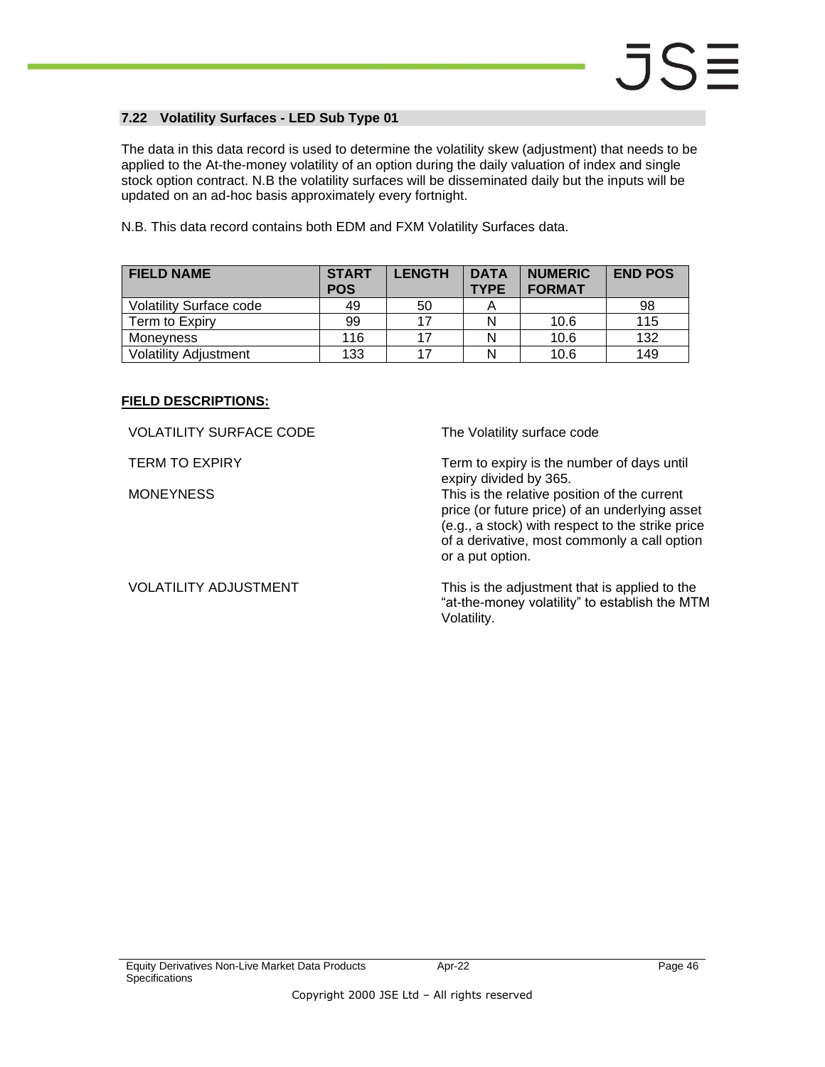## 7.22 Volatility Surfaces - LED Sub Type 01

The data in this data record is used to determine the volatility skew (adjustment) that needs to be applied to the At-the-money volatility of an option during the daily valuation of index and single stock option contract. N.B the volatility surfaces will be disseminated daily but the inputs will be updated on an ad-hoc basis approximately every fortnight.

N.B. This data record contains both EDM and FXM Volatility Surfaces data.

| FIELD NAME | START POS | LENGTH | DATA TYPE | NUMERIC FORMAT | END POS |
|---|---|---|---|---|---|
| Volatility Surface code | 49 | 50 | A | | 98 |
| Term to Expiry | 99 | 17 | N | 10.6 | 115 |
| Moneyness | 116 | 17 | N | 10.6 | 132 |
| Volatility Adjustment | 133 | 17 | N | 10.6 | 149 |

**FIELD DESCRIPTIONS:**

| | |
|---|---|
| VOLATILITY SURFACE CODE | The Volatility surface code |
| TERM TO EXPIRY | Term to expiry is the number of days until expiry divided by 365. |
| MONEYNESS | This is the relative position of the current price (or future price) of an underlying asset (e.g., a stock) with respect to the strike price of a derivative, most commonly a call option or a put option. |
| VOLATILITY ADJUSTMENT | This is the adjustment that is applied to the "at-the-money volatility" to establish the MTM Volatility. |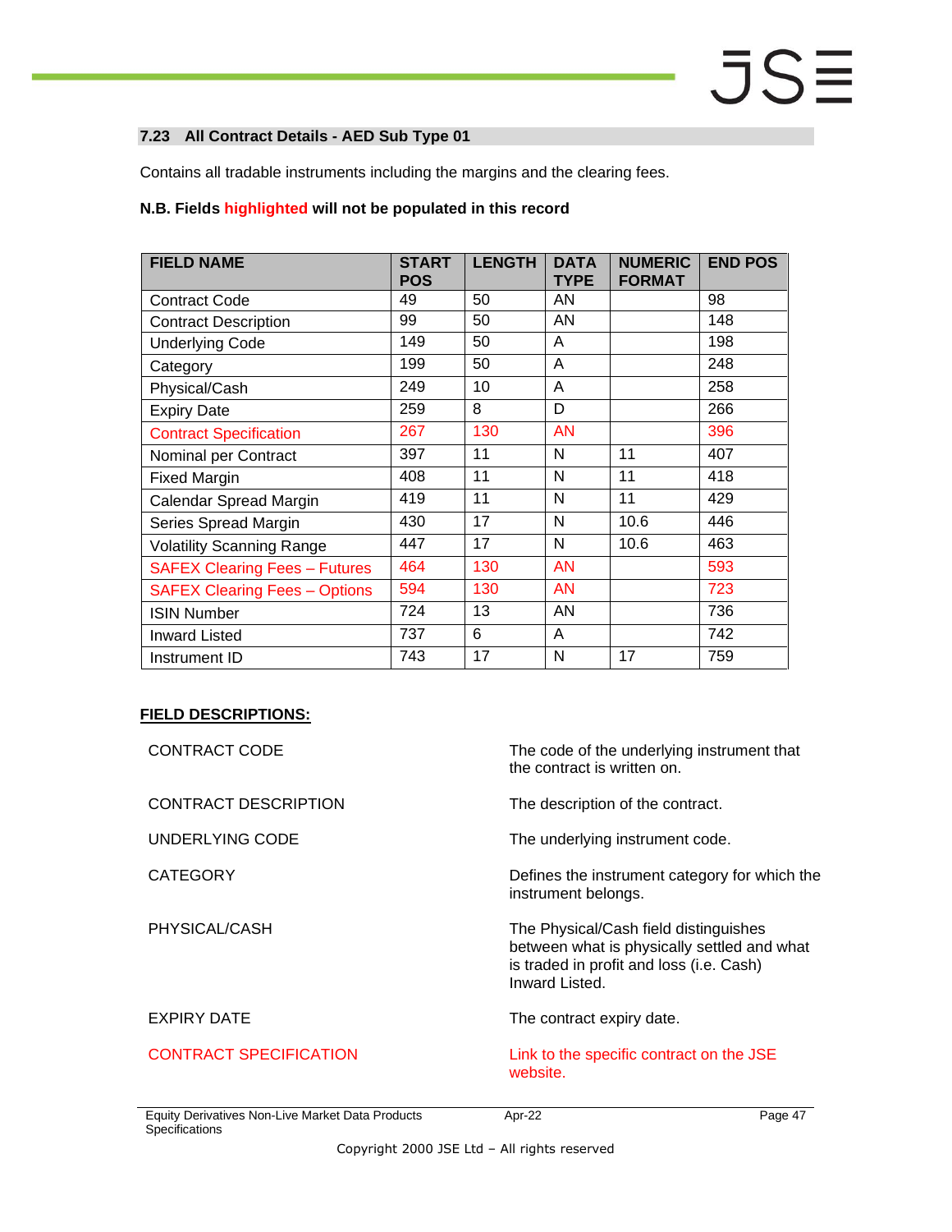## 7.23 All Contract Details - AED Sub Type 01

Contains all tradable instruments including the margins and the clearing fees.

**N.B. Fields highlighted will not be populated in this record**

| FIELD NAME | START POS | LENGTH | DATA TYPE | NUMERIC FORMAT | END POS |
|---|---|---|---|---|---|
| Contract Code | 49 | 50 | AN | | 98 |
| Contract Description | 99 | 50 | AN | | 148 |
| Underlying Code | 149 | 50 | A | | 198 |
| Category | 199 | 50 | A | | 248 |
| Physical/Cash | 249 | 10 | A | | 258 |
| Expiry Date | 259 | 8 | D | | 266 |
| Contract Specification | 267 | 130 | AN | | 396 |
| Nominal per Contract | 397 | 11 | N | 11 | 407 |
| Fixed Margin | 408 | 11 | N | 11 | 418 |
| Calendar Spread Margin | 419 | 11 | N | 11 | 429 |
| Series Spread Margin | 430 | 17 | N | 10.6 | 446 |
| Volatility Scanning Range | 447 | 17 | N | 10.6 | 463 |
| SAFEX Clearing Fees – Futures | 464 | 130 | AN | | 593 |
| SAFEX Clearing Fees – Options | 594 | 130 | AN | | 723 |
| ISIN Number | 724 | 13 | AN | | 736 |
| Inward Listed | 737 | 6 | A | | 742 |
| Instrument ID | 743 | 17 | N | 17 | 759 |

**FIELD DESCRIPTIONS:**

| | |
|---|---|
| CONTRACT CODE | The code of the underlying instrument that the contract is written on. |
| CONTRACT DESCRIPTION | The description of the contract. |
| UNDERLYING CODE | The underlying instrument code. |
| CATEGORY | Defines the instrument category for which the instrument belongs. |
| PHYSICAL/CASH | The Physical/Cash field distinguishes between what is physically settled and what is traded in profit and loss (i.e. Cash) Inward Listed. |
| EXPIRY DATE | The contract expiry date. |
| CONTRACT SPECIFICATION | Link to the specific contract on the JSE website. |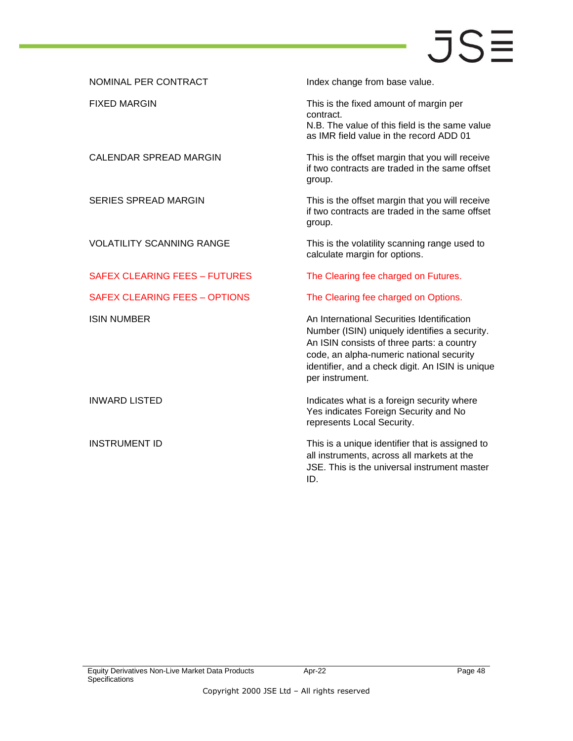| | |
|---|---|
| NOMINAL PER CONTRACT | Index change from base value. |
| FIXED MARGIN | This is the fixed amount of margin per contract.<br>N.B. The value of this field is the same value as IMR field value in the record ADD 01 |
| CALENDAR SPREAD MARGIN | This is the offset margin that you will receive if two contracts are traded in the same offset group. |
| SERIES SPREAD MARGIN | This is the offset margin that you will receive if two contracts are traded in the same offset group. |
| VOLATILITY SCANNING RANGE | This is the volatility scanning range used to calculate margin for options. |
| SAFEX CLEARING FEES – FUTURES | The Clearing fee charged on Futures. |
| SAFEX CLEARING FEES – OPTIONS | The Clearing fee charged on Options. |
| ISIN NUMBER | An International Securities Identification Number (ISIN) uniquely identifies a security. An ISIN consists of three parts: a country code, an alpha-numeric national security identifier, and a check digit. An ISIN is unique per instrument. |
| INWARD LISTED | Indicates what is a foreign security where Yes indicates Foreign Security and No represents Local Security. |
| INSTRUMENT ID | This is a unique identifier that is assigned to all instruments, across all markets at the JSE. This is the universal instrument master ID. |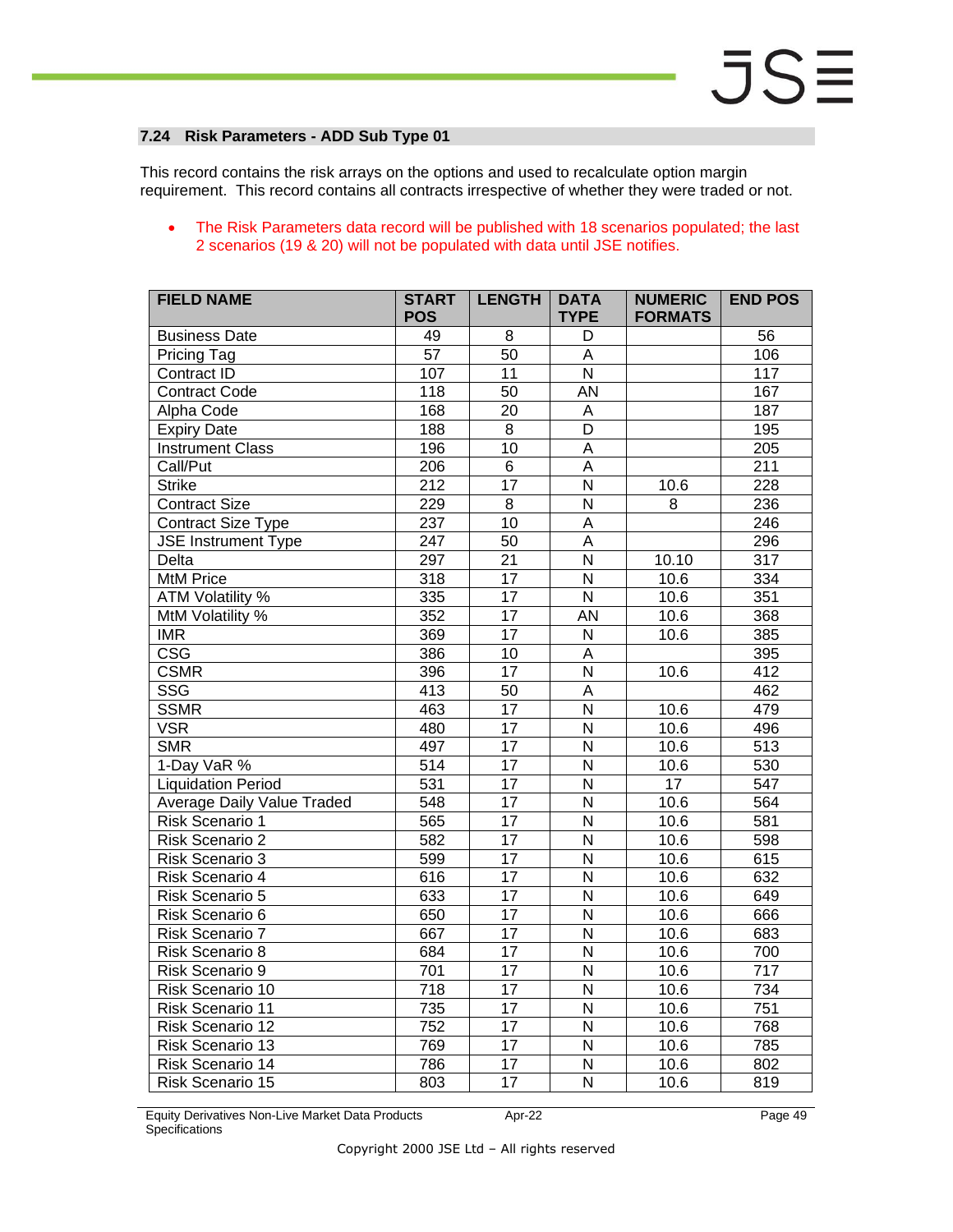### 7.24 Risk Parameters - ADD Sub Type 01

This record contains the risk arrays on the options and used to recalculate option margin requirement. This record contains all contracts irrespective of whether they were traded or not.

- The Risk Parameters data record will be published with 18 scenarios populated; the last 2 scenarios (19 & 20) will not be populated with data until JSE notifies.

| FIELD NAME | START POS | LENGTH | DATA TYPE | NUMERIC FORMATS | END POS |
|---|---|---|---|---|---|
| Business Date | 49 | 8 | D | | 56 |
| Pricing Tag | 57 | 50 | A | | 106 |
| Contract ID | 107 | 11 | N | | 117 |
| Contract Code | 118 | 50 | AN | | 167 |
| Alpha Code | 168 | 20 | A | | 187 |
| Expiry Date | 188 | 8 | D | | 195 |
| Instrument Class | 196 | 10 | A | | 205 |
| Call/Put | 206 | 6 | A | | 211 |
| Strike | 212 | 17 | N | 10.6 | 228 |
| Contract Size | 229 | 8 | N | 8 | 236 |
| Contract Size Type | 237 | 10 | A | | 246 |
| JSE Instrument Type | 247 | 50 | A | | 296 |
| Delta | 297 | 21 | N | 10.10 | 317 |
| MtM Price | 318 | 17 | N | 10.6 | 334 |
| ATM Volatility % | 335 | 17 | N | 10.6 | 351 |
| MtM Volatility % | 352 | 17 | AN | 10.6 | 368 |
| IMR | 369 | 17 | N | 10.6 | 385 |
| CSG | 386 | 10 | A | | 395 |
| CSMR | 396 | 17 | N | 10.6 | 412 |
| SSG | 413 | 50 | A | | 462 |
| SSMR | 463 | 17 | N | 10.6 | 479 |
| VSR | 480 | 17 | N | 10.6 | 496 |
| SMR | 497 | 17 | N | 10.6 | 513 |
| 1-Day VaR % | 514 | 17 | N | 10.6 | 530 |
| Liquidation Period | 531 | 17 | N | 17 | 547 |
| Average Daily Value Traded | 548 | 17 | N | 10.6 | 564 |
| Risk Scenario 1 | 565 | 17 | N | 10.6 | 581 |
| Risk Scenario 2 | 582 | 17 | N | 10.6 | 598 |
| Risk Scenario 3 | 599 | 17 | N | 10.6 | 615 |
| Risk Scenario 4 | 616 | 17 | N | 10.6 | 632 |
| Risk Scenario 5 | 633 | 17 | N | 10.6 | 649 |
| Risk Scenario 6 | 650 | 17 | N | 10.6 | 666 |
| Risk Scenario 7 | 667 | 17 | N | 10.6 | 683 |
| Risk Scenario 8 | 684 | 17 | N | 10.6 | 700 |
| Risk Scenario 9 | 701 | 17 | N | 10.6 | 717 |
| Risk Scenario 10 | 718 | 17 | N | 10.6 | 734 |
| Risk Scenario 11 | 735 | 17 | N | 10.6 | 751 |
| Risk Scenario 12 | 752 | 17 | N | 10.6 | 768 |
| Risk Scenario 13 | 769 | 17 | N | 10.6 | 785 |
| Risk Scenario 14 | 786 | 17 | N | 10.6 | 802 |
| Risk Scenario 15 | 803 | 17 | N | 10.6 | 819 |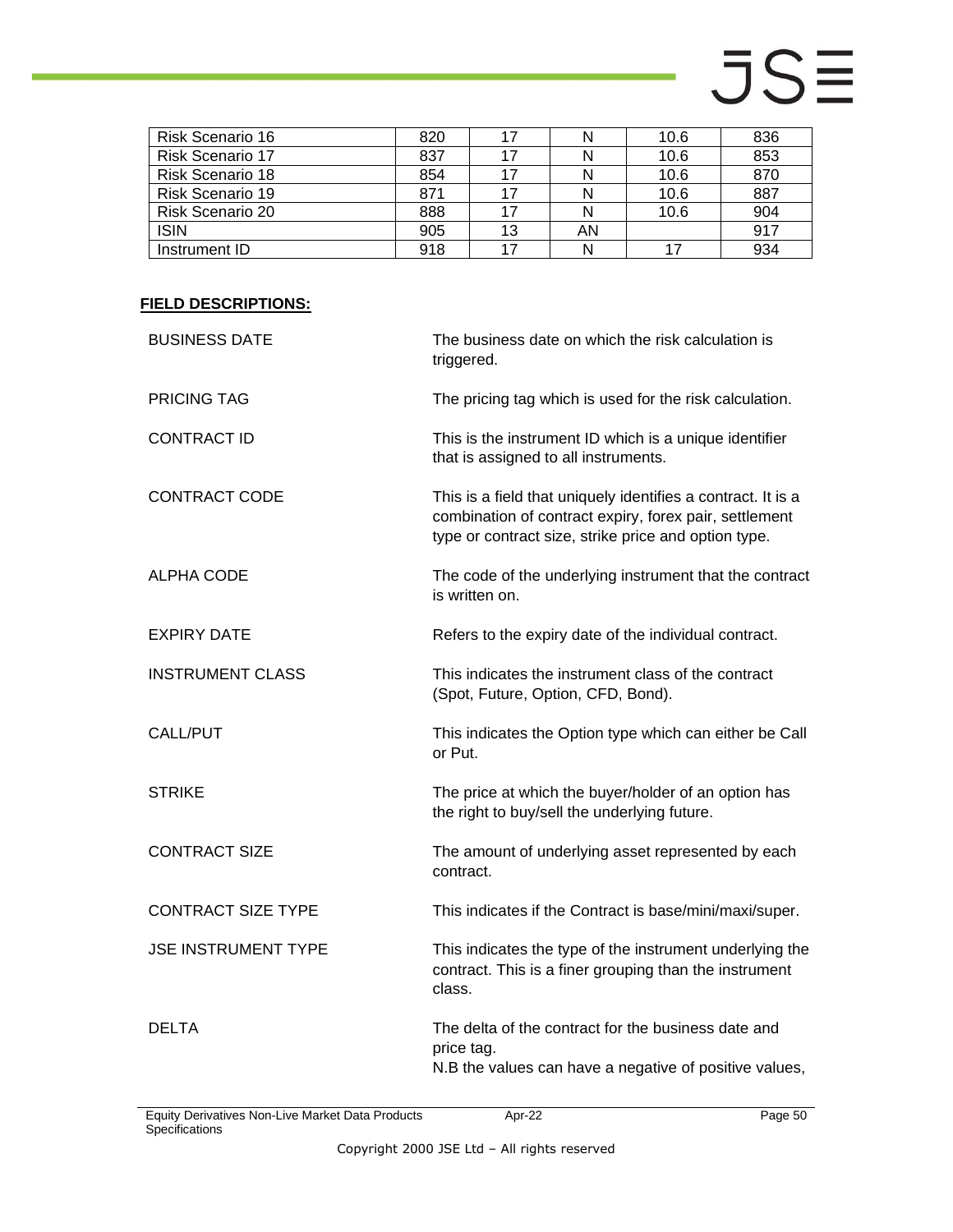| Risk Scenario 16 | 820 | 17 | N | 10.6 | 836 |
|---|---|---|---|---|---|
| Risk Scenario 17 | 837 | 17 | N | 10.6 | 853 |
| Risk Scenario 18 | 854 | 17 | N | 10.6 | 870 |
| Risk Scenario 19 | 871 | 17 | N | 10.6 | 887 |
| Risk Scenario 20 | 888 | 17 | N | 10.6 | 904 |
| ISIN | 905 | 13 | AN | | 917 |
| Instrument ID | 918 | 17 | N | 17 | 934 |

**FIELD DESCRIPTIONS:**

| | |
|---|---|
| BUSINESS DATE | The business date on which the risk calculation is triggered. |
| PRICING TAG | The pricing tag which is used for the risk calculation. |
| CONTRACT ID | This is the instrument ID which is a unique identifier that is assigned to all instruments. |
| CONTRACT CODE | This is a field that uniquely identifies a contract. It is a combination of contract expiry, forex pair, settlement type or contract size, strike price and option type. |
| ALPHA CODE | The code of the underlying instrument that the contract is written on. |
| EXPIRY DATE | Refers to the expiry date of the individual contract. |
| INSTRUMENT CLASS | This indicates the instrument class of the contract (Spot, Future, Option, CFD, Bond). |
| CALL/PUT | This indicates the Option type which can either be Call or Put. |
| STRIKE | The price at which the buyer/holder of an option has the right to buy/sell the underlying future. |
| CONTRACT SIZE | The amount of underlying asset represented by each contract. |
| CONTRACT SIZE TYPE | This indicates if the Contract is base/mini/maxi/super. |
| JSE INSTRUMENT TYPE | This indicates the type of the instrument underlying the contract. This is a finer grouping than the instrument class. |
| DELTA | The delta of the contract for the business date and price tag. N.B the values can have a negative of positive values, |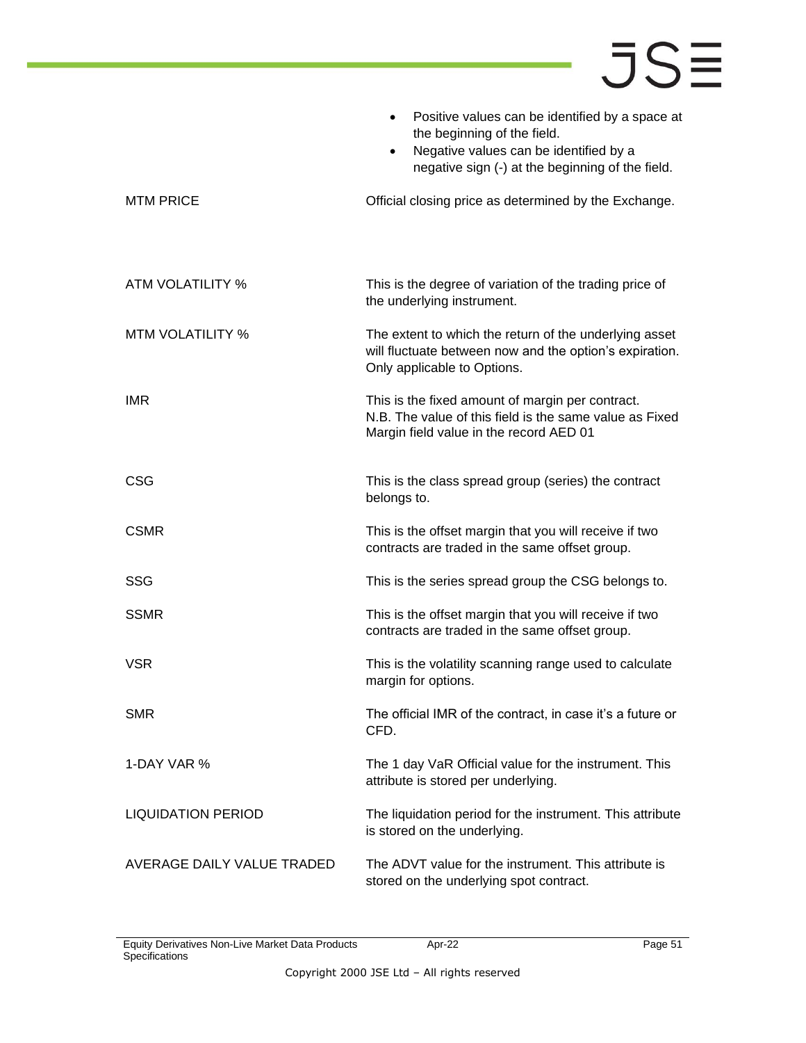| | |
|---|---|
| | • Positive values can be identified by a space at the beginning of the field.<br>• Negative values can be identified by a negative sign (-) at the beginning of the field. |
| MTM PRICE | Official closing price as determined by the Exchange. |
| ATM VOLATILITY % | This is the degree of variation of the trading price of the underlying instrument. |
| MTM VOLATILITY % | The extent to which the return of the underlying asset will fluctuate between now and the option's expiration. Only applicable to Options. |
| IMR | This is the fixed amount of margin per contract. N.B. The value of this field is the same value as Fixed Margin field value in the record AED 01 |
| CSG | This is the class spread group (series) the contract belongs to. |
| CSMR | This is the offset margin that you will receive if two contracts are traded in the same offset group. |
| SSG | This is the series spread group the CSG belongs to. |
| SSMR | This is the offset margin that you will receive if two contracts are traded in the same offset group. |
| VSR | This is the volatility scanning range used to calculate margin for options. |
| SMR | The official IMR of the contract, in case it's a future or CFD. |
| 1-DAY VAR % | The 1 day VaR Official value for the instrument. This attribute is stored per underlying. |
| LIQUIDATION PERIOD | The liquidation period for the instrument. This attribute is stored on the underlying. |
| AVERAGE DAILY VALUE TRADED | The ADVT value for the instrument. This attribute is stored on the underlying spot contract. |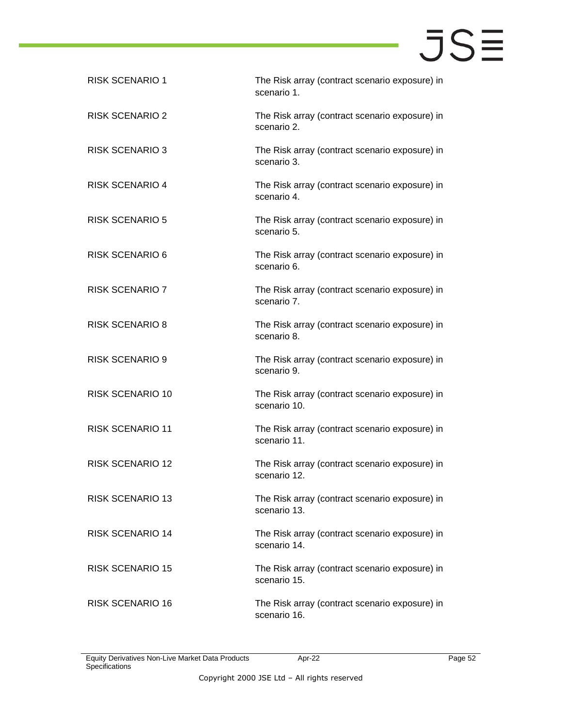| | |
|---|---|
| RISK SCENARIO 1 | The Risk array (contract scenario exposure) in scenario 1. |
| RISK SCENARIO 2 | The Risk array (contract scenario exposure) in scenario 2. |
| RISK SCENARIO 3 | The Risk array (contract scenario exposure) in scenario 3. |
| RISK SCENARIO 4 | The Risk array (contract scenario exposure) in scenario 4. |
| RISK SCENARIO 5 | The Risk array (contract scenario exposure) in scenario 5. |
| RISK SCENARIO 6 | The Risk array (contract scenario exposure) in scenario 6. |
| RISK SCENARIO 7 | The Risk array (contract scenario exposure) in scenario 7. |
| RISK SCENARIO 8 | The Risk array (contract scenario exposure) in scenario 8. |
| RISK SCENARIO 9 | The Risk array (contract scenario exposure) in scenario 9. |
| RISK SCENARIO 10 | The Risk array (contract scenario exposure) in scenario 10. |
| RISK SCENARIO 11 | The Risk array (contract scenario exposure) in scenario 11. |
| RISK SCENARIO 12 | The Risk array (contract scenario exposure) in scenario 12. |
| RISK SCENARIO 13 | The Risk array (contract scenario exposure) in scenario 13. |
| RISK SCENARIO 14 | The Risk array (contract scenario exposure) in scenario 14. |
| RISK SCENARIO 15 | The Risk array (contract scenario exposure) in scenario 15. |
| RISK SCENARIO 16 | The Risk array (contract scenario exposure) in scenario 16. |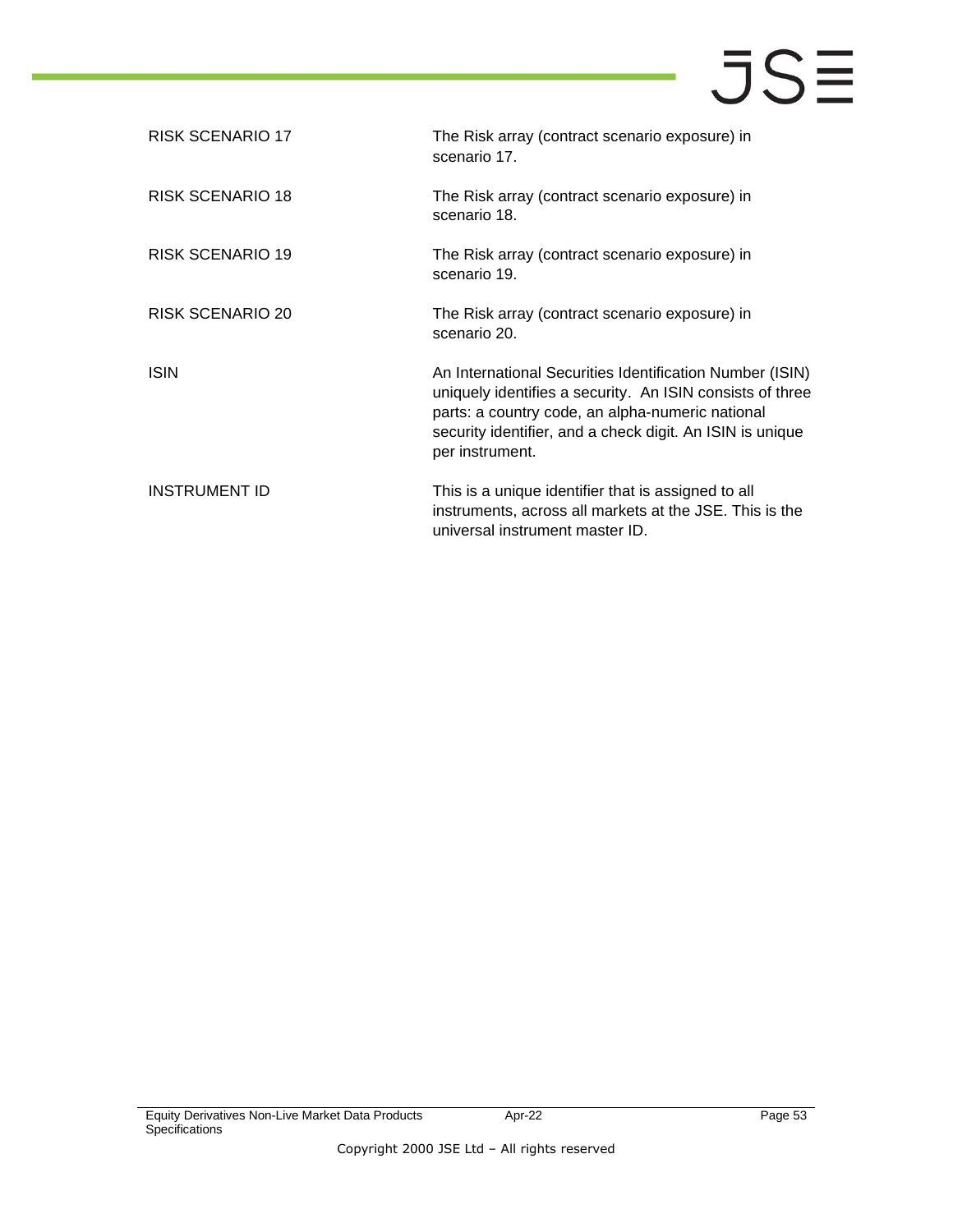| | |
|---|---|
| RISK SCENARIO 17 | The Risk array (contract scenario exposure) in scenario 17. |
| RISK SCENARIO 18 | The Risk array (contract scenario exposure) in scenario 18. |
| RISK SCENARIO 19 | The Risk array (contract scenario exposure) in scenario 19. |
| RISK SCENARIO 20 | The Risk array (contract scenario exposure) in scenario 20. |
| ISIN | An International Securities Identification Number (ISIN) uniquely identifies a security. An ISIN consists of three parts: a country code, an alpha-numeric national security identifier, and a check digit. An ISIN is unique per instrument. |
| INSTRUMENT ID | This is a unique identifier that is assigned to all instruments, across all markets at the JSE. This is the universal instrument master ID. |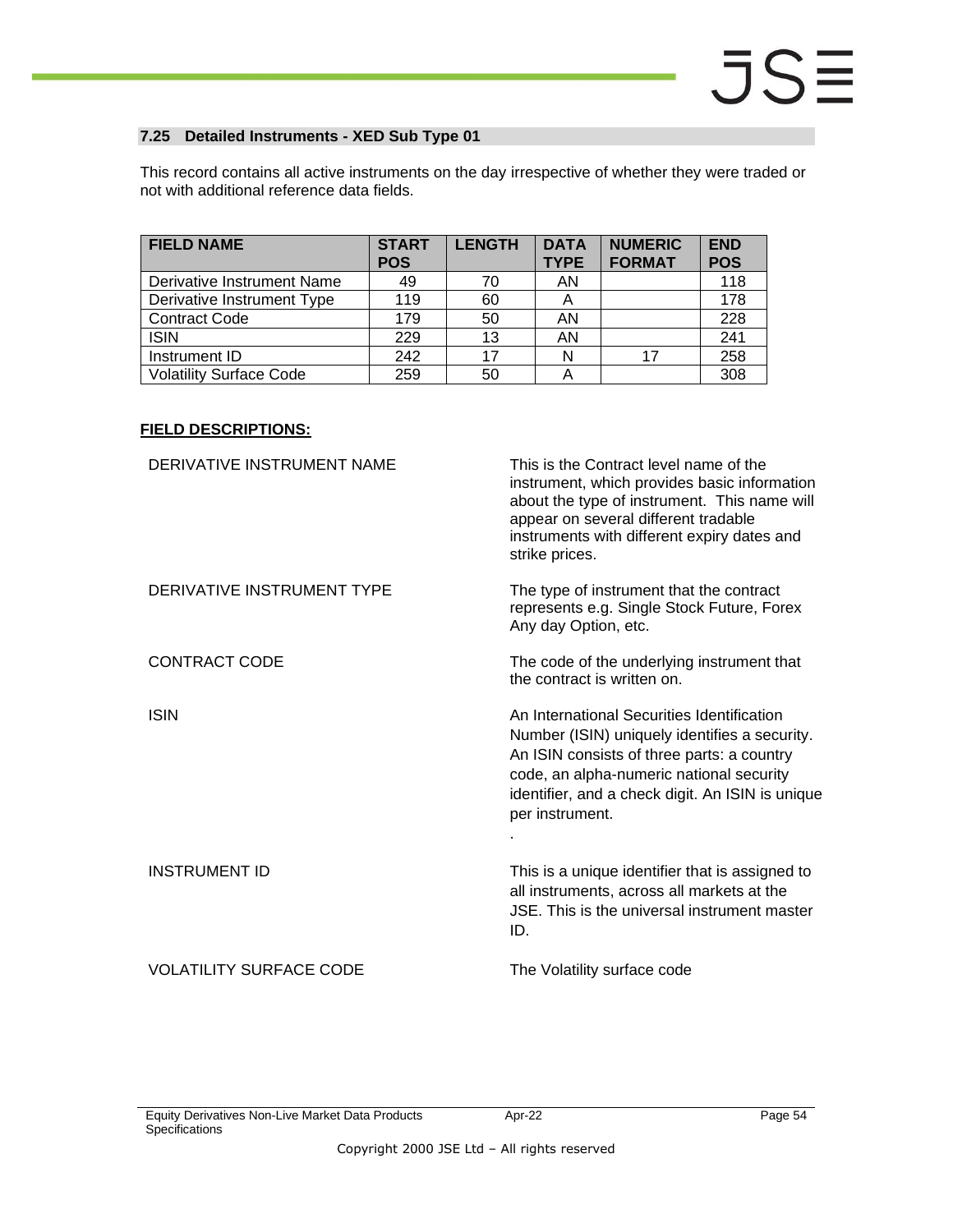## 7.25 Detailed Instruments - XED Sub Type 01

This record contains all active instruments on the day irrespective of whether they were traded or not with additional reference data fields.

| FIELD NAME | START POS | LENGTH | DATA TYPE | NUMERIC FORMAT | END POS |
|---|---|---|---|---|---|
| Derivative Instrument Name | 49 | 70 | AN | | 118 |
| Derivative Instrument Type | 119 | 60 | A | | 178 |
| Contract Code | 179 | 50 | AN | | 228 |
| ISIN | 229 | 13 | AN | | 241 |
| Instrument ID | 242 | 17 | N | 17 | 258 |
| Volatility Surface Code | 259 | 50 | A | | 308 |

**FIELD DESCRIPTIONS:**

DERIVATIVE INSTRUMENT NAME

This is the Contract level name of the instrument, which provides basic information about the type of instrument. This name will appear on several different tradable instruments with different expiry dates and strike prices.

DERIVATIVE INSTRUMENT TYPE

The type of instrument that the contract represents e.g. Single Stock Future, Forex Any day Option, etc.

CONTRACT CODE

The code of the underlying instrument that the contract is written on.

ISIN

An International Securities Identification Number (ISIN) uniquely identifies a security. An ISIN consists of three parts: a country code, an alpha-numeric national security identifier, and a check digit. An ISIN is unique per instrument.

.

INSTRUMENT ID

This is a unique identifier that is assigned to all instruments, across all markets at the JSE. This is the universal instrument master ID.

VOLATILITY SURFACE CODE

The Volatility surface code